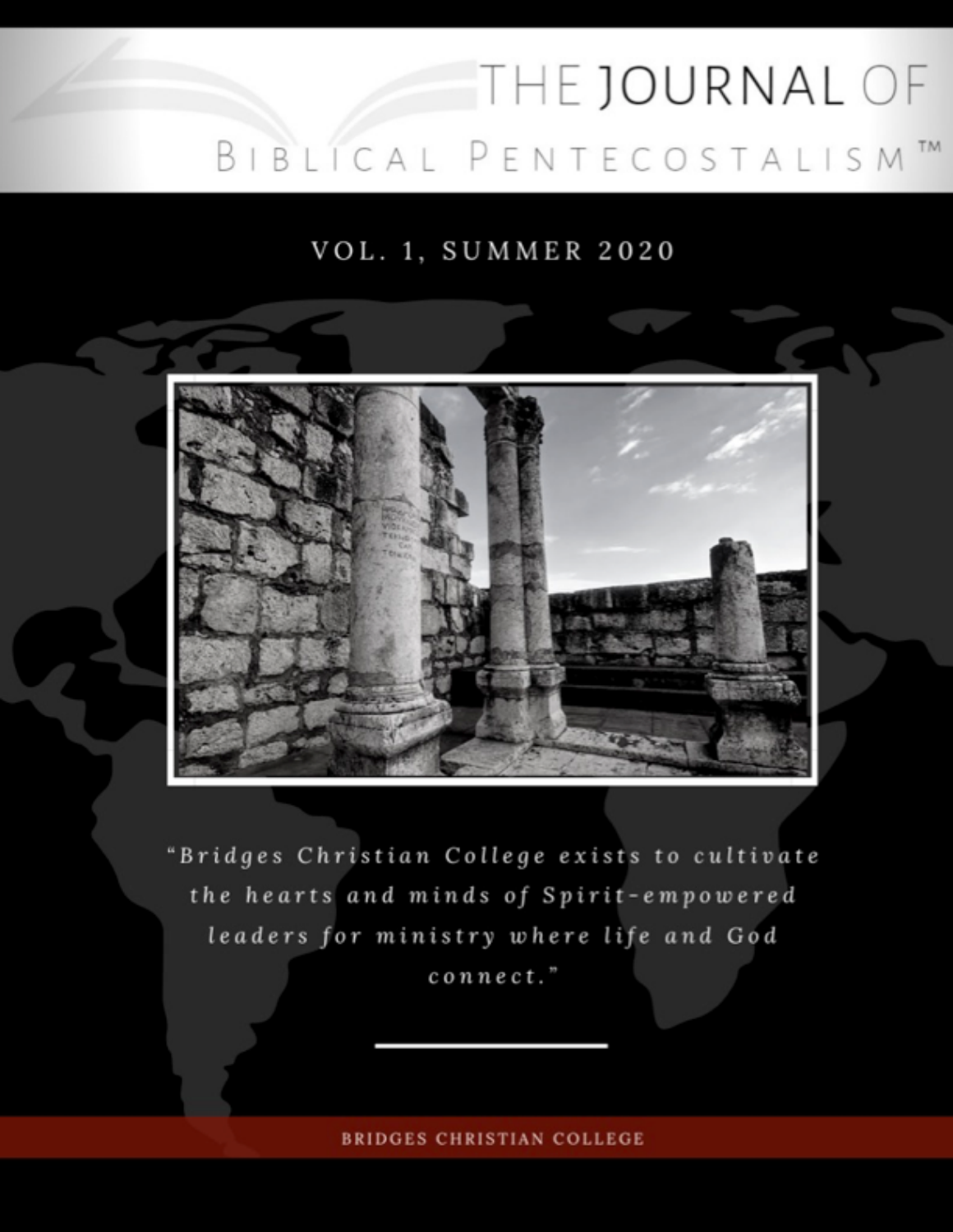# THE JOURNAL OF BIBLICAL PENTECOSTALISM™

VOL. 1, SUMMER 2020

*"Bridges Christian College exists to cultivate the hearts and minds of Spirit-empowered leaders for ministry where life and God connect."*

BRIDGES CHRISTIAN COLLEGE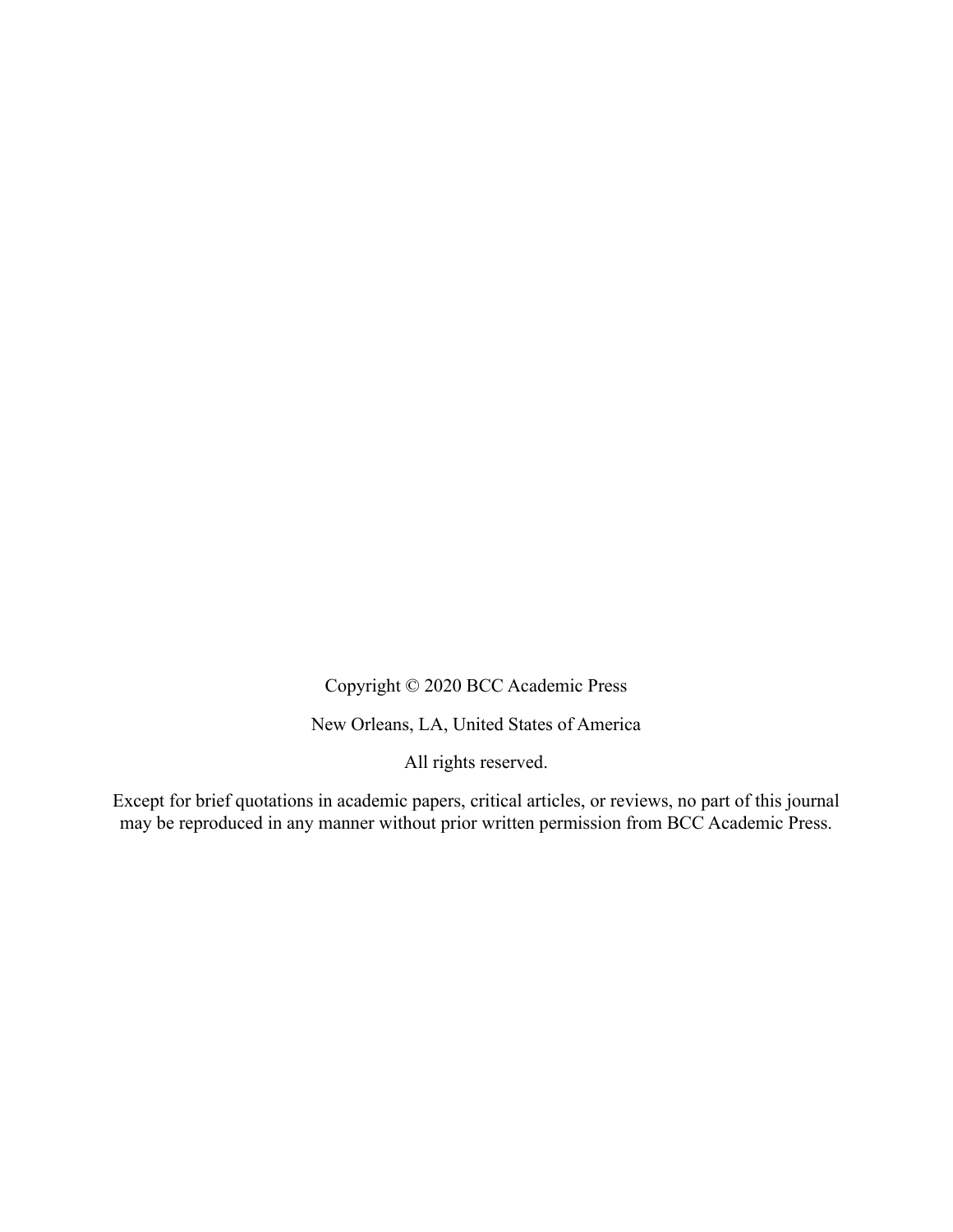Copyright © 2020 BCC Academic Press

New Orleans, LA, United States of America

All rights reserved.

Except for brief quotations in academic papers, critical articles, or reviews, no part of this journal may be reproduced in any manner without prior written permission from BCC Academic Press.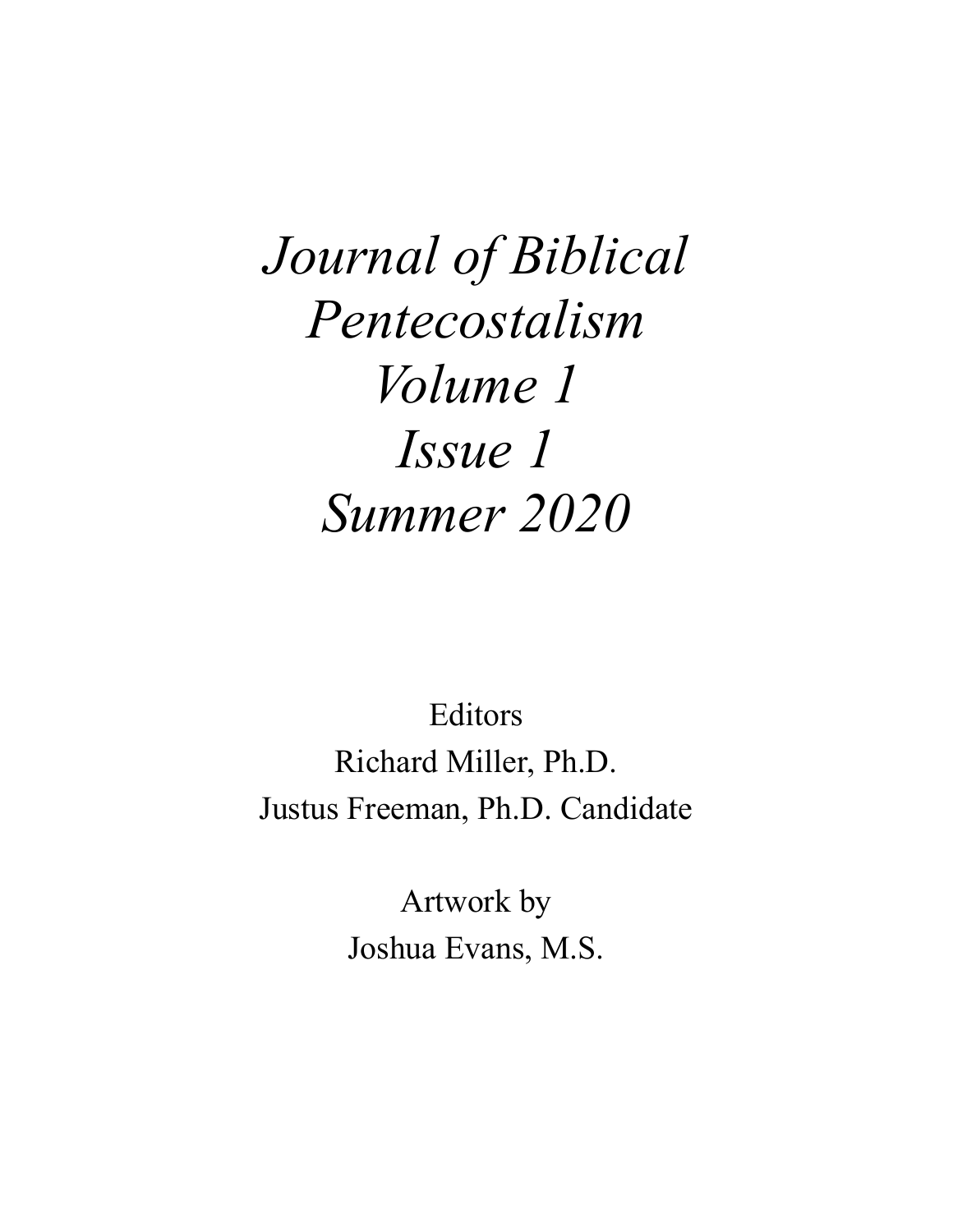# *Journal of Biblical Pentecostalism Volume 1 Issue 1 Summer 2020*

Editors

Richard Miller, Ph.D.

Justus Freeman, Ph.D. Candidate

Artwork by

Joshua Evans, M.S.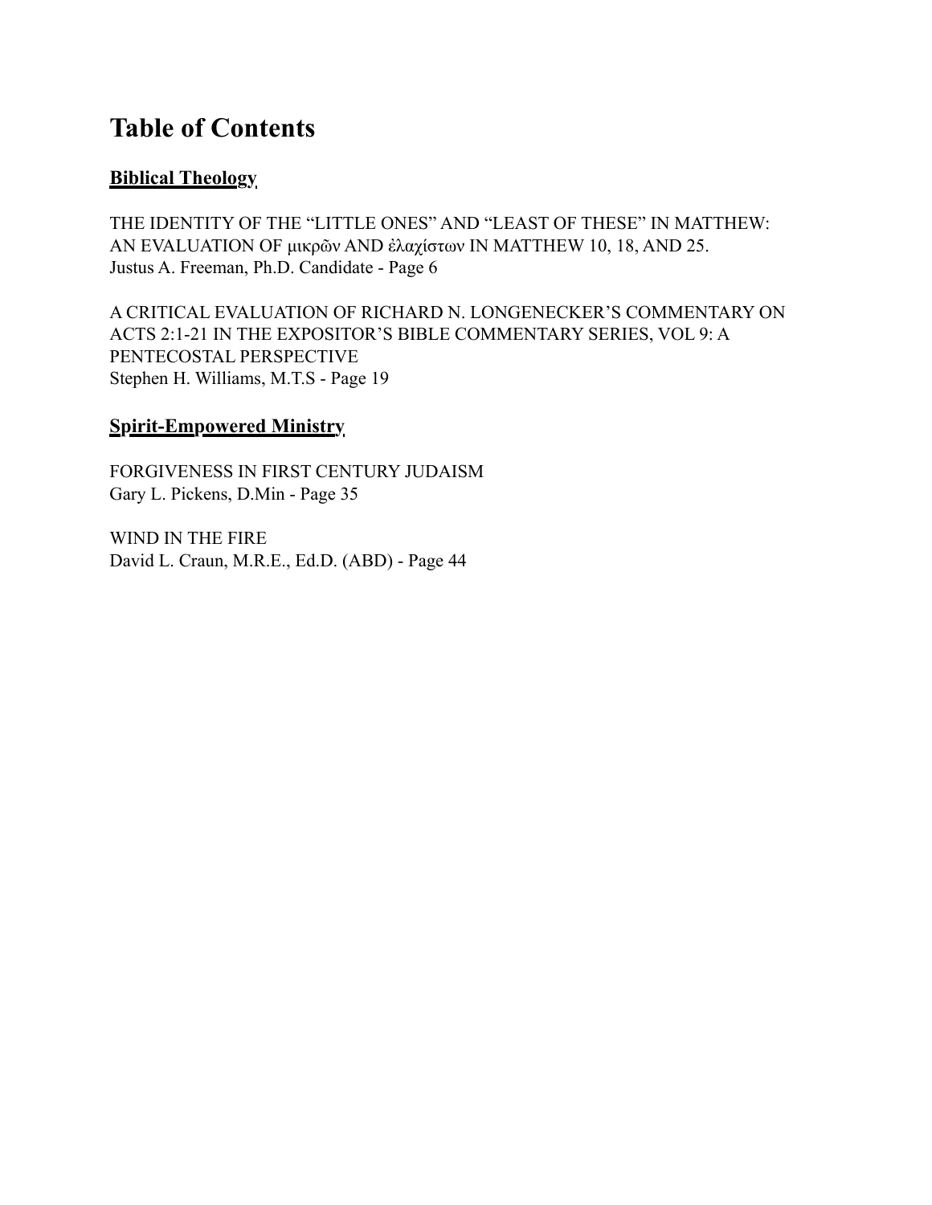# Table of Contents

## Biblical Theology

THE IDENTITY OF THE “LITTLE ONES” AND “LEAST OF THESE” IN MATTHEW: AN EVALUATION OF μικρῶν AND ἐλαχίστων IN MATTHEW 10, 18, AND 25.
Justus A. Freeman, Ph.D. Candidate - Page 6

A CRITICAL EVALUATION OF RICHARD N. LONGENECKER’S COMMENTARY ON ACTS 2:1-21 IN THE EXPOSITOR’S BIBLE COMMENTARY SERIES, VOL 9: A PENTECOSTAL PERSPECTIVE
Stephen H. Williams, M.T.S - Page 19

## Spirit-Empowered Ministry

FORGIVENESS IN FIRST CENTURY JUDAISM
Gary L. Pickens, D.Min - Page 35

WIND IN THE FIRE
David L. Craun, M.R.E., Ed.D. (ABD) - Page 44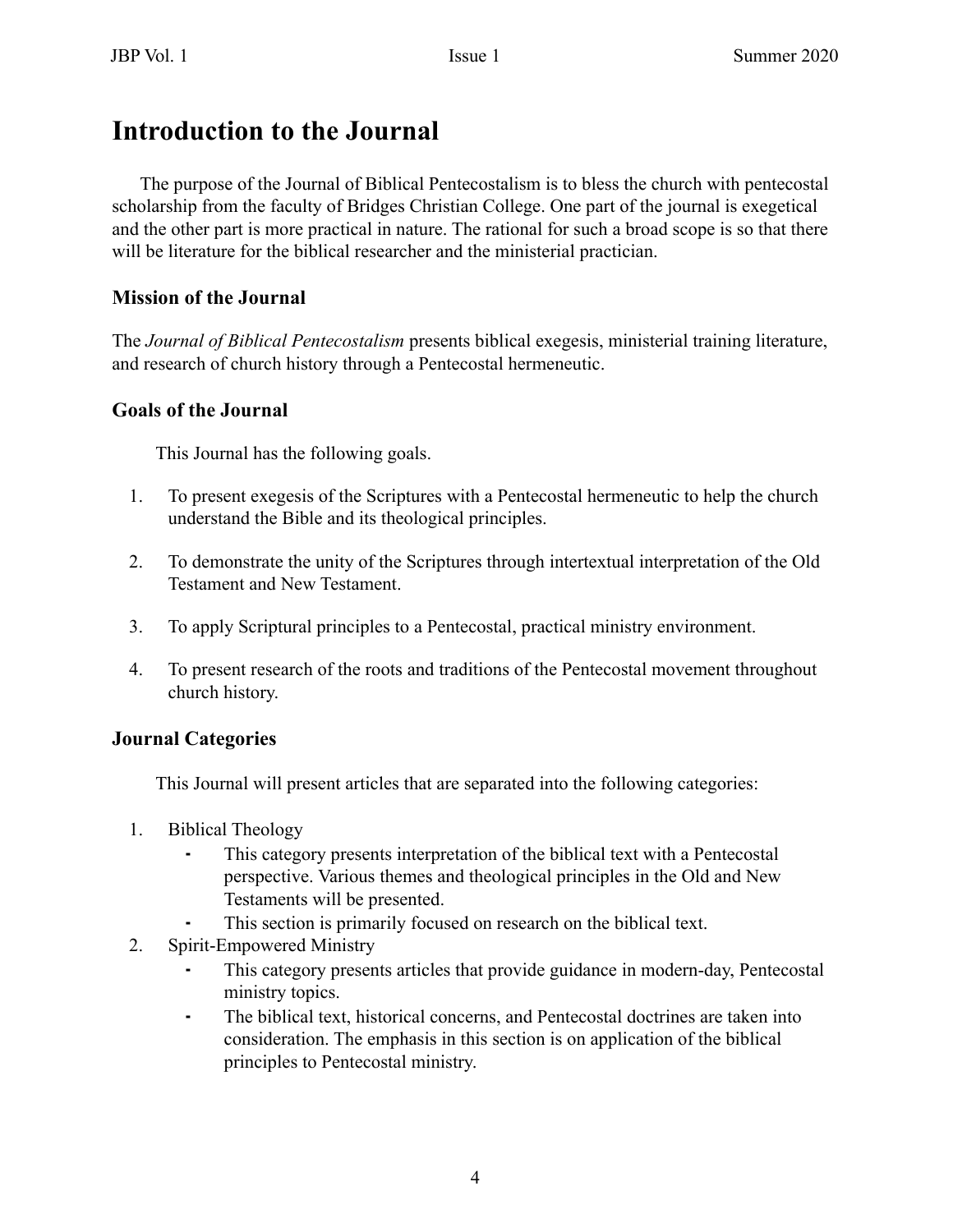# Introduction to the Journal

The purpose of the Journal of Biblical Pentecostalism is to bless the church with pentecostal scholarship from the faculty of Bridges Christian College. One part of the journal is exegetical and the other part is more practical in nature. The rational for such a broad scope is so that there will be literature for the biblical researcher and the ministerial practician.

### Mission of the Journal

The *Journal of Biblical Pentecostalism* presents biblical exegesis, ministerial training literature, and research of church history through a Pentecostal hermeneutic.

### Goals of the Journal

This Journal has the following goals.

1. To present exegesis of the Scriptures with a Pentecostal hermeneutic to help the church understand the Bible and its theological principles.

2. To demonstrate the unity of the Scriptures through intertextual interpretation of the Old Testament and New Testament.

3. To apply Scriptural principles to a Pentecostal, practical ministry environment.

4. To present research of the roots and traditions of the Pentecostal movement throughout church history.

### Journal Categories

This Journal will present articles that are separated into the following categories:

1. Biblical Theology
   - This category presents interpretation of the biblical text with a Pentecostal perspective. Various themes and theological principles in the Old and New Testaments will be presented.
   - This section is primarily focused on research on the biblical text.
2. Spirit-Empowered Ministry
   - This category presents articles that provide guidance in modern-day, Pentecostal ministry topics.
   - The biblical text, historical concerns, and Pentecostal doctrines are taken into consideration. The emphasis in this section is on application of the biblical principles to Pentecostal ministry.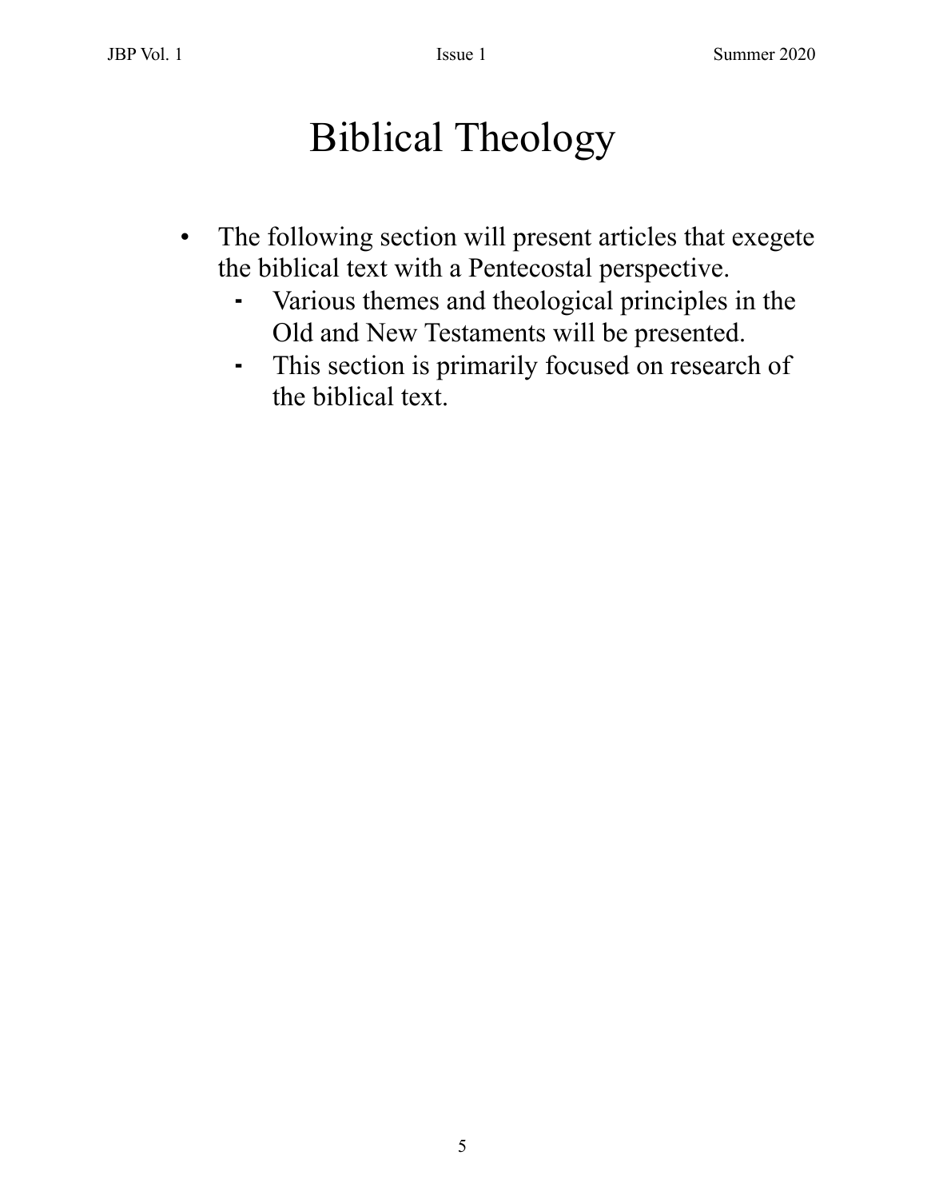# Biblical Theology

- The following section will present articles that exegete the biblical text with a Pentecostal perspective.
  - Various themes and theological principles in the Old and New Testaments will be presented.
  - This section is primarily focused on research of the biblical text.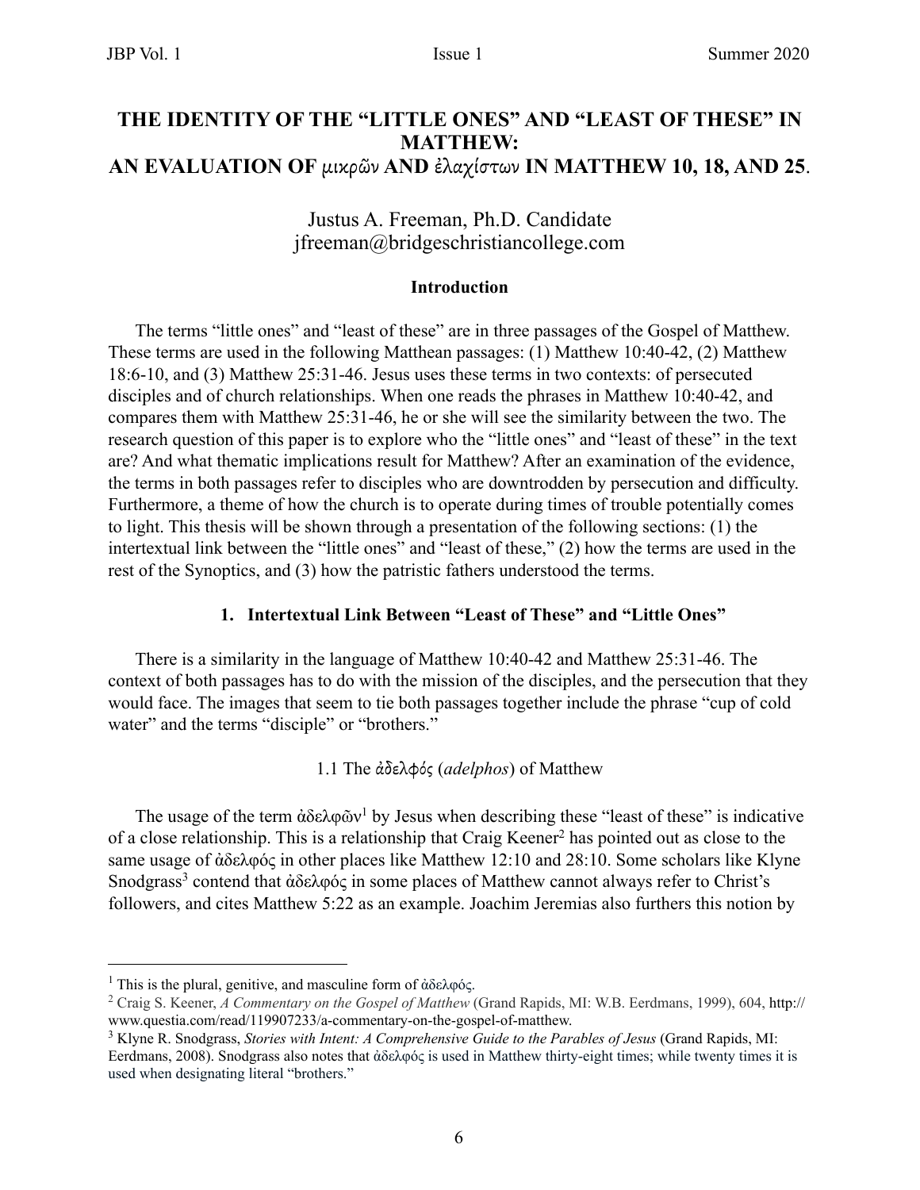# THE IDENTITY OF THE "LITTLE ONES" AND "LEAST OF THESE" IN MATTHEW: AN EVALUATION OF μικρῶν AND ἐλαχίστων IN MATTHEW 10, 18, AND 25.

Justus A. Freeman, Ph.D. Candidate
jfreeman@bridgeschristiancollege.com

### Introduction

The terms "little ones" and "least of these" are in three passages of the Gospel of Matthew. These terms are used in the following Matthean passages: (1) Matthew 10:40-42, (2) Matthew 18:6-10, and (3) Matthew 25:31-46. Jesus uses these terms in two contexts: of persecuted disciples and of church relationships. When one reads the phrases in Matthew 10:40-42, and compares them with Matthew 25:31-46, he or she will see the similarity between the two. The research question of this paper is to explore who the "little ones" and "least of these" in the text are? And what thematic implications result for Matthew? After an examination of the evidence, the terms in both passages refer to disciples who are downtrodden by persecution and difficulty. Furthermore, a theme of how the church is to operate during times of trouble potentially comes to light. This thesis will be shown through a presentation of the following sections: (1) the intertextual link between the "little ones" and "least of these," (2) how the terms are used in the rest of the Synoptics, and (3) how the patristic fathers understood the terms.

### 1. Intertextual Link Between "Least of These" and "Little Ones"

There is a similarity in the language of Matthew 10:40-42 and Matthew 25:31-46. The context of both passages has to do with the mission of the disciples, and the persecution that they would face. The images that seem to tie both passages together include the phrase "cup of cold water" and the terms "disciple" or "brothers."

#### 1.1 The ἀδελφός (*adelphos*) of Matthew

The usage of the term ἀδελφῶν[1] by Jesus when describing these "least of these" is indicative of a close relationship. This is a relationship that Craig Keener[2] has pointed out as close to the same usage of ἀδελφός in other places like Matthew 12:10 and 28:10. Some scholars like Klyne Snodgrass[3] contend that ἀδελφός in some places of Matthew cannot always refer to Christ's followers, and cites Matthew 5:22 as an example. Joachim Jeremias also furthers this notion by

---

[1] This is the plural, genitive, and masculine form of ἀδελφός.

[2] Craig S. Keener, *A Commentary on the Gospel of Matthew* (Grand Rapids, MI: W.B. Eerdmans, 1999), 604, http://www.questia.com/read/119907233/a-commentary-on-the-gospel-of-matthew.

[3] Klyne R. Snodgrass, *Stories with Intent: A Comprehensive Guide to the Parables of Jesus* (Grand Rapids, MI: Eerdmans, 2008). Snodgrass also notes that ἀδελφός is used in Matthew thirty-eight times; while twenty times it is used when designating literal "brothers."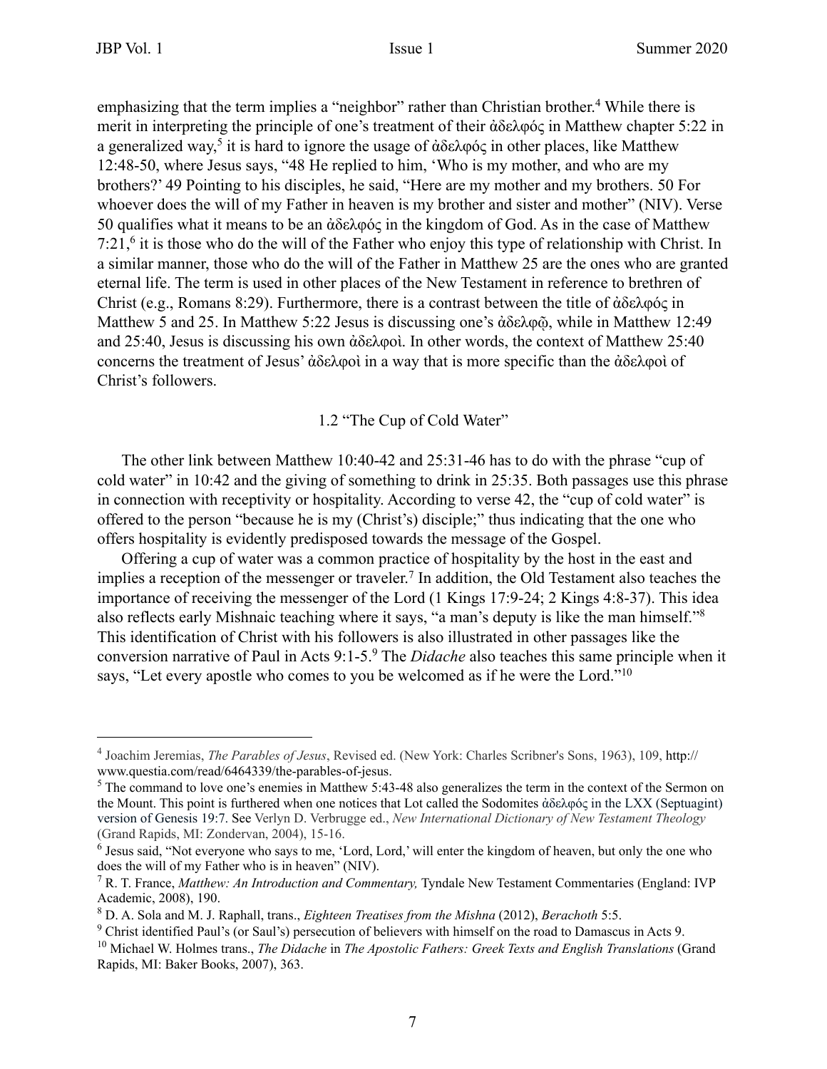emphasizing that the term implies a "neighbor" rather than Christian brother.[4] While there is merit in interpreting the principle of one's treatment of their ἀδελφός in Matthew chapter 5:22 in a generalized way,[5] it is hard to ignore the usage of ἀδελφός in other places, like Matthew 12:48-50, where Jesus says, "48 He replied to him, 'Who is my mother, and who are my brothers?' 49 Pointing to his disciples, he said, "Here are my mother and my brothers. 50 For whoever does the will of my Father in heaven is my brother and sister and mother" (NIV). Verse 50 qualifies what it means to be an ἀδελφός in the kingdom of God. As in the case of Matthew 7:21,[6] it is those who do the will of the Father who enjoy this type of relationship with Christ. In a similar manner, those who do the will of the Father in Matthew 25 are the ones who are granted eternal life. The term is used in other places of the New Testament in reference to brethren of Christ (e.g., Romans 8:29). Furthermore, there is a contrast between the title of ἀδελφός in Matthew 5 and 25. In Matthew 5:22 Jesus is discussing one's ἀδελφῷ, while in Matthew 12:49 and 25:40, Jesus is discussing his own ἀδελφοὶ. In other words, the context of Matthew 25:40 concerns the treatment of Jesus' ἀδελφοὶ in a way that is more specific than the ἀδελφοὶ of Christ's followers.

### 1.2 "The Cup of Cold Water"

The other link between Matthew 10:40-42 and 25:31-46 has to do with the phrase "cup of cold water" in 10:42 and the giving of something to drink in 25:35. Both passages use this phrase in connection with receptivity or hospitality. According to verse 42, the "cup of cold water" is offered to the person "because he is my (Christ's) disciple;" thus indicating that the one who offers hospitality is evidently predisposed towards the message of the Gospel.

Offering a cup of water was a common practice of hospitality by the host in the east and implies a reception of the messenger or traveler.[7] In addition, the Old Testament also teaches the importance of receiving the messenger of the Lord (1 Kings 17:9-24; 2 Kings 4:8-37). This idea also reflects early Mishnaic teaching where it says, "a man's deputy is like the man himself."[8] This identification of Christ with his followers is also illustrated in other passages like the conversion narrative of Paul in Acts 9:1-5.[9] The *Didache* also teaches this same principle when it says, "Let every apostle who comes to you be welcomed as if he were the Lord."[10]

---

[4] Joachim Jeremias, *The Parables of Jesus*, Revised ed. (New York: Charles Scribner's Sons, 1963), 109, http://www.questia.com/read/6464339/the-parables-of-jesus.

[5] The command to love one's enemies in Matthew 5:43-48 also generalizes the term in the context of the Sermon on the Mount. This point is furthered when one notices that Lot called the Sodomites ἀδελφός in the LXX (Septuagint) version of Genesis 19:7. See Verlyn D. Verbrugge ed., *New International Dictionary of New Testament Theology* (Grand Rapids, MI: Zondervan, 2004), 15-16.

[6] Jesus said, "Not everyone who says to me, 'Lord, Lord,' will enter the kingdom of heaven, but only the one who does the will of my Father who is in heaven" (NIV).

[7] R. T. France, *Matthew: An Introduction and Commentary,* Tyndale New Testament Commentaries (England: IVP Academic, 2008), 190.

[8] D. A. Sola and M. J. Raphall, trans., *Eighteen Treatises from the Mishna* (2012), *Berachoth* 5:5.

[9] Christ identified Paul's (or Saul's) persecution of believers with himself on the road to Damascus in Acts 9.

[10] Michael W. Holmes trans., *The Didache* in *The Apostolic Fathers: Greek Texts and English Translations* (Grand Rapids, MI: Baker Books, 2007), 363.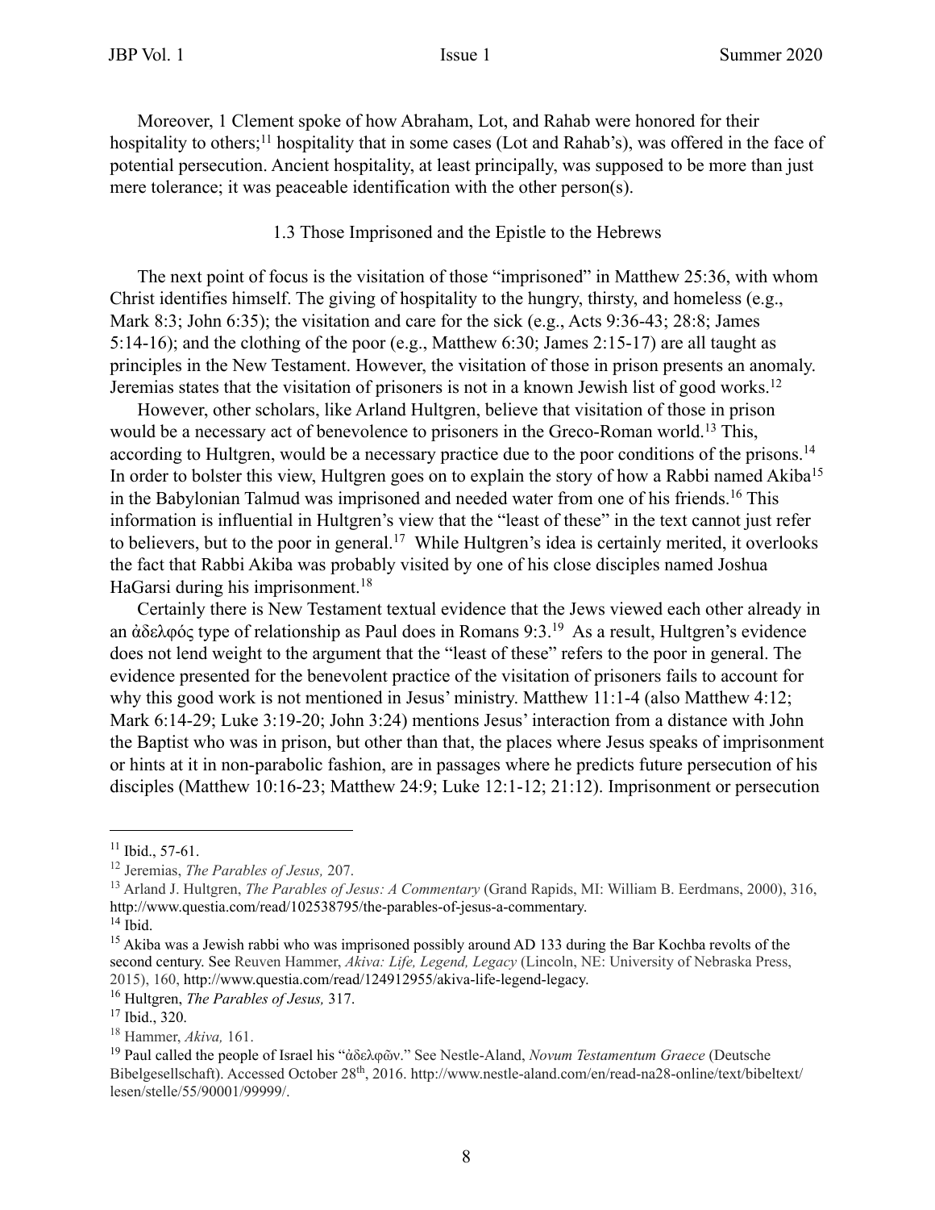Moreover, 1 Clement spoke of how Abraham, Lot, and Rahab were honored for their hospitality to others;[11] hospitality that in some cases (Lot and Rahab's), was offered in the face of potential persecution. Ancient hospitality, at least principally, was supposed to be more than just mere tolerance; it was peaceable identification with the other person(s).

### 1.3 Those Imprisoned and the Epistle to the Hebrews

The next point of focus is the visitation of those "imprisoned" in Matthew 25:36, with whom Christ identifies himself. The giving of hospitality to the hungry, thirsty, and homeless (e.g., Mark 8:3; John 6:35); the visitation and care for the sick (e.g., Acts 9:36-43; 28:8; James 5:14-16); and the clothing of the poor (e.g., Matthew 6:30; James 2:15-17) are all taught as principles in the New Testament. However, the visitation of those in prison presents an anomaly. Jeremias states that the visitation of prisoners is not in a known Jewish list of good works.[12]

However, other scholars, like Arland Hultgren, believe that visitation of those in prison would be a necessary act of benevolence to prisoners in the Greco-Roman world.[13] This, according to Hultgren, would be a necessary practice due to the poor conditions of the prisons.[14] In order to bolster this view, Hultgren goes on to explain the story of how a Rabbi named Akiba[15] in the Babylonian Talmud was imprisoned and needed water from one of his friends.[16] This information is influential in Hultgren's view that the "least of these" in the text cannot just refer to believers, but to the poor in general.[17] While Hultgren's idea is certainly merited, it overlooks the fact that Rabbi Akiba was probably visited by one of his close disciples named Joshua HaGarsi during his imprisonment.[18]

Certainly there is New Testament textual evidence that the Jews viewed each other already in an ἀδελφός type of relationship as Paul does in Romans 9:3.[19] As a result, Hultgren's evidence does not lend weight to the argument that the "least of these" refers to the poor in general. The evidence presented for the benevolent practice of the visitation of prisoners fails to account for why this good work is not mentioned in Jesus' ministry. Matthew 11:1-4 (also Matthew 4:12; Mark 6:14-29; Luke 3:19-20; John 3:24) mentions Jesus' interaction from a distance with John the Baptist who was in prison, but other than that, the places where Jesus speaks of imprisonment or hints at it in non-parabolic fashion, are in passages where he predicts future persecution of his disciples (Matthew 10:16-23; Matthew 24:9; Luke 12:1-12; 21:12). Imprisonment or persecution

---

[11] Ibid., 57-61.

[12] Jeremias, *The Parables of Jesus,* 207.

[13] Arland J. Hultgren, *The Parables of Jesus: A Commentary* (Grand Rapids, MI: William B. Eerdmans, 2000), 316, http://www.questia.com/read/102538795/the-parables-of-jesus-a-commentary.

[14] Ibid.

[15] Akiba was a Jewish rabbi who was imprisoned possibly around AD 133 during the Bar Kochba revolts of the second century. See Reuven Hammer, *Akiva: Life, Legend, Legacy* (Lincoln, NE: University of Nebraska Press, 2015), 160, http://www.questia.com/read/124912955/akiva-life-legend-legacy.

[16] Hultgren, *The Parables of Jesus,* 317.

[17] Ibid., 320.

[18] Hammer, *Akiva,* 161.

[19] Paul called the people of Israel his "ἀδελφῶν." See Nestle-Aland, *Novum Testamentum Graece* (Deutsche Bibelgesellschaft). Accessed October 28th, 2016. http://www.nestle-aland.com/en/read-na28-online/text/bibeltext/lesen/stelle/55/90001/99999/.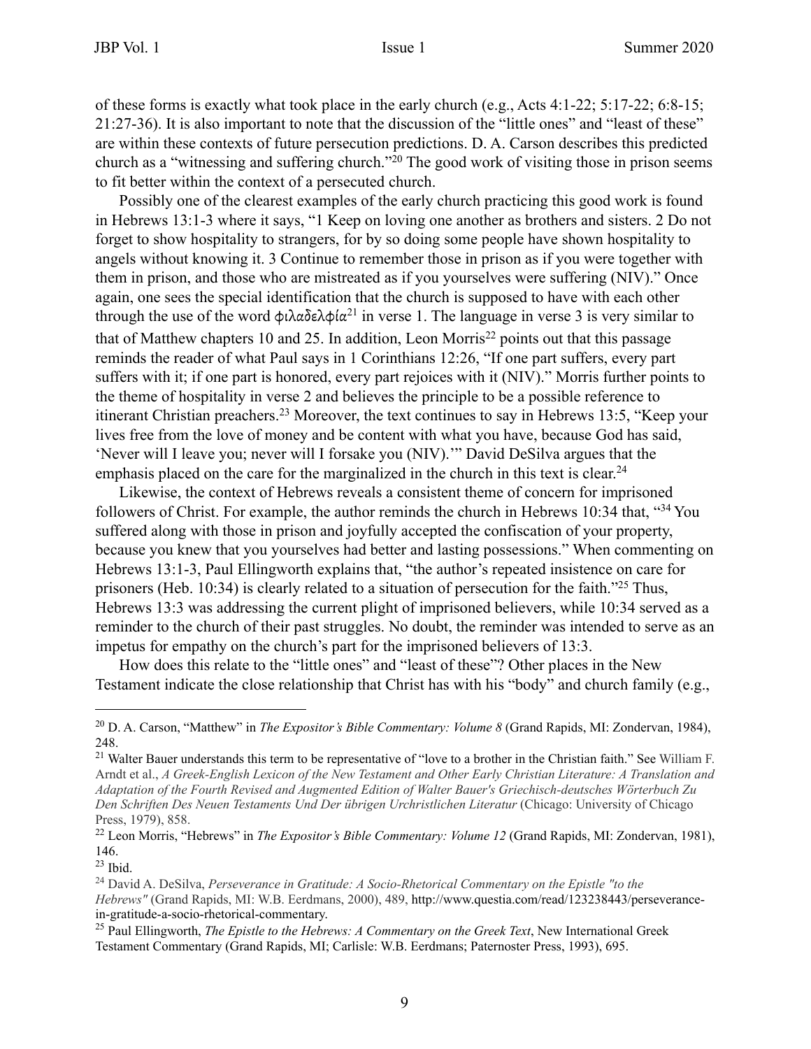of these forms is exactly what took place in the early church (e.g., Acts 4:1-22; 5:17-22; 6:8-15; 21:27-36). It is also important to note that the discussion of the "little ones" and "least of these" are within these contexts of future persecution predictions. D. A. Carson describes this predicted church as a "witnessing and suffering church."[20] The good work of visiting those in prison seems to fit better within the context of a persecuted church.

Possibly one of the clearest examples of the early church practicing this good work is found in Hebrews 13:1-3 where it says, "1 Keep on loving one another as brothers and sisters. 2 Do not forget to show hospitality to strangers, for by so doing some people have shown hospitality to angels without knowing it. 3 Continue to remember those in prison as if you were together with them in prison, and those who are mistreated as if you yourselves were suffering (NIV)." Once again, one sees the special identification that the church is supposed to have with each other through the use of the word φιλαδελφία[21] in verse 1. The language in verse 3 is very similar to that of Matthew chapters 10 and 25. In addition, Leon Morris[22] points out that this passage reminds the reader of what Paul says in 1 Corinthians 12:26, "If one part suffers, every part suffers with it; if one part is honored, every part rejoices with it (NIV)." Morris further points to the theme of hospitality in verse 2 and believes the principle to be a possible reference to itinerant Christian preachers.[23] Moreover, the text continues to say in Hebrews 13:5, "Keep your lives free from the love of money and be content with what you have, because God has said, 'Never will I leave you; never will I forsake you (NIV).'" David DeSilva argues that the emphasis placed on the care for the marginalized in the church in this text is clear.[24]

Likewise, the context of Hebrews reveals a consistent theme of concern for imprisoned followers of Christ. For example, the author reminds the church in Hebrews 10:34 that, "34 You suffered along with those in prison and joyfully accepted the confiscation of your property, because you knew that you yourselves had better and lasting possessions." When commenting on Hebrews 13:1-3, Paul Ellingworth explains that, "the author's repeated insistence on care for prisoners (Heb. 10:34) is clearly related to a situation of persecution for the faith."[25] Thus, Hebrews 13:3 was addressing the current plight of imprisoned believers, while 10:34 served as a reminder to the church of their past struggles. No doubt, the reminder was intended to serve as an impetus for empathy on the church's part for the imprisoned believers of 13:3.

How does this relate to the "little ones" and "least of these"? Other places in the New Testament indicate the close relationship that Christ has with his "body" and church family (e.g.,

---

[20] D. A. Carson, "Matthew" in *The Expositor's Bible Commentary: Volume 8* (Grand Rapids, MI: Zondervan, 1984), 248.

[21] Walter Bauer understands this term to be representative of "love to a brother in the Christian faith." See William F. Arndt et al., *A Greek-English Lexicon of the New Testament and Other Early Christian Literature: A Translation and Adaptation of the Fourth Revised and Augmented Edition of Walter Bauer's Griechisch-deutsches Wörterbuch Zu Den Schriften Des Neuen Testaments Und Der übrigen Urchristlichen Literatur* (Chicago: University of Chicago Press, 1979), 858.

[22] Leon Morris, "Hebrews" in *The Expositor's Bible Commentary: Volume 12* (Grand Rapids, MI: Zondervan, 1981), 146.

[23] Ibid.

[24] David A. DeSilva, *Perseverance in Gratitude: A Socio-Rhetorical Commentary on the Epistle "to the Hebrews"* (Grand Rapids, MI: W.B. Eerdmans, 2000), 489, http://www.questia.com/read/123238443/perseverance-in-gratitude-a-socio-rhetorical-commentary.

[25] Paul Ellingworth, *The Epistle to the Hebrews: A Commentary on the Greek Text*, New International Greek Testament Commentary (Grand Rapids, MI; Carlisle: W.B. Eerdmans; Paternoster Press, 1993), 695.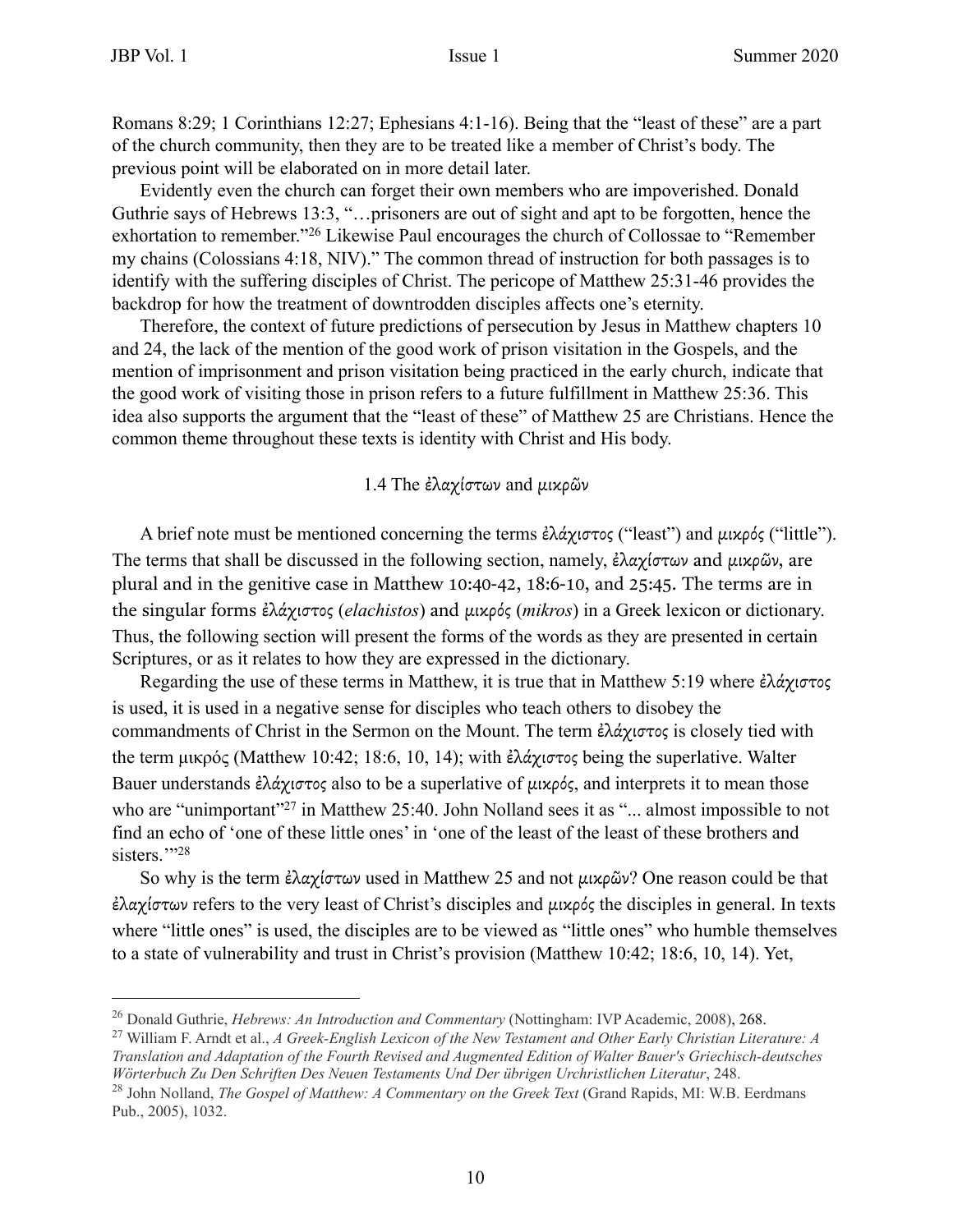Romans 8:29; 1 Corinthians 12:27; Ephesians 4:1-16). Being that the "least of these" are a part of the church community, then they are to be treated like a member of Christ's body. The previous point will be elaborated on in more detail later.

Evidently even the church can forget their own members who are impoverished. Donald Guthrie says of Hebrews 13:3, "…prisoners are out of sight and apt to be forgotten, hence the exhortation to remember."[26] Likewise Paul encourages the church of Collossae to "Remember my chains (Colossians 4:18, NIV)." The common thread of instruction for both passages is to identify with the suffering disciples of Christ. The pericope of Matthew 25:31-46 provides the backdrop for how the treatment of downtrodden disciples affects one's eternity.

Therefore, the context of future predictions of persecution by Jesus in Matthew chapters 10 and 24, the lack of the mention of the good work of prison visitation in the Gospels, and the mention of imprisonment and prison visitation being practiced in the early church, indicate that the good work of visiting those in prison refers to a future fulfillment in Matthew 25:36. This idea also supports the argument that the "least of these" of Matthew 25 are Christians. Hence the common theme throughout these texts is identity with Christ and His body.

### 1.4 The ἐλαχίστων and μικρῶν

A brief note must be mentioned concerning the terms ἐλάχιστος ("least") and μικρός ("little"). The terms that shall be discussed in the following section, namely, ἐλαχίστων and μικρῶν, are plural and in the genitive case in Matthew 10:40-42, 18:6-10, and 25:45. The terms are in the singular forms ἐλάχιστος (*elachistos*) and μικρός (*mikros*) in a Greek lexicon or dictionary. Thus, the following section will present the forms of the words as they are presented in certain Scriptures, or as it relates to how they are expressed in the dictionary.

Regarding the use of these terms in Matthew, it is true that in Matthew 5:19 where ἐλάχιστος is used, it is used in a negative sense for disciples who teach others to disobey the commandments of Christ in the Sermon on the Mount. The term ἐλάχιστος is closely tied with the term μικρός (Matthew 10:42; 18:6, 10, 14); with ἐλάχιστος being the superlative. Walter Bauer understands ἐλάχιστος also to be a superlative of μικρός, and interprets it to mean those who are "unimportant"[27] in Matthew 25:40. John Nolland sees it as "... almost impossible to not find an echo of 'one of these little ones' in 'one of the least of the least of these brothers and sisters.'"[28]

So why is the term ἐλαχίστων used in Matthew 25 and not μικρῶν? One reason could be that ἐλαχίστων refers to the very least of Christ's disciples and μικρός the disciples in general. In texts where "little ones" is used, the disciples are to be viewed as "little ones" who humble themselves to a state of vulnerability and trust in Christ's provision (Matthew 10:42; 18:6, 10, 14). Yet,

---

[26] Donald Guthrie, *Hebrews: An Introduction and Commentary* (Nottingham: IVP Academic, 2008), 268.

[27] William F. Arndt et al., *A Greek-English Lexicon of the New Testament and Other Early Christian Literature: A Translation and Adaptation of the Fourth Revised and Augmented Edition of Walter Bauer's Griechisch-deutsches Wörterbuch Zu Den Schriften Des Neuen Testaments Und Der übrigen Urchristlichen Literatur*, 248.

[28] John Nolland, *The Gospel of Matthew: A Commentary on the Greek Text* (Grand Rapids, MI: W.B. Eerdmans Pub., 2005), 1032.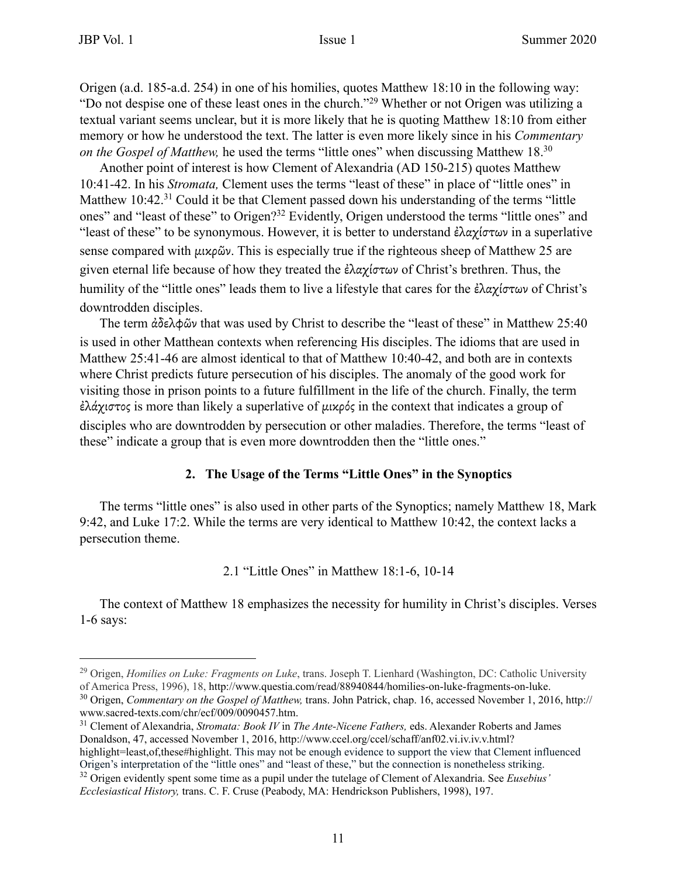Origen (a.d. 185-a.d. 254) in one of his homilies, quotes Matthew 18:10 in the following way: "Do not despise one of these least ones in the church."[29] Whether or not Origen was utilizing a textual variant seems unclear, but it is more likely that he is quoting Matthew 18:10 from either memory or how he understood the text. The latter is even more likely since in his *Commentary on the Gospel of Matthew,* he used the terms "little ones" when discussing Matthew 18.[30]

Another point of interest is how Clement of Alexandria (AD 150-215) quotes Matthew 10:41-42. In his *Stromata,* Clement uses the terms "least of these" in place of "little ones" in Matthew 10:42.[31] Could it be that Clement passed down his understanding of the terms "little ones" and "least of these" to Origen?[32] Evidently, Origen understood the terms "little ones" and "least of these" to be synonymous. However, it is better to understand ἐλαχίστων in a superlative sense compared with μικρῶν. This is especially true if the righteous sheep of Matthew 25 are given eternal life because of how they treated the ἐλαχίστων of Christ's brethren. Thus, the humility of the "little ones" leads them to live a lifestyle that cares for the ἐλαχίστων of Christ's downtrodden disciples.

The term ἀδελφῶν that was used by Christ to describe the "least of these" in Matthew 25:40 is used in other Matthean contexts when referencing His disciples. The idioms that are used in Matthew 25:41-46 are almost identical to that of Matthew 10:40-42, and both are in contexts where Christ predicts future persecution of his disciples. The anomaly of the good work for visiting those in prison points to a future fulfillment in the life of the church. Finally, the term ἐλάχιστος is more than likely a superlative of μικρός in the context that indicates a group of disciples who are downtrodden by persecution or other maladies. Therefore, the terms "least of these" indicate a group that is even more downtrodden then the "little ones."

## 2. The Usage of the Terms "Little Ones" in the Synoptics

The terms "little ones" is also used in other parts of the Synoptics; namely Matthew 18, Mark 9:42, and Luke 17:2. While the terms are very identical to Matthew 10:42, the context lacks a persecution theme.

### 2.1 "Little Ones" in Matthew 18:1-6, 10-14

The context of Matthew 18 emphasizes the necessity for humility in Christ's disciples. Verses 1-6 says:

---

[29] Origen, *Homilies on Luke: Fragments on Luke*, trans. Joseph T. Lienhard (Washington, DC: Catholic University of America Press, 1996), 18, http://www.questia.com/read/88940844/homilies-on-luke-fragments-on-luke.

[30] Origen, *Commentary on the Gospel of Matthew,* trans. John Patrick, chap. 16, accessed November 1, 2016, http://www.sacred-texts.com/chr/ecf/009/0090457.htm.

[31] Clement of Alexandria, *Stromata: Book IV* in *The Ante-Nicene Fathers,* eds. Alexander Roberts and James Donaldson, 47, accessed November 1, 2016, http://www.ccel.org/ccel/schaff/anf02.vi.iv.iv.v.html?highlight=least,of,these#highlight. This may not be enough evidence to support the view that Clement influenced Origen's interpretation of the "little ones" and "least of these," but the connection is nonetheless striking.

[32] Origen evidently spent some time as a pupil under the tutelage of Clement of Alexandria. See *Eusebius' Ecclesiastical History,* trans. C. F. Cruse (Peabody, MA: Hendrickson Publishers, 1998), 197.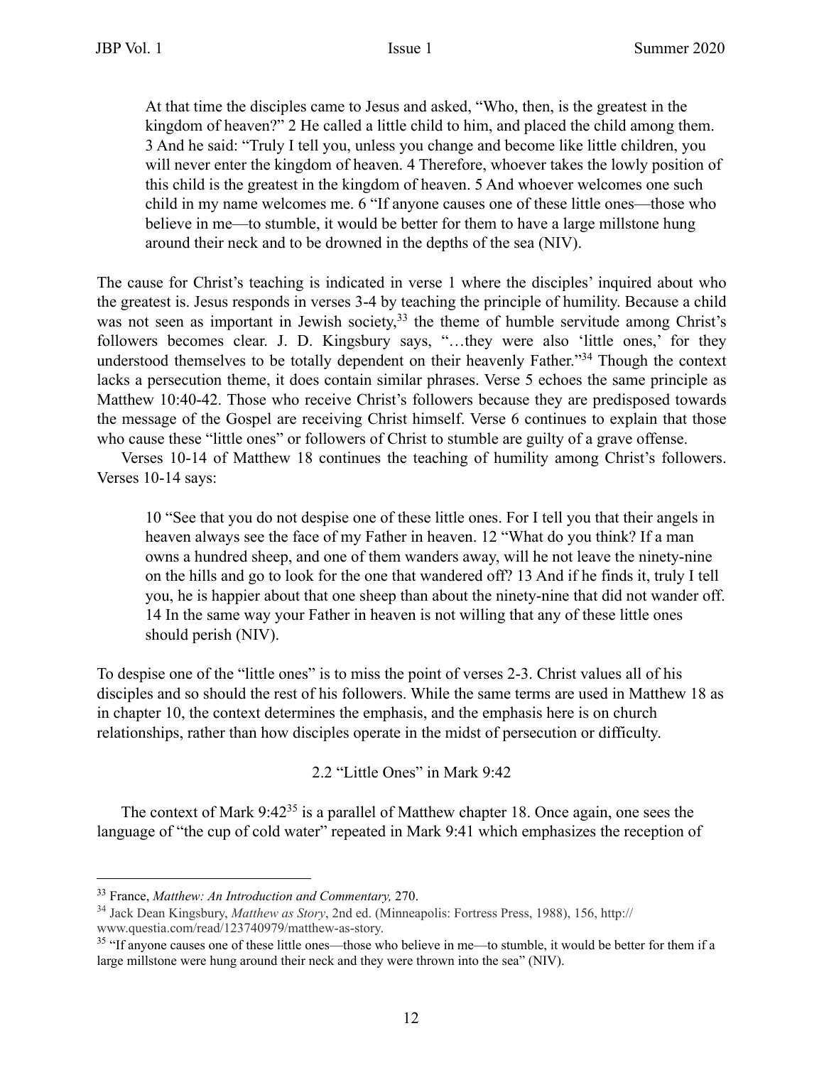> At that time the disciples came to Jesus and asked, "Who, then, is the greatest in the kingdom of heaven?" 2 He called a little child to him, and placed the child among them. 3 And he said: "Truly I tell you, unless you change and become like little children, you will never enter the kingdom of heaven. 4 Therefore, whoever takes the lowly position of this child is the greatest in the kingdom of heaven. 5 And whoever welcomes one such child in my name welcomes me. 6 "If anyone causes one of these little ones—those who believe in me—to stumble, it would be better for them to have a large millstone hung around their neck and to be drowned in the depths of the sea (NIV).

The cause for Christ's teaching is indicated in verse 1 where the disciples' inquired about who the greatest is. Jesus responds in verses 3-4 by teaching the principle of humility. Because a child was not seen as important in Jewish society,[33] the theme of humble servitude among Christ's followers becomes clear. J. D. Kingsbury says, "…they were also 'little ones,' for they understood themselves to be totally dependent on their heavenly Father."[34] Though the context lacks a persecution theme, it does contain similar phrases. Verse 5 echoes the same principle as Matthew 10:40-42. Those who receive Christ's followers because they are predisposed towards the message of the Gospel are receiving Christ himself. Verse 6 continues to explain that those who cause these "little ones" or followers of Christ to stumble are guilty of a grave offense.

Verses 10-14 of Matthew 18 continues the teaching of humility among Christ's followers. Verses 10-14 says:

> 10 "See that you do not despise one of these little ones. For I tell you that their angels in heaven always see the face of my Father in heaven. 12 "What do you think? If a man owns a hundred sheep, and one of them wanders away, will he not leave the ninety-nine on the hills and go to look for the one that wandered off? 13 And if he finds it, truly I tell you, he is happier about that one sheep than about the ninety-nine that did not wander off. 14 In the same way your Father in heaven is not willing that any of these little ones should perish (NIV).

To despise one of the "little ones" is to miss the point of verses 2-3. Christ values all of his disciples and so should the rest of his followers. While the same terms are used in Matthew 18 as in chapter 10, the context determines the emphasis, and the emphasis here is on church relationships, rather than how disciples operate in the midst of persecution or difficulty.

### 2.2 "Little Ones" in Mark 9:42

The context of Mark 9:42[35] is a parallel of Matthew chapter 18. Once again, one sees the language of "the cup of cold water" repeated in Mark 9:41 which emphasizes the reception of

---

[33] France, *Matthew: An Introduction and Commentary,* 270.

[34] Jack Dean Kingsbury, *Matthew as Story*, 2nd ed. (Minneapolis: Fortress Press, 1988), 156, http://www.questia.com/read/123740979/matthew-as-story.

[35] "If anyone causes one of these little ones—those who believe in me—to stumble, it would be better for them if a large millstone were hung around their neck and they were thrown into the sea" (NIV).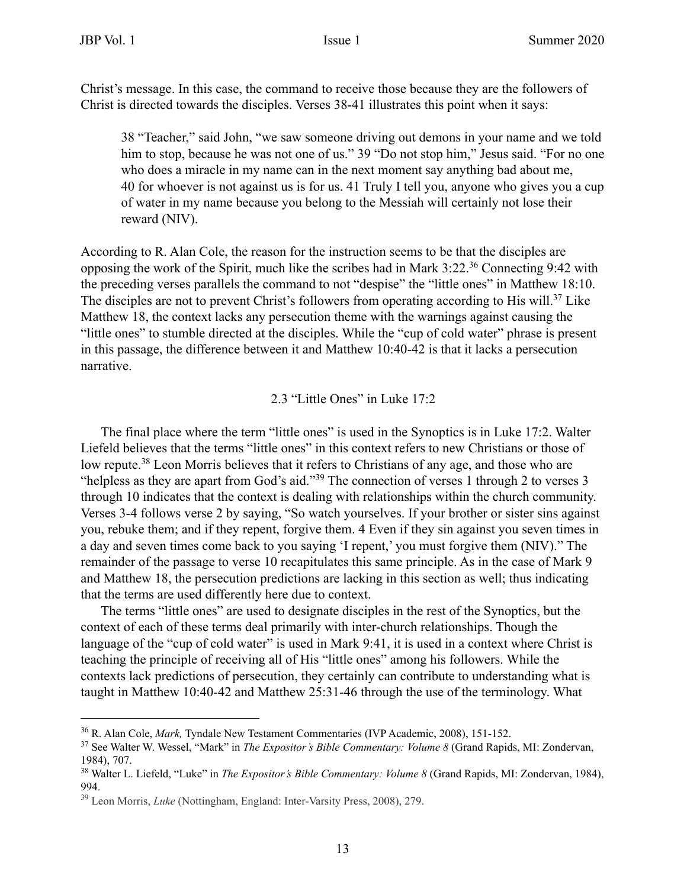Christ's message. In this case, the command to receive those because they are the followers of Christ is directed towards the disciples. Verses 38-41 illustrates this point when it says:

> 38 "Teacher," said John, "we saw someone driving out demons in your name and we told him to stop, because he was not one of us." 39 "Do not stop him," Jesus said. "For no one who does a miracle in my name can in the next moment say anything bad about me, 40 for whoever is not against us is for us. 41 Truly I tell you, anyone who gives you a cup of water in my name because you belong to the Messiah will certainly not lose their reward (NIV).

According to R. Alan Cole, the reason for the instruction seems to be that the disciples are opposing the work of the Spirit, much like the scribes had in Mark 3:22.[36] Connecting 9:42 with the preceding verses parallels the command to not "despise" the "little ones" in Matthew 18:10. The disciples are not to prevent Christ's followers from operating according to His will.[37] Like Matthew 18, the context lacks any persecution theme with the warnings against causing the "little ones" to stumble directed at the disciples. While the "cup of cold water" phrase is present in this passage, the difference between it and Matthew 10:40-42 is that it lacks a persecution narrative.

### 2.3 "Little Ones" in Luke 17:2

The final place where the term "little ones" is used in the Synoptics is in Luke 17:2. Walter Liefeld believes that the terms "little ones" in this context refers to new Christians or those of low repute.[38] Leon Morris believes that it refers to Christians of any age, and those who are "helpless as they are apart from God's aid."[39] The connection of verses 1 through 2 to verses 3 through 10 indicates that the context is dealing with relationships within the church community. Verses 3-4 follows verse 2 by saying, "So watch yourselves. If your brother or sister sins against you, rebuke them; and if they repent, forgive them. 4 Even if they sin against you seven times in a day and seven times come back to you saying 'I repent,' you must forgive them (NIV)." The remainder of the passage to verse 10 recapitulates this same principle. As in the case of Mark 9 and Matthew 18, the persecution predictions are lacking in this section as well; thus indicating that the terms are used differently here due to context.

The terms "little ones" are used to designate disciples in the rest of the Synoptics, but the context of each of these terms deal primarily with inter-church relationships. Though the language of the "cup of cold water" is used in Mark 9:41, it is used in a context where Christ is teaching the principle of receiving all of His "little ones" among his followers. While the contexts lack predictions of persecution, they certainly can contribute to understanding what is taught in Matthew 10:40-42 and Matthew 25:31-46 through the use of the terminology. What

---

[36] R. Alan Cole, *Mark,* Tyndale New Testament Commentaries (IVP Academic, 2008), 151-152.

[37] See Walter W. Wessel, "Mark" in *The Expositor's Bible Commentary: Volume 8* (Grand Rapids, MI: Zondervan, 1984), 707.

[38] Walter L. Liefeld, "Luke" in *The Expositor's Bible Commentary: Volume 8* (Grand Rapids, MI: Zondervan, 1984), 994.

[39] Leon Morris, *Luke* (Nottingham, England: Inter-Varsity Press, 2008), 279.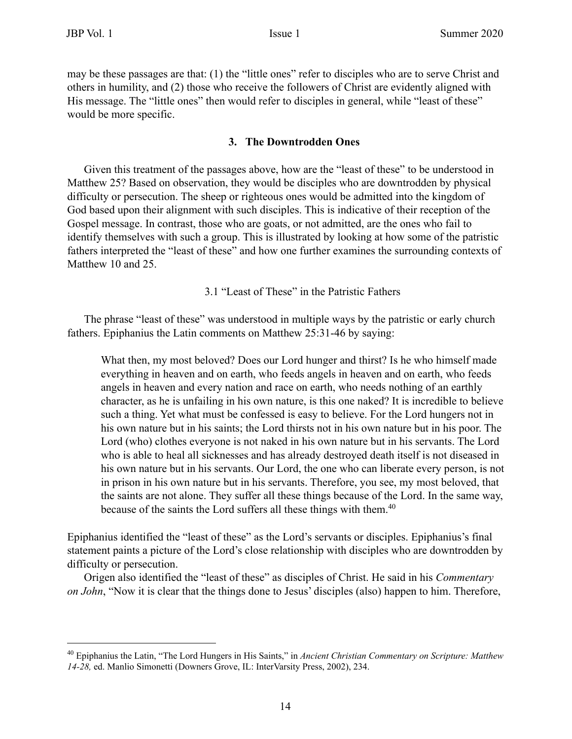may be these passages are that: (1) the "little ones" refer to disciples who are to serve Christ and others in humility, and (2) those who receive the followers of Christ are evidently aligned with His message. The "little ones" then would refer to disciples in general, while "least of these" would be more specific.

## 3. The Downtrodden Ones

Given this treatment of the passages above, how are the "least of these" to be understood in Matthew 25? Based on observation, they would be disciples who are downtrodden by physical difficulty or persecution. The sheep or righteous ones would be admitted into the kingdom of God based upon their alignment with such disciples. This is indicative of their reception of the Gospel message. In contrast, those who are goats, or not admitted, are the ones who fail to identify themselves with such a group. This is illustrated by looking at how some of the patristic fathers interpreted the "least of these" and how one further examines the surrounding contexts of Matthew 10 and 25.

### 3.1 "Least of These" in the Patristic Fathers

The phrase "least of these" was understood in multiple ways by the patristic or early church fathers. Epiphanius the Latin comments on Matthew 25:31-46 by saying:

> What then, my most beloved? Does our Lord hunger and thirst? Is he who himself made everything in heaven and on earth, who feeds angels in heaven and on earth, who feeds angels in heaven and every nation and race on earth, who needs nothing of an earthly character, as he is unfailing in his own nature, is this one naked? It is incredible to believe such a thing. Yet what must be confessed is easy to believe. For the Lord hungers not in his own nature but in his saints; the Lord thirsts not in his own nature but in his poor. The Lord (who) clothes everyone is not naked in his own nature but in his servants. The Lord who is able to heal all sicknesses and has already destroyed death itself is not diseased in his own nature but in his servants. Our Lord, the one who can liberate every person, is not in prison in his own nature but in his servants. Therefore, you see, my most beloved, that the saints are not alone. They suffer all these things because of the Lord. In the same way, because of the saints the Lord suffers all these things with them.[40]

Epiphanius identified the "least of these" as the Lord's servants or disciples. Epiphanius's final statement paints a picture of the Lord's close relationship with disciples who are downtrodden by difficulty or persecution.

Origen also identified the "least of these" as disciples of Christ. He said in his *Commentary on John*, "Now it is clear that the things done to Jesus' disciples (also) happen to him. Therefore,

---

[40] Epiphanius the Latin, "The Lord Hungers in His Saints," in *Ancient Christian Commentary on Scripture: Matthew 14-28,* ed. Manlio Simonetti (Downers Grove, IL: InterVarsity Press, 2002), 234.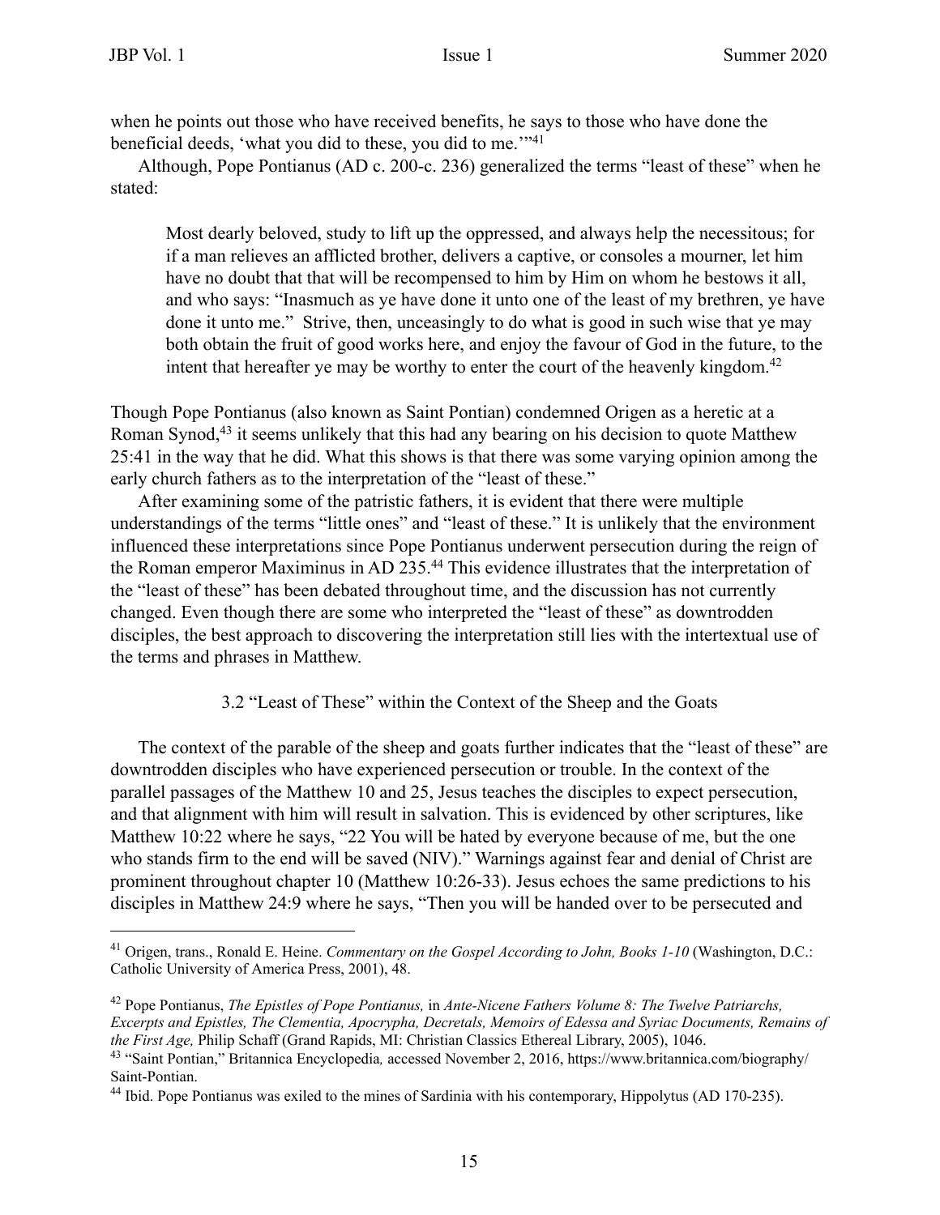when he points out those who have received benefits, he says to those who have done the beneficial deeds, 'what you did to these, you did to me.'"[41]

Although, Pope Pontianus (AD c. 200-c. 236) generalized the terms "least of these" when he stated:

> Most dearly beloved, study to lift up the oppressed, and always help the necessitous; for if a man relieves an afflicted brother, delivers a captive, or consoles a mourner, let him have no doubt that that will be recompensed to him by Him on whom he bestows it all, and who says: "Inasmuch as ye have done it unto one of the least of my brethren, ye have done it unto me." Strive, then, unceasingly to do what is good in such wise that ye may both obtain the fruit of good works here, and enjoy the favour of God in the future, to the intent that hereafter ye may be worthy to enter the court of the heavenly kingdom.[42]

Though Pope Pontianus (also known as Saint Pontian) condemned Origen as a heretic at a Roman Synod,[43] it seems unlikely that this had any bearing on his decision to quote Matthew 25:41 in the way that he did. What this shows is that there was some varying opinion among the early church fathers as to the interpretation of the "least of these."

After examining some of the patristic fathers, it is evident that there were multiple understandings of the terms "little ones" and "least of these." It is unlikely that the environment influenced these interpretations since Pope Pontianus underwent persecution during the reign of the Roman emperor Maximinus in AD 235.[44] This evidence illustrates that the interpretation of the "least of these" has been debated throughout time, and the discussion has not currently changed. Even though there are some who interpreted the "least of these" as downtrodden disciples, the best approach to discovering the interpretation still lies with the intertextual use of the terms and phrases in Matthew.

### 3.2 "Least of These" within the Context of the Sheep and the Goats

The context of the parable of the sheep and goats further indicates that the "least of these" are downtrodden disciples who have experienced persecution or trouble. In the context of the parallel passages of the Matthew 10 and 25, Jesus teaches the disciples to expect persecution, and that alignment with him will result in salvation. This is evidenced by other scriptures, like Matthew 10:22 where he says, "22 You will be hated by everyone because of me, but the one who stands firm to the end will be saved (NIV)." Warnings against fear and denial of Christ are prominent throughout chapter 10 (Matthew 10:26-33). Jesus echoes the same predictions to his disciples in Matthew 24:9 where he says, "Then you will be handed over to be persecuted and

---

[41] Origen, trans., Ronald E. Heine. *Commentary on the Gospel According to John, Books 1-10* (Washington, D.C.: Catholic University of America Press, 2001), 48.

[42] Pope Pontianus, *The Epistles of Pope Pontianus,* in *Ante-Nicene Fathers Volume 8: The Twelve Patriarchs, Excerpts and Epistles, The Clementia, Apocrypha, Decretals, Memoirs of Edessa and Syriac Documents, Remains of the First Age,* Philip Schaff (Grand Rapids, MI: Christian Classics Ethereal Library, 2005), 1046.

[43] "Saint Pontian," Britannica Encyclopedia*,* accessed November 2, 2016, https://www.britannica.com/biography/Saint-Pontian.

[44] Ibid. Pope Pontianus was exiled to the mines of Sardinia with his contemporary, Hippolytus (AD 170-235).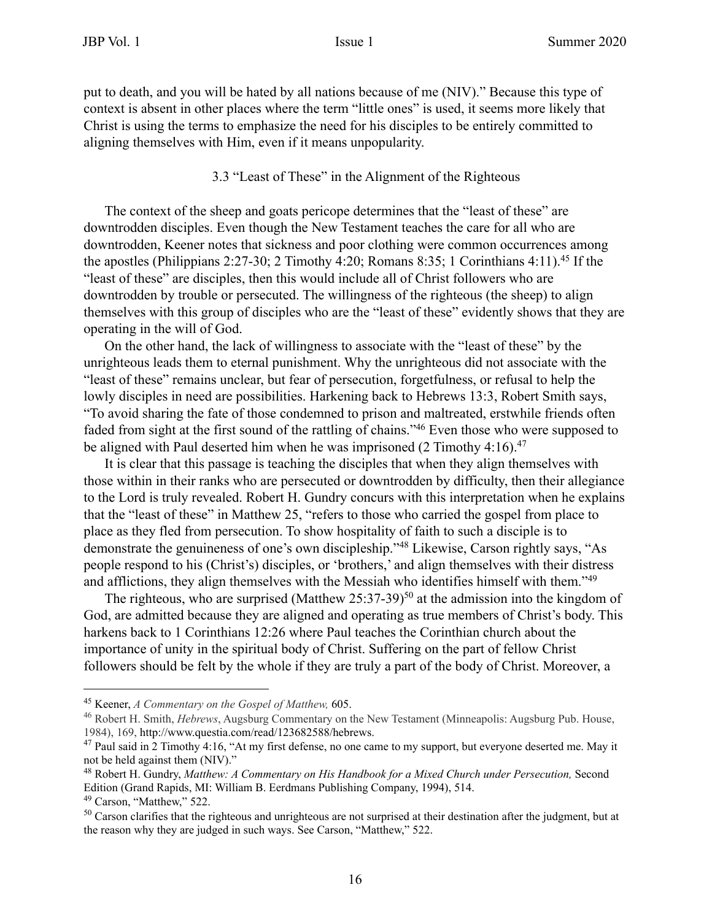put to death, and you will be hated by all nations because of me (NIV)." Because this type of context is absent in other places where the term "little ones" is used, it seems more likely that Christ is using the terms to emphasize the need for his disciples to be entirely committed to aligning themselves with Him, even if it means unpopularity.

### 3.3 "Least of These" in the Alignment of the Righteous

The context of the sheep and goats pericope determines that the "least of these" are downtrodden disciples. Even though the New Testament teaches the care for all who are downtrodden, Keener notes that sickness and poor clothing were common occurrences among the apostles (Philippians 2:27-30; 2 Timothy 4:20; Romans 8:35; 1 Corinthians 4:11).[45] If the "least of these" are disciples, then this would include all of Christ followers who are downtrodden by trouble or persecuted. The willingness of the righteous (the sheep) to align themselves with this group of disciples who are the "least of these" evidently shows that they are operating in the will of God.

On the other hand, the lack of willingness to associate with the "least of these" by the unrighteous leads them to eternal punishment. Why the unrighteous did not associate with the "least of these" remains unclear, but fear of persecution, forgetfulness, or refusal to help the lowly disciples in need are possibilities. Harkening back to Hebrews 13:3, Robert Smith says, "To avoid sharing the fate of those condemned to prison and maltreated, erstwhile friends often faded from sight at the first sound of the rattling of chains."[46] Even those who were supposed to be aligned with Paul deserted him when he was imprisoned (2 Timothy 4:16).[47]

It is clear that this passage is teaching the disciples that when they align themselves with those within in their ranks who are persecuted or downtrodden by difficulty, then their allegiance to the Lord is truly revealed. Robert H. Gundry concurs with this interpretation when he explains that the "least of these" in Matthew 25, "refers to those who carried the gospel from place to place as they fled from persecution. To show hospitality of faith to such a disciple is to demonstrate the genuineness of one's own discipleship."[48] Likewise, Carson rightly says, "As people respond to his (Christ's) disciples, or 'brothers,' and align themselves with their distress and afflictions, they align themselves with the Messiah who identifies himself with them."[49]

The righteous, who are surprised (Matthew 25:37-39)[50] at the admission into the kingdom of God, are admitted because they are aligned and operating as true members of Christ's body. This harkens back to 1 Corinthians 12:26 where Paul teaches the Corinthian church about the importance of unity in the spiritual body of Christ. Suffering on the part of fellow Christ followers should be felt by the whole if they are truly a part of the body of Christ. Moreover, a

---

[45] Keener, *A Commentary on the Gospel of Matthew,* 605.

[46] Robert H. Smith, *Hebrews*, Augsburg Commentary on the New Testament (Minneapolis: Augsburg Pub. House, 1984), 169, http://www.questia.com/read/123682588/hebrews.

[47] Paul said in 2 Timothy 4:16, "At my first defense, no one came to my support, but everyone deserted me. May it not be held against them (NIV)."

[48] Robert H. Gundry, *Matthew: A Commentary on His Handbook for a Mixed Church under Persecution,* Second Edition (Grand Rapids, MI: William B. Eerdmans Publishing Company, 1994), 514.

[49] Carson, "Matthew," 522.

[50] Carson clarifies that the righteous and unrighteous are not surprised at their destination after the judgment, but at the reason why they are judged in such ways. See Carson, "Matthew," 522.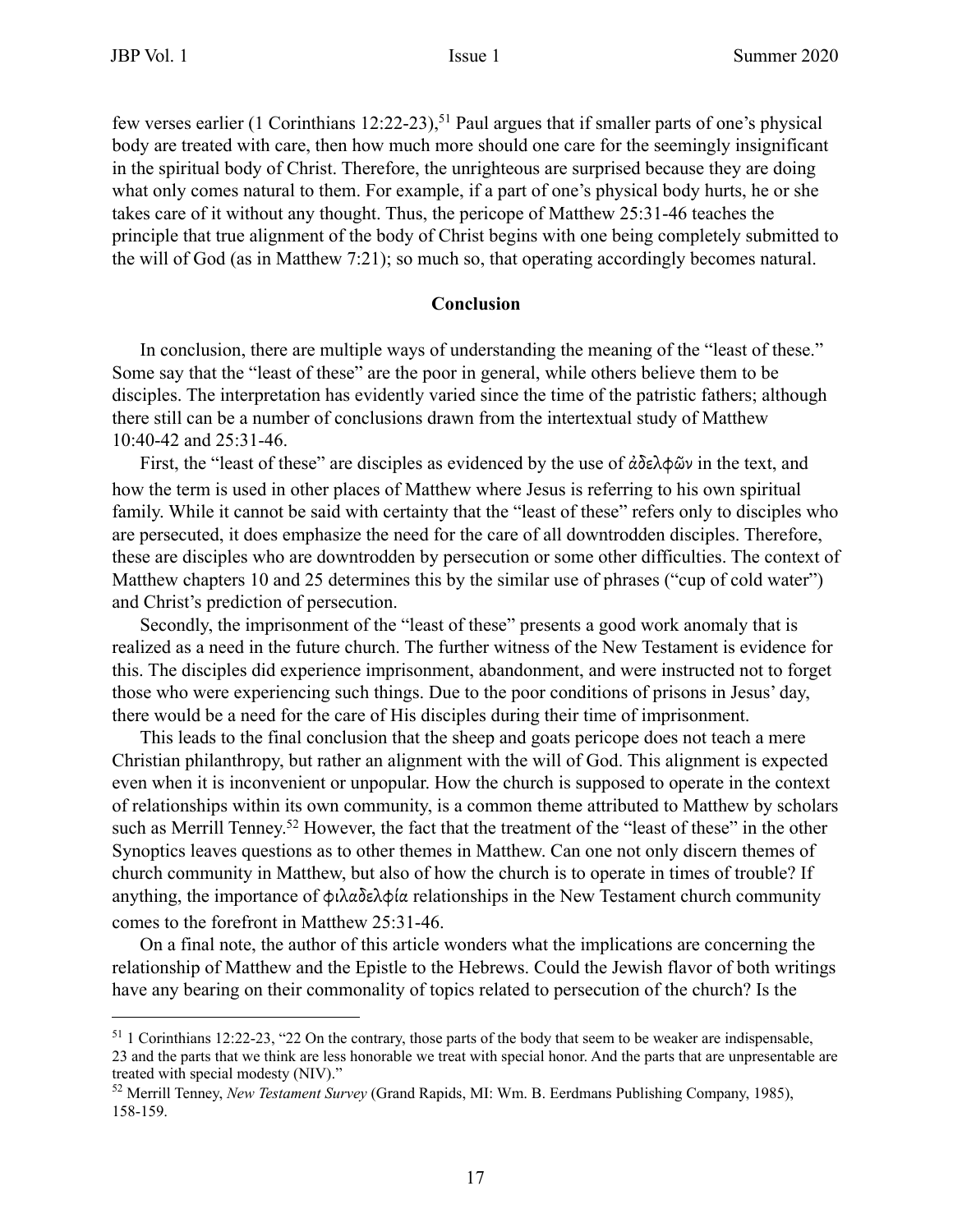few verses earlier (1 Corinthians 12:22-23),[51] Paul argues that if smaller parts of one's physical body are treated with care, then how much more should one care for the seemingly insignificant in the spiritual body of Christ. Therefore, the unrighteous are surprised because they are doing what only comes natural to them. For example, if a part of one's physical body hurts, he or she takes care of it without any thought. Thus, the pericope of Matthew 25:31-46 teaches the principle that true alignment of the body of Christ begins with one being completely submitted to the will of God (as in Matthew 7:21); so much so, that operating accordingly becomes natural.

## Conclusion

In conclusion, there are multiple ways of understanding the meaning of the "least of these." Some say that the "least of these" are the poor in general, while others believe them to be disciples. The interpretation has evidently varied since the time of the patristic fathers; although there still can be a number of conclusions drawn from the intertextual study of Matthew 10:40-42 and 25:31-46.

First, the "least of these" are disciples as evidenced by the use of ἀδελφῶν in the text, and how the term is used in other places of Matthew where Jesus is referring to his own spiritual family. While it cannot be said with certainty that the "least of these" refers only to disciples who are persecuted, it does emphasize the need for the care of all downtrodden disciples. Therefore, these are disciples who are downtrodden by persecution or some other difficulties. The context of Matthew chapters 10 and 25 determines this by the similar use of phrases ("cup of cold water") and Christ's prediction of persecution.

Secondly, the imprisonment of the "least of these" presents a good work anomaly that is realized as a need in the future church. The further witness of the New Testament is evidence for this. The disciples did experience imprisonment, abandonment, and were instructed not to forget those who were experiencing such things. Due to the poor conditions of prisons in Jesus' day, there would be a need for the care of His disciples during their time of imprisonment.

This leads to the final conclusion that the sheep and goats pericope does not teach a mere Christian philanthropy, but rather an alignment with the will of God. This alignment is expected even when it is inconvenient or unpopular. How the church is supposed to operate in the context of relationships within its own community, is a common theme attributed to Matthew by scholars such as Merrill Tenney.[52] However, the fact that the treatment of the "least of these" in the other Synoptics leaves questions as to other themes in Matthew. Can one not only discern themes of church community in Matthew, but also of how the church is to operate in times of trouble? If anything, the importance of φιλαδελφία relationships in the New Testament church community comes to the forefront in Matthew 25:31-46.

On a final note, the author of this article wonders what the implications are concerning the relationship of Matthew and the Epistle to the Hebrews. Could the Jewish flavor of both writings have any bearing on their commonality of topics related to persecution of the church? Is the

---

[51] 1 Corinthians 12:22-23, "22 On the contrary, those parts of the body that seem to be weaker are indispensable, 23 and the parts that we think are less honorable we treat with special honor. And the parts that are unpresentable are treated with special modesty (NIV)."

[52] Merrill Tenney, *New Testament Survey* (Grand Rapids, MI: Wm. B. Eerdmans Publishing Company, 1985), 158-159.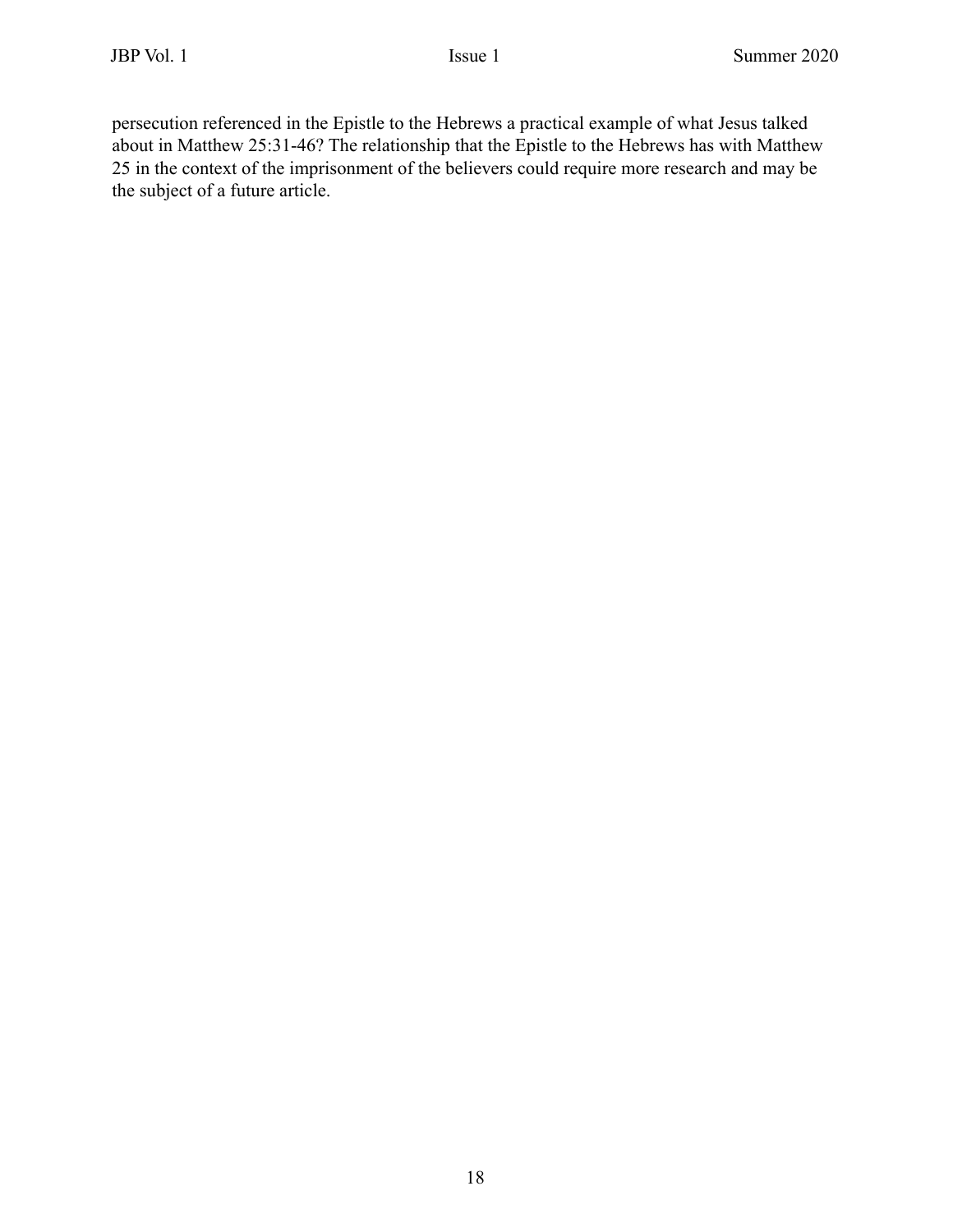persecution referenced in the Epistle to the Hebrews a practical example of what Jesus talked about in Matthew 25:31-46? The relationship that the Epistle to the Hebrews has with Matthew 25 in the context of the imprisonment of the believers could require more research and may be the subject of a future article.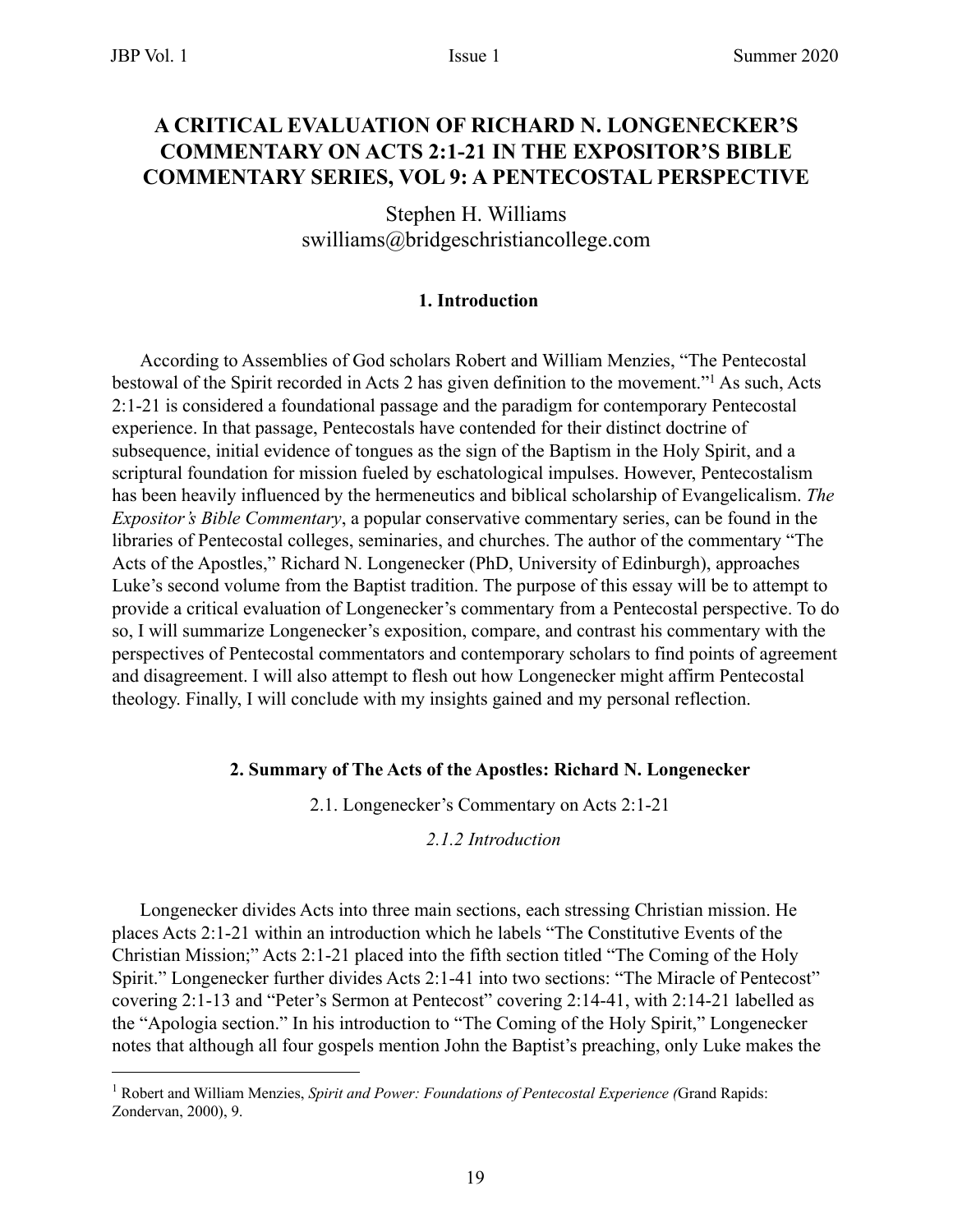# A CRITICAL EVALUATION OF RICHARD N. LONGENECKER'S COMMENTARY ON ACTS 2:1-21 IN THE EXPOSITOR'S BIBLE COMMENTARY SERIES, VOL 9: A PENTECOSTAL PERSPECTIVE

Stephen H. Williams
swilliams@bridgeschristiancollege.com

## 1. Introduction

According to Assemblies of God scholars Robert and William Menzies, "The Pentecostal bestowal of the Spirit recorded in Acts 2 has given definition to the movement."[1] As such, Acts 2:1-21 is considered a foundational passage and the paradigm for contemporary Pentecostal experience. In that passage, Pentecostals have contended for their distinct doctrine of subsequence, initial evidence of tongues as the sign of the Baptism in the Holy Spirit, and a scriptural foundation for mission fueled by eschatological impulses. However, Pentecostalism has been heavily influenced by the hermeneutics and biblical scholarship of Evangelicalism. *The Expositor's Bible Commentary*, a popular conservative commentary series, can be found in the libraries of Pentecostal colleges, seminaries, and churches. The author of the commentary "The Acts of the Apostles," Richard N. Longenecker (PhD, University of Edinburgh), approaches Luke's second volume from the Baptist tradition. The purpose of this essay will be to attempt to provide a critical evaluation of Longenecker's commentary from a Pentecostal perspective. To do so, I will summarize Longenecker's exposition, compare, and contrast his commentary with the perspectives of Pentecostal commentators and contemporary scholars to find points of agreement and disagreement. I will also attempt to flesh out how Longenecker might affirm Pentecostal theology. Finally, I will conclude with my insights gained and my personal reflection.

## 2. Summary of The Acts of the Apostles: Richard N. Longenecker

### 2.1. Longenecker's Commentary on Acts 2:1-21

#### *2.1.2 Introduction*

Longenecker divides Acts into three main sections, each stressing Christian mission. He places Acts 2:1-21 within an introduction which he labels "The Constitutive Events of the Christian Mission;" Acts 2:1-21 placed into the fifth section titled "The Coming of the Holy Spirit." Longenecker further divides Acts 2:1-41 into two sections: "The Miracle of Pentecost" covering 2:1-13 and "Peter's Sermon at Pentecost" covering 2:14-41, with 2:14-21 labelled as the "Apologia section." In his introduction to "The Coming of the Holy Spirit," Longenecker notes that although all four gospels mention John the Baptist's preaching, only Luke makes the

[1] Robert and William Menzies, *Spirit and Power: Foundations of Pentecostal Experience (*Grand Rapids: Zondervan, 2000), 9.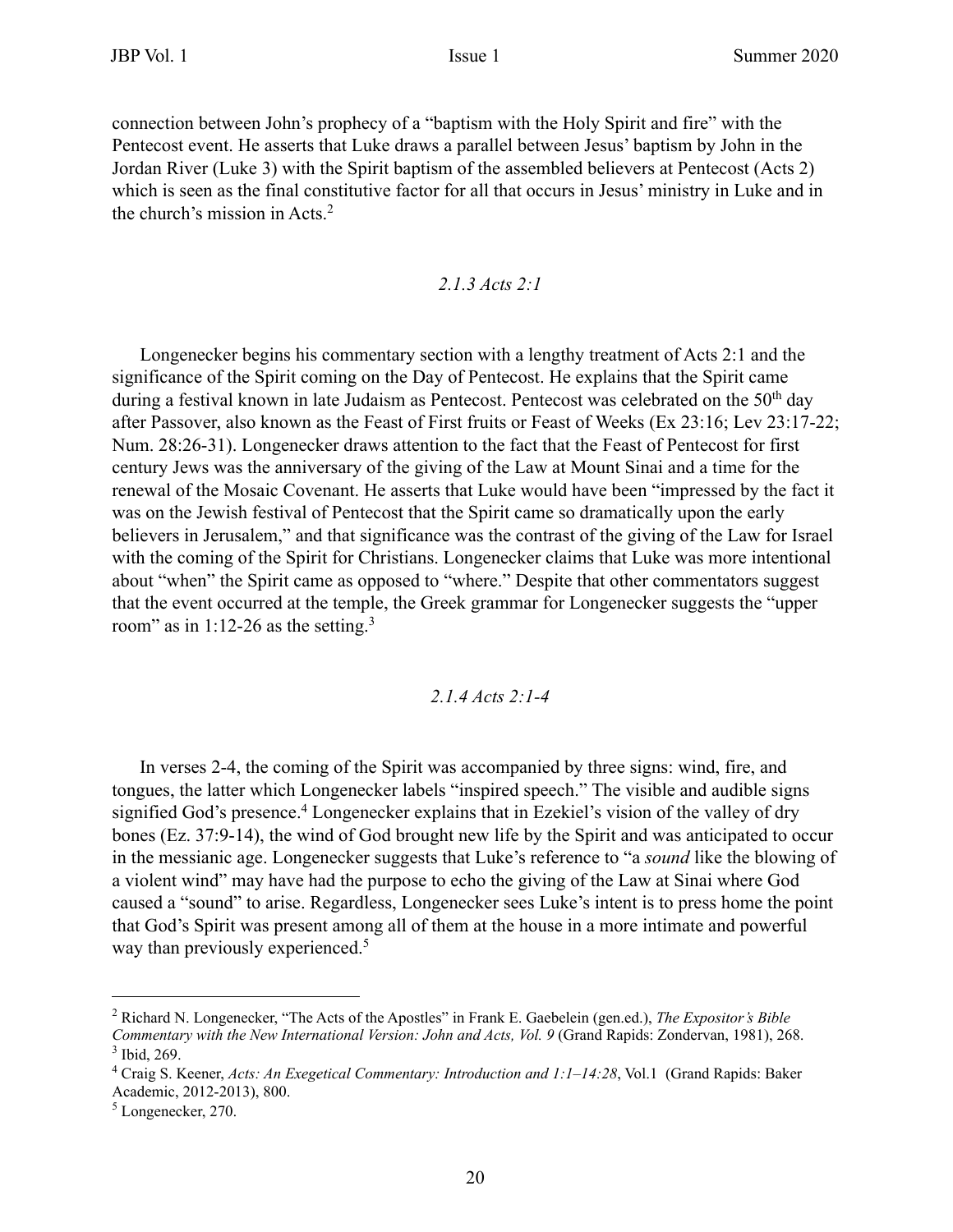connection between John's prophecy of a "baptism with the Holy Spirit and fire" with the Pentecost event. He asserts that Luke draws a parallel between Jesus' baptism by John in the Jordan River (Luke 3) with the Spirit baptism of the assembled believers at Pentecost (Acts 2) which is seen as the final constitutive factor for all that occurs in Jesus' ministry in Luke and in the church's mission in Acts.[2]

### *2.1.3 Acts 2:1*

Longenecker begins his commentary section with a lengthy treatment of Acts 2:1 and the significance of the Spirit coming on the Day of Pentecost. He explains that the Spirit came during a festival known in late Judaism as Pentecost. Pentecost was celebrated on the 50th day after Passover, also known as the Feast of First fruits or Feast of Weeks (Ex 23:16; Lev 23:17-22; Num. 28:26-31). Longenecker draws attention to the fact that the Feast of Pentecost for first century Jews was the anniversary of the giving of the Law at Mount Sinai and a time for the renewal of the Mosaic Covenant. He asserts that Luke would have been "impressed by the fact it was on the Jewish festival of Pentecost that the Spirit came so dramatically upon the early believers in Jerusalem," and that significance was the contrast of the giving of the Law for Israel with the coming of the Spirit for Christians. Longenecker claims that Luke was more intentional about "when" the Spirit came as opposed to "where." Despite that other commentators suggest that the event occurred at the temple, the Greek grammar for Longenecker suggests the "upper room" as in 1:12-26 as the setting.[3]

### *2.1.4 Acts 2:1-4*

In verses 2-4, the coming of the Spirit was accompanied by three signs: wind, fire, and tongues, the latter which Longenecker labels "inspired speech." The visible and audible signs signified God's presence.[4] Longenecker explains that in Ezekiel's vision of the valley of dry bones (Ez. 37:9-14), the wind of God brought new life by the Spirit and was anticipated to occur in the messianic age. Longenecker suggests that Luke's reference to "a *sound* like the blowing of a violent wind" may have had the purpose to echo the giving of the Law at Sinai where God caused a "sound" to arise. Regardless, Longenecker sees Luke's intent is to press home the point that God's Spirit was present among all of them at the house in a more intimate and powerful way than previously experienced.[5]

---

[2] Richard N. Longenecker, "The Acts of the Apostles" in Frank E. Gaebelein (gen.ed.), *The Expositor's Bible Commentary with the New International Version: John and Acts, Vol. 9* (Grand Rapids: Zondervan, 1981), 268.

[3] Ibid, 269.

[4] Craig S. Keener, *Acts: An Exegetical Commentary: Introduction and 1:1–14:28*, Vol.1 (Grand Rapids: Baker Academic, 2012-2013), 800.

[5] Longenecker, 270.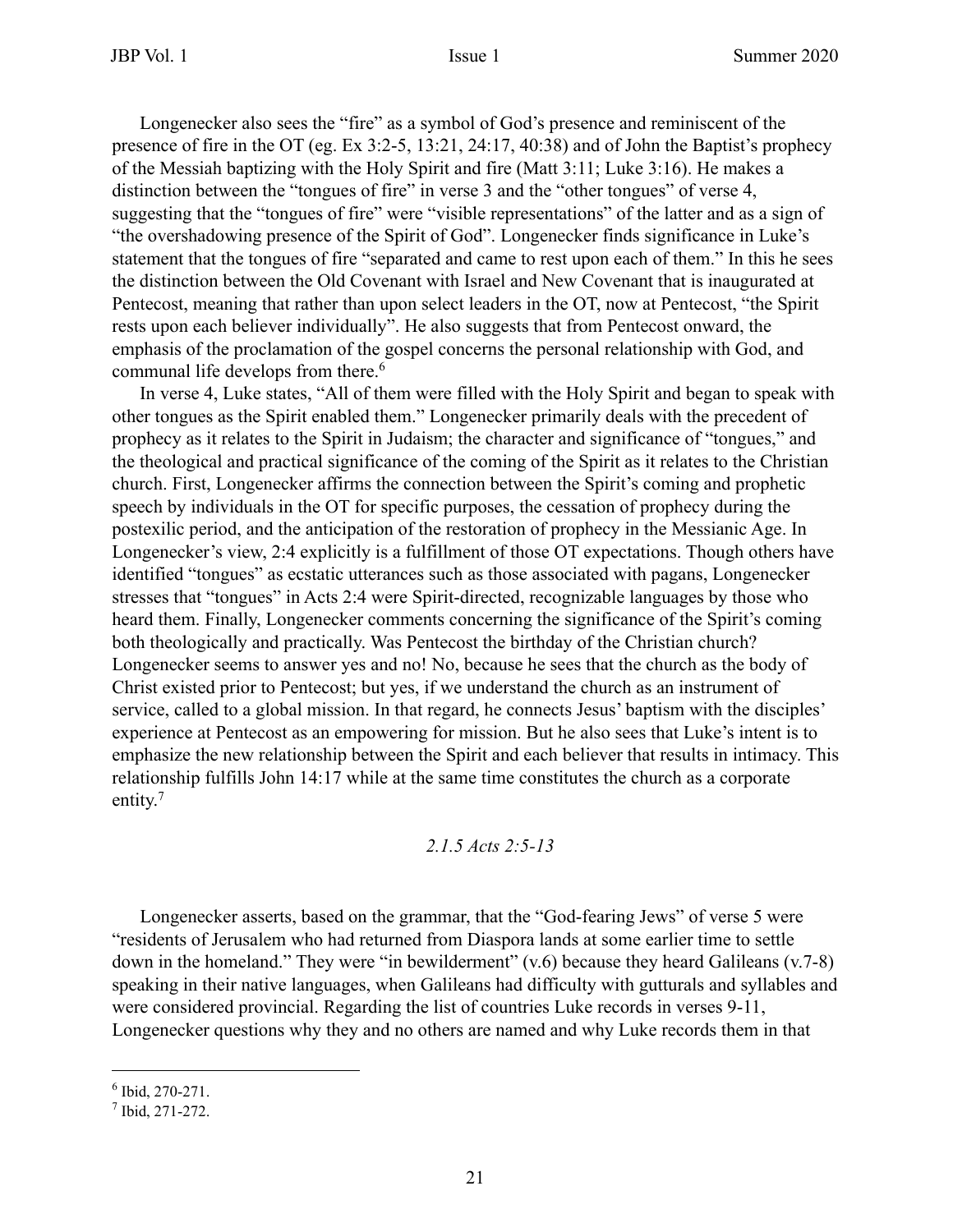Longenecker also sees the "fire" as a symbol of God's presence and reminiscent of the presence of fire in the OT (eg. Ex 3:2-5, 13:21, 24:17, 40:38) and of John the Baptist's prophecy of the Messiah baptizing with the Holy Spirit and fire (Matt 3:11; Luke 3:16). He makes a distinction between the "tongues of fire" in verse 3 and the "other tongues" of verse 4, suggesting that the "tongues of fire" were "visible representations" of the latter and as a sign of "the overshadowing presence of the Spirit of God". Longenecker finds significance in Luke's statement that the tongues of fire "separated and came to rest upon each of them." In this he sees the distinction between the Old Covenant with Israel and New Covenant that is inaugurated at Pentecost, meaning that rather than upon select leaders in the OT, now at Pentecost, "the Spirit rests upon each believer individually". He also suggests that from Pentecost onward, the emphasis of the proclamation of the gospel concerns the personal relationship with God, and communal life develops from there.[6]

In verse 4, Luke states, "All of them were filled with the Holy Spirit and began to speak with other tongues as the Spirit enabled them." Longenecker primarily deals with the precedent of prophecy as it relates to the Spirit in Judaism; the character and significance of "tongues," and the theological and practical significance of the coming of the Spirit as it relates to the Christian church. First, Longenecker affirms the connection between the Spirit's coming and prophetic speech by individuals in the OT for specific purposes, the cessation of prophecy during the postexilic period, and the anticipation of the restoration of prophecy in the Messianic Age. In Longenecker's view, 2:4 explicitly is a fulfillment of those OT expectations. Though others have identified "tongues" as ecstatic utterances such as those associated with pagans, Longenecker stresses that "tongues" in Acts 2:4 were Spirit-directed, recognizable languages by those who heard them. Finally, Longenecker comments concerning the significance of the Spirit's coming both theologically and practically. Was Pentecost the birthday of the Christian church? Longenecker seems to answer yes and no! No, because he sees that the church as the body of Christ existed prior to Pentecost; but yes, if we understand the church as an instrument of service, called to a global mission. In that regard, he connects Jesus' baptism with the disciples' experience at Pentecost as an empowering for mission. But he also sees that Luke's intent is to emphasize the new relationship between the Spirit and each believer that results in intimacy. This relationship fulfills John 14:17 while at the same time constitutes the church as a corporate entity.[7]

### *2.1.5 Acts 2:5-13*

Longenecker asserts, based on the grammar, that the "God-fearing Jews" of verse 5 were "residents of Jerusalem who had returned from Diaspora lands at some earlier time to settle down in the homeland." They were "in bewilderment" (v.6) because they heard Galileans (v.7-8) speaking in their native languages, when Galileans had difficulty with gutturals and syllables and were considered provincial. Regarding the list of countries Luke records in verses 9-11, Longenecker questions why they and no others are named and why Luke records them in that

---

[6] Ibid, 270-271.

[7] Ibid, 271-272.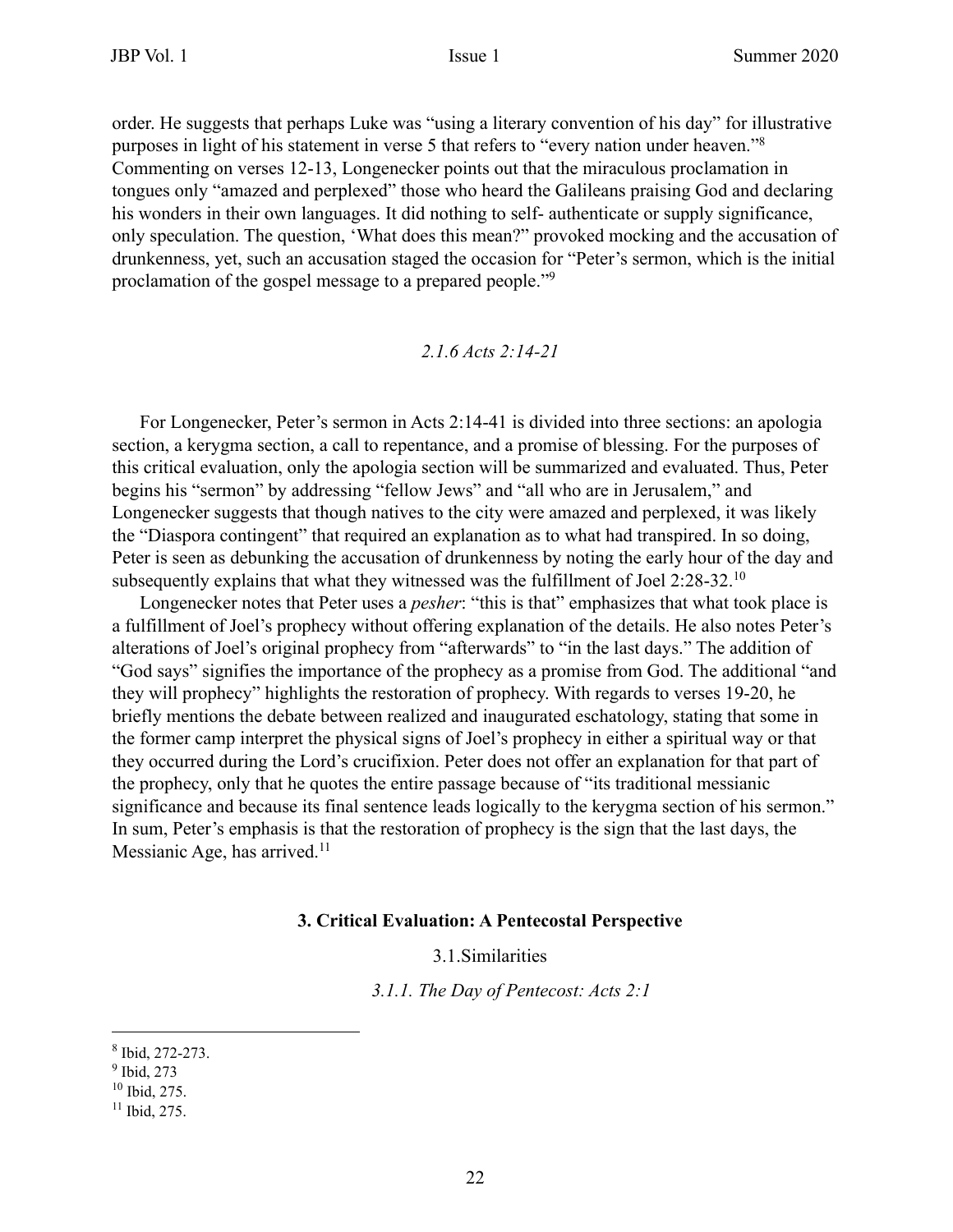order. He suggests that perhaps Luke was "using a literary convention of his day" for illustrative purposes in light of his statement in verse 5 that refers to "every nation under heaven."[8] Commenting on verses 12-13, Longenecker points out that the miraculous proclamation in tongues only "amazed and perplexed" those who heard the Galileans praising God and declaring his wonders in their own languages. It did nothing to self- authenticate or supply significance, only speculation. The question, 'What does this mean?" provoked mocking and the accusation of drunkenness, yet, such an accusation staged the occasion for "Peter's sermon, which is the initial proclamation of the gospel message to a prepared people."[9]

*2.1.6 Acts 2:14-21*

For Longenecker, Peter's sermon in Acts 2:14-41 is divided into three sections: an apologia section, a kerygma section, a call to repentance, and a promise of blessing. For the purposes of this critical evaluation, only the apologia section will be summarized and evaluated. Thus, Peter begins his "sermon" by addressing "fellow Jews" and "all who are in Jerusalem," and Longenecker suggests that though natives to the city were amazed and perplexed, it was likely the "Diaspora contingent" that required an explanation as to what had transpired. In so doing, Peter is seen as debunking the accusation of drunkenness by noting the early hour of the day and subsequently explains that what they witnessed was the fulfillment of Joel 2:28-32.[10]

Longenecker notes that Peter uses a *pesher*: "this is that" emphasizes that what took place is a fulfillment of Joel's prophecy without offering explanation of the details. He also notes Peter's alterations of Joel's original prophecy from "afterwards" to "in the last days." The addition of "God says" signifies the importance of the prophecy as a promise from God. The additional "and they will prophecy" highlights the restoration of prophecy. With regards to verses 19-20, he briefly mentions the debate between realized and inaugurated eschatology, stating that some in the former camp interpret the physical signs of Joel's prophecy in either a spiritual way or that they occurred during the Lord's crucifixion. Peter does not offer an explanation for that part of the prophecy, only that he quotes the entire passage because of "its traditional messianic significance and because its final sentence leads logically to the kerygma section of his sermon." In sum, Peter's emphasis is that the restoration of prophecy is the sign that the last days, the Messianic Age, has arrived.[11]

## 3. Critical Evaluation: A Pentecostal Perspective

### 3.1.Similarities

#### *3.1.1. The Day of Pentecost: Acts 2:1*

---

[8] Ibid, 272-273.

[9] Ibid, 273

[10] Ibid, 275.

[11] Ibid, 275.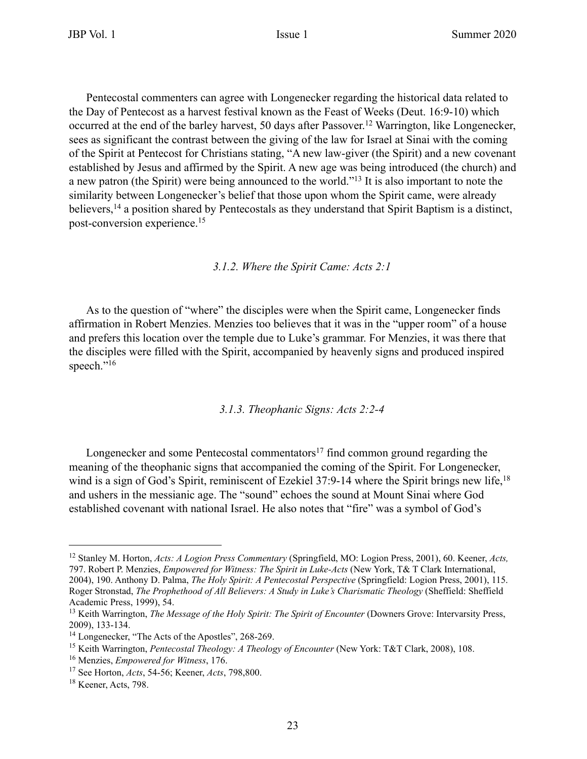Pentecostal commenters can agree with Longenecker regarding the historical data related to the Day of Pentecost as a harvest festival known as the Feast of Weeks (Deut. 16:9-10) which occurred at the end of the barley harvest, 50 days after Passover.[12] Warrington, like Longenecker, sees as significant the contrast between the giving of the law for Israel at Sinai with the coming of the Spirit at Pentecost for Christians stating, "A new law-giver (the Spirit) and a new covenant established by Jesus and affirmed by the Spirit. A new age was being introduced (the church) and a new patron (the Spirit) were being announced to the world."[13] It is also important to note the similarity between Longenecker's belief that those upon whom the Spirit came, were already believers,[14] a position shared by Pentecostals as they understand that Spirit Baptism is a distinct, post-conversion experience.[15]

### *3.1.2. Where the Spirit Came: Acts 2:1*

As to the question of "where" the disciples were when the Spirit came, Longenecker finds affirmation in Robert Menzies. Menzies too believes that it was in the "upper room" of a house and prefers this location over the temple due to Luke's grammar. For Menzies, it was there that the disciples were filled with the Spirit, accompanied by heavenly signs and produced inspired speech."[16]

### *3.1.3. Theophanic Signs: Acts 2:2-4*

Longenecker and some Pentecostal commentators[17] find common ground regarding the meaning of the theophanic signs that accompanied the coming of the Spirit. For Longenecker, wind is a sign of God's Spirit, reminiscent of Ezekiel 37:9-14 where the Spirit brings new life,[18] and ushers in the messianic age. The "sound" echoes the sound at Mount Sinai where God established covenant with national Israel. He also notes that "fire" was a symbol of God's

---

[12] Stanley M. Horton, *Acts: A Logion Press Commentary* (Springfield, MO: Logion Press, 2001), 60. Keener, *Acts,* 797. Robert P. Menzies, *Empowered for Witness: The Spirit in Luke-Acts* (New York, T& T Clark International, 2004), 190. Anthony D. Palma, *The Holy Spirit: A Pentecostal Perspective* (Springfield: Logion Press, 2001), 115. Roger Stronstad, *The Prophethood of All Believers: A Study in Luke's Charismatic Theology* (Sheffield: Sheffield Academic Press, 1999), 54.

[13] Keith Warrington, *The Message of the Holy Spirit: The Spirit of Encounter* (Downers Grove: Intervarsity Press, 2009), 133-134.

[14] Longenecker, "The Acts of the Apostles", 268-269.

[15] Keith Warrington, *Pentecostal Theology: A Theology of Encounter* (New York: T&T Clark, 2008), 108.

[16] Menzies, *Empowered for Witness*, 176.

[17] See Horton, *Acts*, 54-56; Keener, *Acts*, 798,800.

[18] Keener, Acts, 798.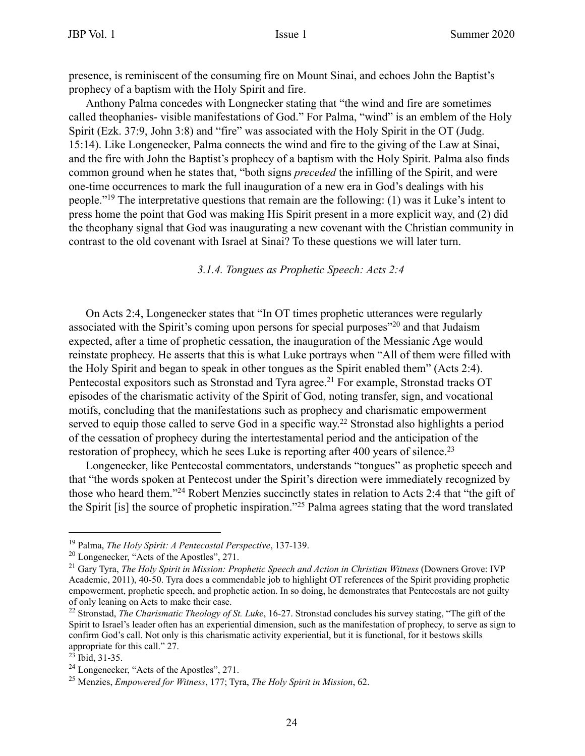presence, is reminiscent of the consuming fire on Mount Sinai, and echoes John the Baptist's prophecy of a baptism with the Holy Spirit and fire.

Anthony Palma concedes with Longnecker stating that "the wind and fire are sometimes called theophanies- visible manifestations of God." For Palma, "wind" is an emblem of the Holy Spirit (Ezk. 37:9, John 3:8) and "fire" was associated with the Holy Spirit in the OT (Judg. 15:14). Like Longenecker, Palma connects the wind and fire to the giving of the Law at Sinai, and the fire with John the Baptist's prophecy of a baptism with the Holy Spirit. Palma also finds common ground when he states that, "both signs *preceded* the infilling of the Spirit, and were one-time occurrences to mark the full inauguration of a new era in God's dealings with his people."[19] The interpretative questions that remain are the following: (1) was it Luke's intent to press home the point that God was making His Spirit present in a more explicit way, and (2) did the theophany signal that God was inaugurating a new covenant with the Christian community in contrast to the old covenant with Israel at Sinai? To these questions we will later turn.

### *3.1.4. Tongues as Prophetic Speech: Acts 2:4*

On Acts 2:4, Longenecker states that "In OT times prophetic utterances were regularly associated with the Spirit's coming upon persons for special purposes"[20] and that Judaism expected, after a time of prophetic cessation, the inauguration of the Messianic Age would reinstate prophecy. He asserts that this is what Luke portrays when "All of them were filled with the Holy Spirit and began to speak in other tongues as the Spirit enabled them" (Acts 2:4). Pentecostal expositors such as Stronstad and Tyra agree.[21] For example, Stronstad tracks OT episodes of the charismatic activity of the Spirit of God, noting transfer, sign, and vocational motifs, concluding that the manifestations such as prophecy and charismatic empowerment served to equip those called to serve God in a specific way.[22] Stronstad also highlights a period of the cessation of prophecy during the intertestamental period and the anticipation of the restoration of prophecy, which he sees Luke is reporting after 400 years of silence.[23]

Longenecker, like Pentecostal commentators, understands "tongues" as prophetic speech and that "the words spoken at Pentecost under the Spirit's direction were immediately recognized by those who heard them."[24] Robert Menzies succinctly states in relation to Acts 2:4 that "the gift of the Spirit [is] the source of prophetic inspiration."[25] Palma agrees stating that the word translated

---

[19] Palma, *The Holy Spirit: A Pentecostal Perspective*, 137-139.

[20] Longenecker, "Acts of the Apostles", 271.

[21] Gary Tyra, *The Holy Spirit in Mission: Prophetic Speech and Action in Christian Witness* (Downers Grove: IVP Academic, 2011), 40-50. Tyra does a commendable job to highlight OT references of the Spirit providing prophetic empowerment, prophetic speech, and prophetic action. In so doing, he demonstrates that Pentecostals are not guilty of only leaning on Acts to make their case.

[22] Stronstad, *The Charismatic Theology of St. Luke*, 16-27. Stronstad concludes his survey stating, "The gift of the Spirit to Israel's leader often has an experiential dimension, such as the manifestation of prophecy, to serve as sign to confirm God's call. Not only is this charismatic activity experiential, but it is functional, for it bestows skills appropriate for this call." 27.

[23] Ibid, 31-35.

[24] Longenecker, "Acts of the Apostles", 271.

[25] Menzies, *Empowered for Witness*, 177; Tyra, *The Holy Spirit in Mission*, 62.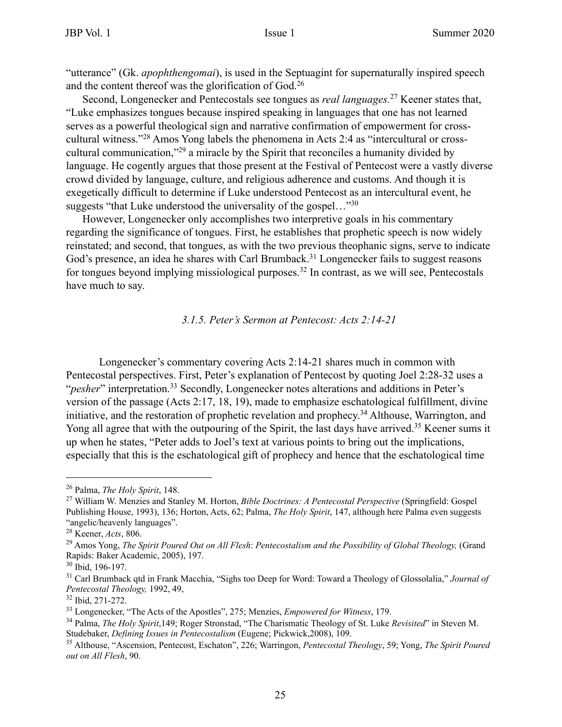"utterance" (Gk. *apophthengomai*), is used in the Septuagint for supernaturally inspired speech and the content thereof was the glorification of God.[26]

Second, Longenecker and Pentecostals see tongues as *real languages*.[27] Keener states that, "Luke emphasizes tongues because inspired speaking in languages that one has not learned serves as a powerful theological sign and narrative confirmation of empowerment for cross-cultural witness."[28] Amos Yong labels the phenomena in Acts 2:4 as "intercultural or cross-cultural communication,"[29] a miracle by the Spirit that reconciles a humanity divided by language. He cogently argues that those present at the Festival of Pentecost were a vastly diverse crowd divided by language, culture, and religious adherence and customs. And though it is exegetically difficult to determine if Luke understood Pentecost as an intercultural event, he suggests "that Luke understood the universality of the gospel…"[30]

However, Longenecker only accomplishes two interpretive goals in his commentary regarding the significance of tongues. First, he establishes that prophetic speech is now widely reinstated; and second, that tongues, as with the two previous theophanic signs, serve to indicate God's presence, an idea he shares with Carl Brumback.[31] Longenecker fails to suggest reasons for tongues beyond implying missiological purposes.[32] In contrast, as we will see, Pentecostals have much to say.

### *3.1.5. Peter's Sermon at Pentecost: Acts 2:14-21*

Longenecker's commentary covering Acts 2:14-21 shares much in common with Pentecostal perspectives. First, Peter's explanation of Pentecost by quoting Joel 2:28-32 uses a "*pesher*" interpretation.[33] Secondly, Longenecker notes alterations and additions in Peter's version of the passage (Acts 2:17, 18, 19), made to emphasize eschatological fulfillment, divine initiative, and the restoration of prophetic revelation and prophecy.[34] Althouse, Warrington, and Yong all agree that with the outpouring of the Spirit, the last days have arrived.[35] Keener sums it up when he states, "Peter adds to Joel's text at various points to bring out the implications, especially that this is the eschatological gift of prophecy and hence that the eschatological time

---

[26] Palma, *The Holy Spirit*, 148.

[27] William W. Menzies and Stanley M. Horton, *Bible Doctrines: A Pentecostal Perspective* (Springfield: Gospel Publishing House, 1993), 136; Horton, Acts, 62; Palma, *The Holy Spirit*, 147, although here Palma even suggests "angelic/heavenly languages".

[28] Keener, *Acts*, 806.

[29] Amos Yong, *The Spirit Poured Out on All Flesh*: *Pentecostalism and the Possibility of Global Theology,* (Grand Rapids: Baker Academic, 2005), 197.

[30] Ibid, 196-197.

[31] Carl Brumback qtd in Frank Macchia, "Sighs too Deep for Word: Toward a Theology of Glossolalia," *Journal of Pentecostal Theology,* 1992, 49,

[32] Ibid, 271-272.

[33] Longenecker, "The Acts of the Apostles", 275; Menzies, *Empowered for Witness*, 179.

[34] Palma, *The Holy Spirit*,149; Roger Stronstad, "The Charismatic Theology of St. Luke *Revisited*" in Steven M. Studebaker, *Defining Issues in Pentecostalism* (Eugene; Pickwick,2008), 109.

[35] Althouse, "Ascension, Pentecost, Eschaton", 226; Warringon, *Pentecostal Theology*, 59; Yong, *The Spirit Poured out on All Flesh*, 90.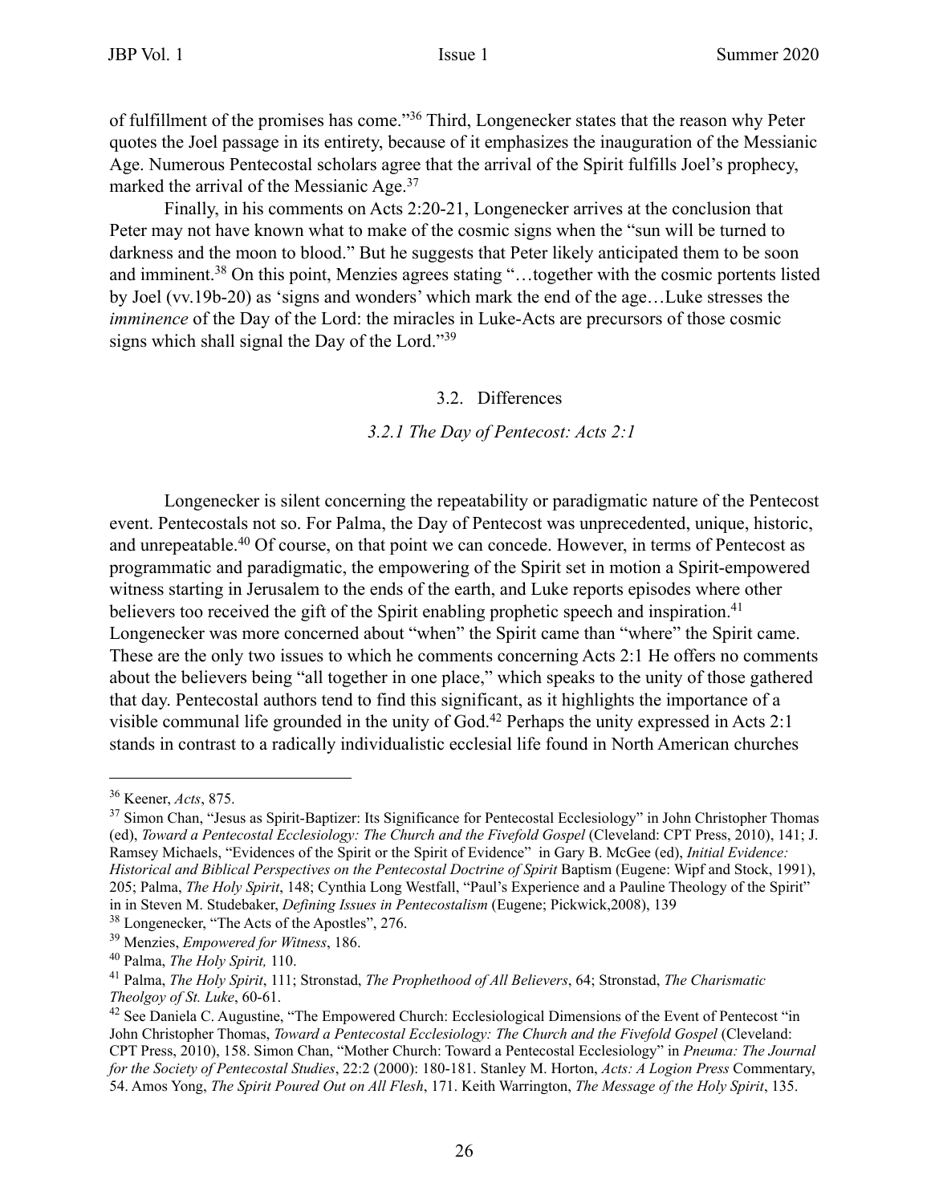of fulfillment of the promises has come."[36] Third, Longenecker states that the reason why Peter quotes the Joel passage in its entirety, because of it emphasizes the inauguration of the Messianic Age. Numerous Pentecostal scholars agree that the arrival of the Spirit fulfills Joel's prophecy, marked the arrival of the Messianic Age.[37]

Finally, in his comments on Acts 2:20-21, Longenecker arrives at the conclusion that Peter may not have known what to make of the cosmic signs when the "sun will be turned to darkness and the moon to blood." But he suggests that Peter likely anticipated them to be soon and imminent.[38] On this point, Menzies agrees stating "…together with the cosmic portents listed by Joel (vv.19b-20) as 'signs and wonders' which mark the end of the age…Luke stresses the *imminence* of the Day of the Lord: the miracles in Luke-Acts are precursors of those cosmic signs which shall signal the Day of the Lord."[39]

### 3.2. Differences

#### *3.2.1 The Day of Pentecost: Acts 2:1*

Longenecker is silent concerning the repeatability or paradigmatic nature of the Pentecost event. Pentecostals not so. For Palma, the Day of Pentecost was unprecedented, unique, historic, and unrepeatable.[40] Of course, on that point we can concede. However, in terms of Pentecost as programmatic and paradigmatic, the empowering of the Spirit set in motion a Spirit-empowered witness starting in Jerusalem to the ends of the earth, and Luke reports episodes where other believers too received the gift of the Spirit enabling prophetic speech and inspiration.[41] Longenecker was more concerned about "when" the Spirit came than "where" the Spirit came. These are the only two issues to which he comments concerning Acts 2:1 He offers no comments about the believers being "all together in one place," which speaks to the unity of those gathered that day. Pentecostal authors tend to find this significant, as it highlights the importance of a visible communal life grounded in the unity of God.[42] Perhaps the unity expressed in Acts 2:1 stands in contrast to a radically individualistic ecclesial life found in North American churches

---

[36] Keener, *Acts*, 875.

[37] Simon Chan, "Jesus as Spirit-Baptizer: Its Significance for Pentecostal Ecclesiology" in John Christopher Thomas (ed), *Toward a Pentecostal Ecclesiology: The Church and the Fivefold Gospel* (Cleveland: CPT Press, 2010), 141; J. Ramsey Michaels, "Evidences of the Spirit or the Spirit of Evidence" in Gary B. McGee (ed), *Initial Evidence: Historical and Biblical Perspectives on the Pentecostal Doctrine of Spirit* Baptism (Eugene: Wipf and Stock, 1991), 205; Palma, *The Holy Spirit*, 148; Cynthia Long Westfall, "Paul's Experience and a Pauline Theology of the Spirit" in in Steven M. Studebaker, *Defining Issues in Pentecostalism* (Eugene; Pickwick,2008), 139

[38] Longenecker, "The Acts of the Apostles", 276.

[39] Menzies, *Empowered for Witness*, 186.

[40] Palma, *The Holy Spirit,* 110.

[41] Palma, *The Holy Spirit*, 111; Stronstad, *The Prophethood of All Believers*, 64; Stronstad, *The Charismatic Theolgoy of St. Luke*, 60-61.

[42] See Daniela C. Augustine, "The Empowered Church: Ecclesiological Dimensions of the Event of Pentecost "in John Christopher Thomas, *Toward a Pentecostal Ecclesiology: The Church and the Fivefold Gospel* (Cleveland: CPT Press, 2010), 158. Simon Chan, "Mother Church: Toward a Pentecostal Ecclesiology" in *Pneuma: The Journal for the Society of Pentecostal Studies*, 22:2 (2000): 180-181. Stanley M. Horton, *Acts: A Logion Press* Commentary, 54. Amos Yong, *The Spirit Poured Out on All Flesh*, 171. Keith Warrington, *The Message of the Holy Spirit*, 135.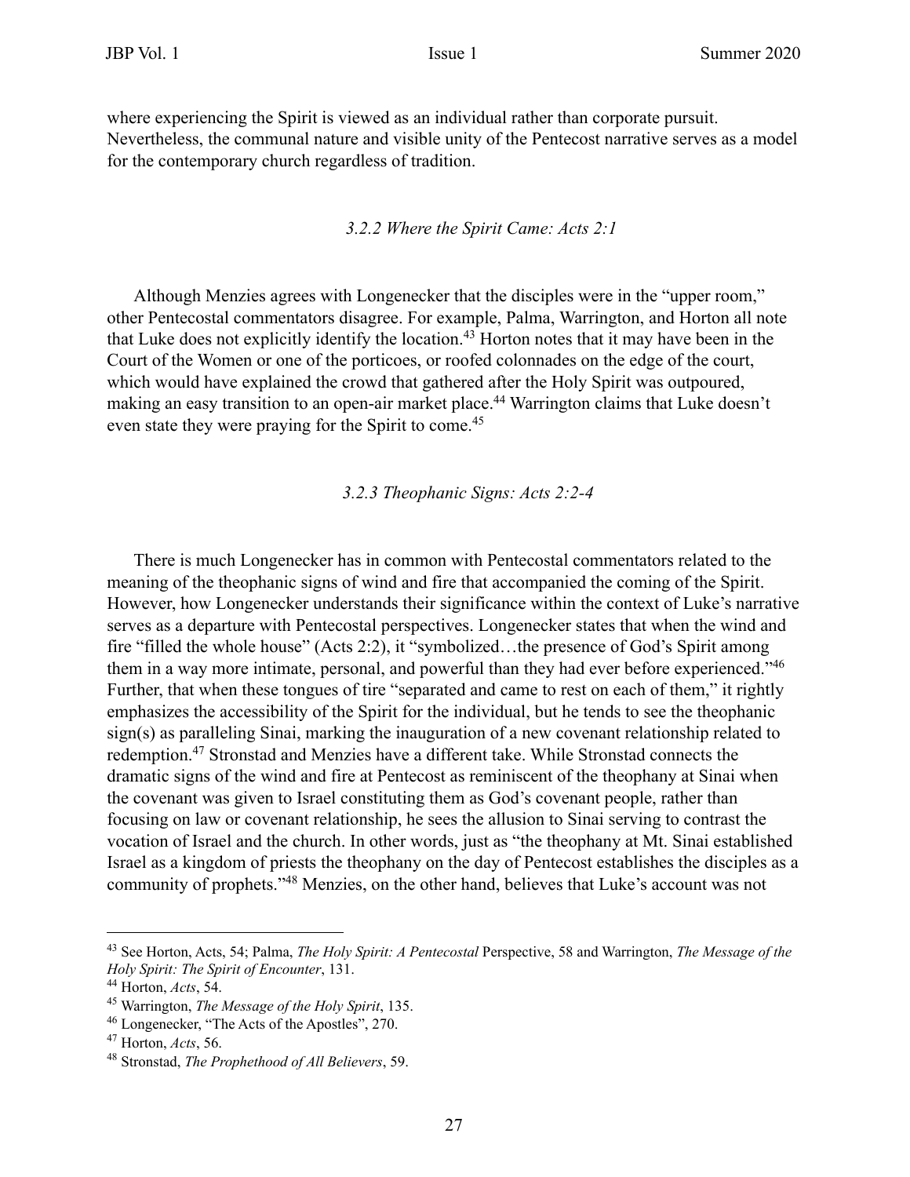where experiencing the Spirit is viewed as an individual rather than corporate pursuit. Nevertheless, the communal nature and visible unity of the Pentecost narrative serves as a model for the contemporary church regardless of tradition.

### *3.2.2 Where the Spirit Came: Acts 2:1*

Although Menzies agrees with Longenecker that the disciples were in the "upper room," other Pentecostal commentators disagree. For example, Palma, Warrington, and Horton all note that Luke does not explicitly identify the location.[43] Horton notes that it may have been in the Court of the Women or one of the porticoes, or roofed colonnades on the edge of the court, which would have explained the crowd that gathered after the Holy Spirit was outpoured, making an easy transition to an open-air market place.[44] Warrington claims that Luke doesn't even state they were praying for the Spirit to come.[45]

### *3.2.3 Theophanic Signs: Acts 2:2-4*

There is much Longenecker has in common with Pentecostal commentators related to the meaning of the theophanic signs of wind and fire that accompanied the coming of the Spirit. However, how Longenecker understands their significance within the context of Luke's narrative serves as a departure with Pentecostal perspectives. Longenecker states that when the wind and fire "filled the whole house" (Acts 2:2), it "symbolized…the presence of God's Spirit among them in a way more intimate, personal, and powerful than they had ever before experienced."[46] Further, that when these tongues of tire "separated and came to rest on each of them," it rightly emphasizes the accessibility of the Spirit for the individual, but he tends to see the theophanic sign(s) as paralleling Sinai, marking the inauguration of a new covenant relationship related to redemption.[47] Stronstad and Menzies have a different take. While Stronstad connects the dramatic signs of the wind and fire at Pentecost as reminiscent of the theophany at Sinai when the covenant was given to Israel constituting them as God's covenant people, rather than focusing on law or covenant relationship, he sees the allusion to Sinai serving to contrast the vocation of Israel and the church. In other words, just as "the theophany at Mt. Sinai established Israel as a kingdom of priests the theophany on the day of Pentecost establishes the disciples as a community of prophets."[48] Menzies, on the other hand, believes that Luke's account was not

---

[43] See Horton, Acts, 54; Palma, *The Holy Spirit: A Pentecostal* Perspective, 58 and Warrington, *The Message of the Holy Spirit: The Spirit of Encounter*, 131.

[44] Horton, *Acts*, 54.

[45] Warrington, *The Message of the Holy Spirit*, 135.

[46] Longenecker, "The Acts of the Apostles", 270.

[47] Horton, *Acts*, 56.

[48] Stronstad, *The Prophethood of All Believers*, 59.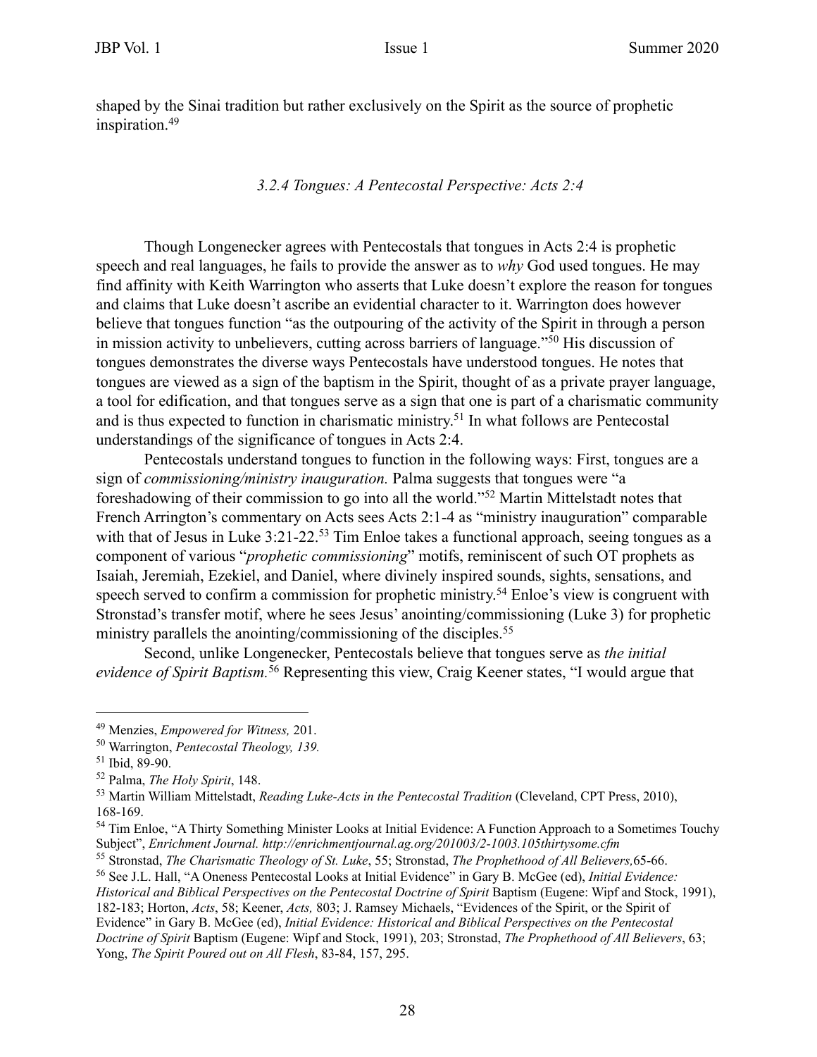shaped by the Sinai tradition but rather exclusively on the Spirit as the source of prophetic inspiration.[49]

### *3.2.4 Tongues: A Pentecostal Perspective: Acts 2:4*

Though Longenecker agrees with Pentecostals that tongues in Acts 2:4 is prophetic speech and real languages, he fails to provide the answer as to *why* God used tongues. He may find affinity with Keith Warrington who asserts that Luke doesn't explore the reason for tongues and claims that Luke doesn't ascribe an evidential character to it. Warrington does however believe that tongues function "as the outpouring of the activity of the Spirit in through a person in mission activity to unbelievers, cutting across barriers of language."[50] His discussion of tongues demonstrates the diverse ways Pentecostals have understood tongues. He notes that tongues are viewed as a sign of the baptism in the Spirit, thought of as a private prayer language, a tool for edification, and that tongues serve as a sign that one is part of a charismatic community and is thus expected to function in charismatic ministry.[51] In what follows are Pentecostal understandings of the significance of tongues in Acts 2:4.

Pentecostals understand tongues to function in the following ways: First, tongues are a sign of *commissioning/ministry inauguration.* Palma suggests that tongues were "a foreshadowing of their commission to go into all the world."[52] Martin Mittelstadt notes that French Arrington's commentary on Acts sees Acts 2:1-4 as "ministry inauguration" comparable with that of Jesus in Luke 3:21-22.[53] Tim Enloe takes a functional approach, seeing tongues as a component of various "*prophetic commissioning*" motifs, reminiscent of such OT prophets as Isaiah, Jeremiah, Ezekiel, and Daniel, where divinely inspired sounds, sights, sensations, and speech served to confirm a commission for prophetic ministry.[54] Enloe's view is congruent with Stronstad's transfer motif, where he sees Jesus' anointing/commissioning (Luke 3) for prophetic ministry parallels the anointing/commissioning of the disciples.[55]

Second, unlike Longenecker, Pentecostals believe that tongues serve as *the initial evidence of Spirit Baptism.*[56] Representing this view, Craig Keener states, "I would argue that

---

[49] Menzies, *Empowered for Witness,* 201.

[50] Warrington, *Pentecostal Theology, 139.*

[51] Ibid, 89-90.

[52] Palma, *The Holy Spirit*, 148.

[53] Martin William Mittelstadt, *Reading Luke-Acts in the Pentecostal Tradition* (Cleveland, CPT Press, 2010), 168-169.

[54] Tim Enloe, "A Thirty Something Minister Looks at Initial Evidence: A Function Approach to a Sometimes Touchy Subject", *Enrichment Journal. http://enrichmentjournal.ag.org/201003/2-1003.105thirtysome.cfm*

[55] Stronstad, *The Charismatic Theology of St. Luke*, 55; Stronstad, *The Prophethood of All Believers,*65-66.

[56] See J.L. Hall, "A Oneness Pentecostal Looks at Initial Evidence" in Gary B. McGee (ed), *Initial Evidence: Historical and Biblical Perspectives on the Pentecostal Doctrine of Spirit* Baptism (Eugene: Wipf and Stock, 1991), 182-183; Horton, *Acts*, 58; Keener, *Acts,* 803; J. Ramsey Michaels, "Evidences of the Spirit, or the Spirit of Evidence" in Gary B. McGee (ed), *Initial Evidence: Historical and Biblical Perspectives on the Pentecostal Doctrine of Spirit* Baptism (Eugene: Wipf and Stock, 1991), 203; Stronstad, *The Prophethood of All Believers*, 63; Yong, *The Spirit Poured out on All Flesh*, 83-84, 157, 295.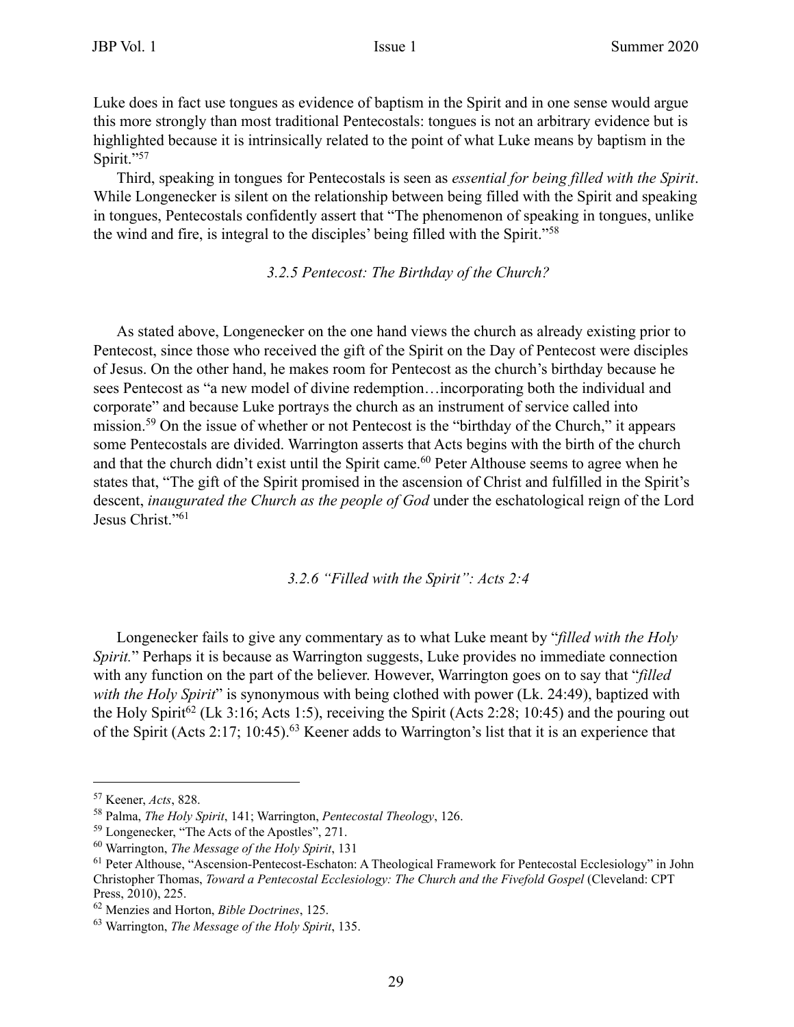Luke does in fact use tongues as evidence of baptism in the Spirit and in one sense would argue this more strongly than most traditional Pentecostals: tongues is not an arbitrary evidence but is highlighted because it is intrinsically related to the point of what Luke means by baptism in the Spirit."[57]

Third, speaking in tongues for Pentecostals is seen as *essential for being filled with the Spirit*. While Longenecker is silent on the relationship between being filled with the Spirit and speaking in tongues, Pentecostals confidently assert that "The phenomenon of speaking in tongues, unlike the wind and fire, is integral to the disciples' being filled with the Spirit."[58]

### *3.2.5 Pentecost: The Birthday of the Church?*

As stated above, Longenecker on the one hand views the church as already existing prior to Pentecost, since those who received the gift of the Spirit on the Day of Pentecost were disciples of Jesus. On the other hand, he makes room for Pentecost as the church's birthday because he sees Pentecost as "a new model of divine redemption…incorporating both the individual and corporate" and because Luke portrays the church as an instrument of service called into mission.[59] On the issue of whether or not Pentecost is the "birthday of the Church," it appears some Pentecostals are divided. Warrington asserts that Acts begins with the birth of the church and that the church didn't exist until the Spirit came.[60] Peter Althouse seems to agree when he states that, "The gift of the Spirit promised in the ascension of Christ and fulfilled in the Spirit's descent, *inaugurated the Church as the people of God* under the eschatological reign of the Lord Jesus Christ."[61]

### *3.2.6 "Filled with the Spirit": Acts 2:4*

Longenecker fails to give any commentary as to what Luke meant by "*filled with the Holy Spirit.*" Perhaps it is because as Warrington suggests, Luke provides no immediate connection with any function on the part of the believer. However, Warrington goes on to say that "*filled with the Holy Spirit*" is synonymous with being clothed with power (Lk. 24:49), baptized with the Holy Spirit[62] (Lk 3:16; Acts 1:5), receiving the Spirit (Acts 2:28; 10:45) and the pouring out of the Spirit (Acts 2:17; 10:45).[63] Keener adds to Warrington's list that it is an experience that

---

[57] Keener, *Acts*, 828.

[58] Palma, *The Holy Spirit*, 141; Warrington, *Pentecostal Theology*, 126.

[59] Longenecker, "The Acts of the Apostles", 271.

[60] Warrington, *The Message of the Holy Spirit*, 131

[61] Peter Althouse, "Ascension-Pentecost-Eschaton: A Theological Framework for Pentecostal Ecclesiology" in John Christopher Thomas, *Toward a Pentecostal Ecclesiology: The Church and the Fivefold Gospel* (Cleveland: CPT Press, 2010), 225.

[62] Menzies and Horton, *Bible Doctrines*, 125.

[63] Warrington, *The Message of the Holy Spirit*, 135.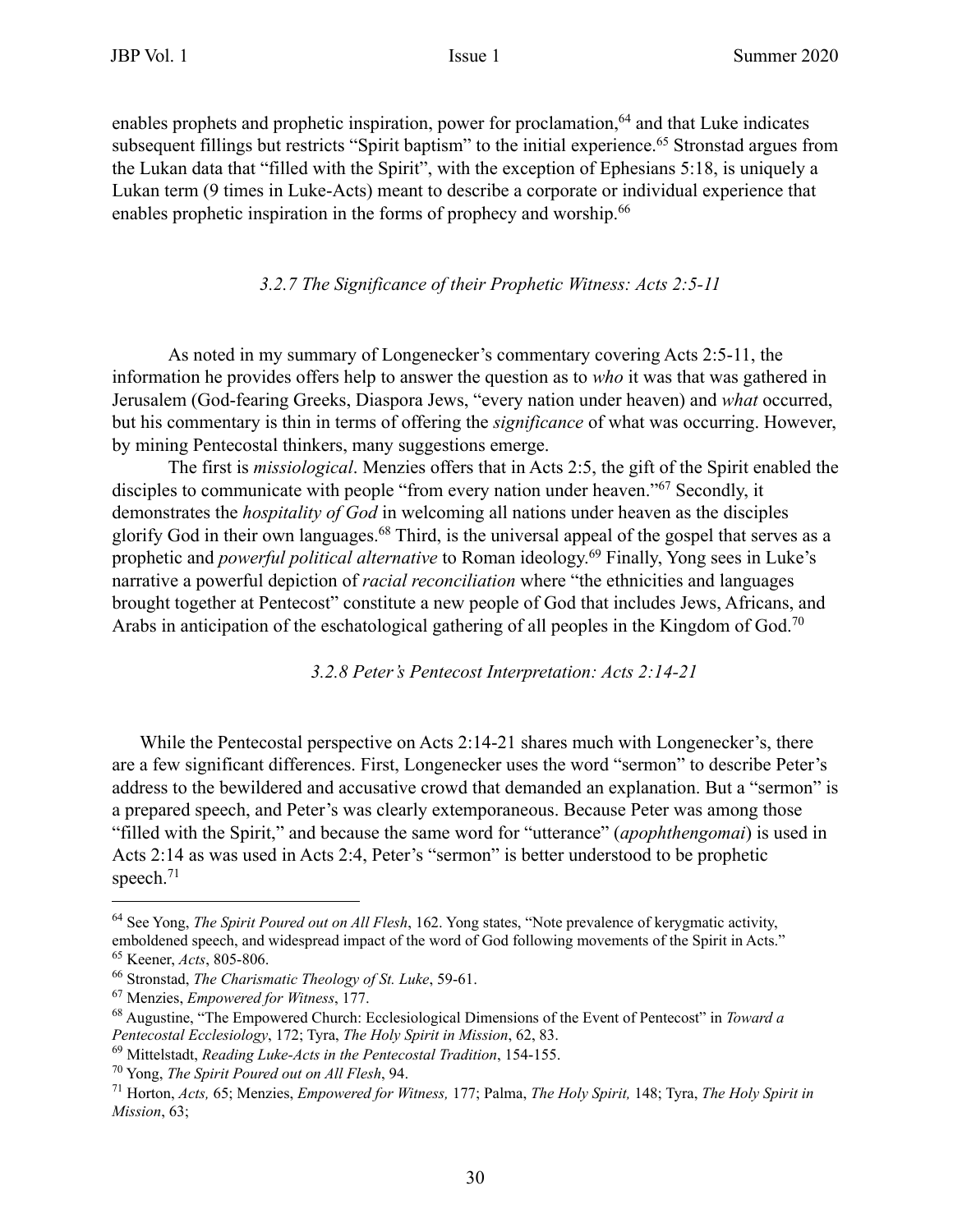enables prophets and prophetic inspiration, power for proclamation,[64] and that Luke indicates subsequent fillings but restricts "Spirit baptism" to the initial experience.[65] Stronstad argues from the Lukan data that "filled with the Spirit", with the exception of Ephesians 5:18, is uniquely a Lukan term (9 times in Luke-Acts) meant to describe a corporate or individual experience that enables prophetic inspiration in the forms of prophecy and worship.[66]

### *3.2.7 The Significance of their Prophetic Witness: Acts 2:5-11*

As noted in my summary of Longenecker's commentary covering Acts 2:5-11, the information he provides offers help to answer the question as to *who* it was that was gathered in Jerusalem (God-fearing Greeks, Diaspora Jews, "every nation under heaven) and *what* occurred, but his commentary is thin in terms of offering the *significance* of what was occurring. However, by mining Pentecostal thinkers, many suggestions emerge.

The first is *missiological*. Menzies offers that in Acts 2:5, the gift of the Spirit enabled the disciples to communicate with people "from every nation under heaven."[67] Secondly, it demonstrates the *hospitality of God* in welcoming all nations under heaven as the disciples glorify God in their own languages.[68] Third, is the universal appeal of the gospel that serves as a prophetic and *powerful political alternative* to Roman ideology.[69] Finally, Yong sees in Luke's narrative a powerful depiction of *racial reconciliation* where "the ethnicities and languages brought together at Pentecost" constitute a new people of God that includes Jews, Africans, and Arabs in anticipation of the eschatological gathering of all peoples in the Kingdom of God.[70]

### *3.2.8 Peter's Pentecost Interpretation: Acts 2:14-21*

While the Pentecostal perspective on Acts 2:14-21 shares much with Longenecker's, there are a few significant differences. First, Longenecker uses the word "sermon" to describe Peter's address to the bewildered and accusative crowd that demanded an explanation. But a "sermon" is a prepared speech, and Peter's was clearly extemporaneous. Because Peter was among those "filled with the Spirit," and because the same word for "utterance" (*apophthengomai*) is used in Acts 2:14 as was used in Acts 2:4, Peter's "sermon" is better understood to be prophetic speech.[71]

---

[64] See Yong, *The Spirit Poured out on All Flesh*, 162. Yong states, "Note prevalence of kerygmatic activity, emboldened speech, and widespread impact of the word of God following movements of the Spirit in Acts."

[65] Keener, *Acts*, 805-806.

[66] Stronstad, *The Charismatic Theology of St. Luke*, 59-61.

[67] Menzies, *Empowered for Witness*, 177.

[68] Augustine, "The Empowered Church: Ecclesiological Dimensions of the Event of Pentecost" in *Toward a Pentecostal Ecclesiology*, 172; Tyra, *The Holy Spirit in Mission*, 62, 83.

[69] Mittelstadt, *Reading Luke-Acts in the Pentecostal Tradition*, 154-155.

[70] Yong, *The Spirit Poured out on All Flesh*, 94.

[71] Horton, *Acts,* 65; Menzies, *Empowered for Witness,* 177; Palma, *The Holy Spirit,* 148; Tyra, *The Holy Spirit in Mission*, 63;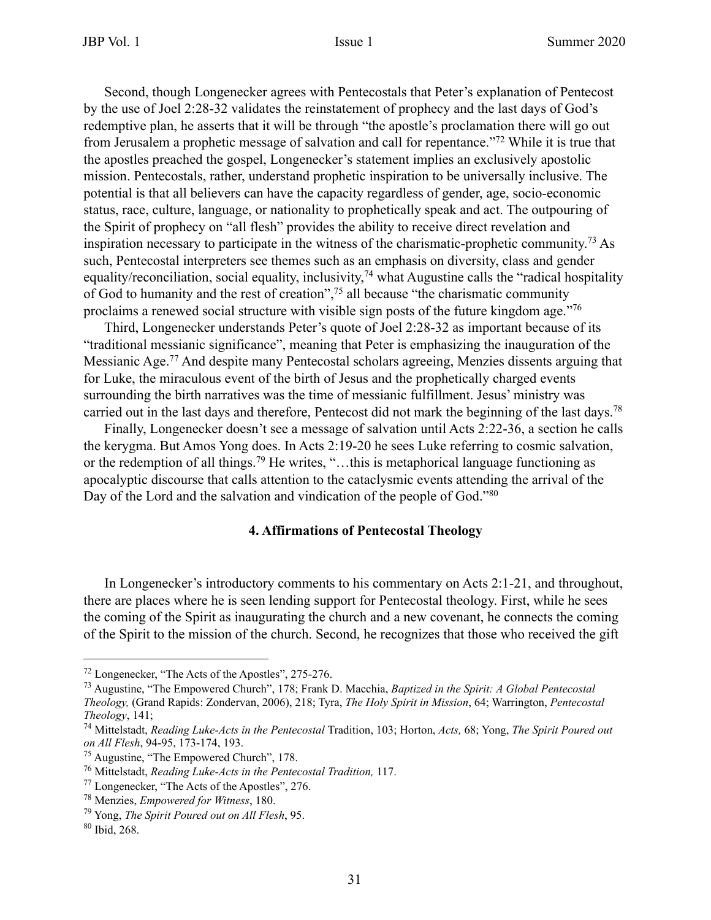Second, though Longenecker agrees with Pentecostals that Peter's explanation of Pentecost by the use of Joel 2:28-32 validates the reinstatement of prophecy and the last days of God's redemptive plan, he asserts that it will be through "the apostle's proclamation there will go out from Jerusalem a prophetic message of salvation and call for repentance."[72] While it is true that the apostles preached the gospel, Longenecker's statement implies an exclusively apostolic mission. Pentecostals, rather, understand prophetic inspiration to be universally inclusive. The potential is that all believers can have the capacity regardless of gender, age, socio-economic status, race, culture, language, or nationality to prophetically speak and act. The outpouring of the Spirit of prophecy on "all flesh" provides the ability to receive direct revelation and inspiration necessary to participate in the witness of the charismatic-prophetic community.[73] As such, Pentecostal interpreters see themes such as an emphasis on diversity, class and gender equality/reconciliation, social equality, inclusivity,[74] what Augustine calls the "radical hospitality of God to humanity and the rest of creation",[75] all because "the charismatic community proclaims a renewed social structure with visible sign posts of the future kingdom age."[76]

Third, Longenecker understands Peter's quote of Joel 2:28-32 as important because of its "traditional messianic significance", meaning that Peter is emphasizing the inauguration of the Messianic Age.[77] And despite many Pentecostal scholars agreeing, Menzies dissents arguing that for Luke, the miraculous event of the birth of Jesus and the prophetically charged events surrounding the birth narratives was the time of messianic fulfillment. Jesus' ministry was carried out in the last days and therefore, Pentecost did not mark the beginning of the last days.[78]

Finally, Longenecker doesn't see a message of salvation until Acts 2:22-36, a section he calls the kerygma. But Amos Yong does. In Acts 2:19-20 he sees Luke referring to cosmic salvation, or the redemption of all things.[79] He writes, "…this is metaphorical language functioning as apocalyptic discourse that calls attention to the cataclysmic events attending the arrival of the Day of the Lord and the salvation and vindication of the people of God."[80]

## 4. Affirmations of Pentecostal Theology

In Longenecker's introductory comments to his commentary on Acts 2:1-21, and throughout, there are places where he is seen lending support for Pentecostal theology. First, while he sees the coming of the Spirit as inaugurating the church and a new covenant, he connects the coming of the Spirit to the mission of the church. Second, he recognizes that those who received the gift

---

[72] Longenecker, "The Acts of the Apostles", 275-276.

[73] Augustine, "The Empowered Church", 178; Frank D. Macchia, *Baptized in the Spirit: A Global Pentecostal Theology,* (Grand Rapids: Zondervan, 2006), 218; Tyra, *The Holy Spirit in Mission*, 64; Warrington, *Pentecostal Theology*, 141;

[74] Mittelstadt, *Reading Luke-Acts in the Pentecostal* Tradition, 103; Horton, *Acts,* 68; Yong, *The Spirit Poured out on All Flesh*, 94-95, 173-174, 193.

[75] Augustine, "The Empowered Church", 178.

[76] Mittelstadt, *Reading Luke-Acts in the Pentecostal Tradition,* 117.

[77] Longenecker, "The Acts of the Apostles", 276.

[78] Menzies, *Empowered for Witness*, 180.

[79] Yong, *The Spirit Poured out on All Flesh*, 95.

[80] Ibid, 268.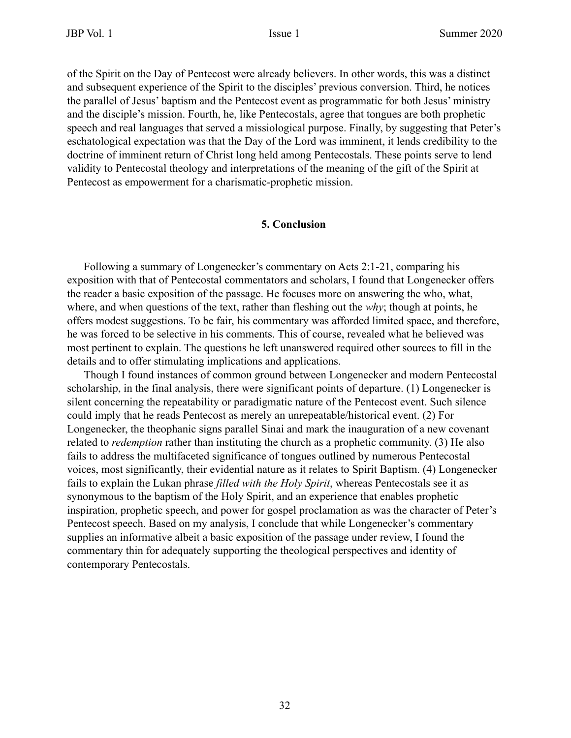of the Spirit on the Day of Pentecost were already believers. In other words, this was a distinct and subsequent experience of the Spirit to the disciples' previous conversion. Third, he notices the parallel of Jesus' baptism and the Pentecost event as programmatic for both Jesus' ministry and the disciple's mission. Fourth, he, like Pentecostals, agree that tongues are both prophetic speech and real languages that served a missiological purpose. Finally, by suggesting that Peter's eschatological expectation was that the Day of the Lord was imminent, it lends credibility to the doctrine of imminent return of Christ long held among Pentecostals. These points serve to lend validity to Pentecostal theology and interpretations of the meaning of the gift of the Spirit at Pentecost as empowerment for a charismatic-prophetic mission.

## 5. Conclusion

Following a summary of Longenecker's commentary on Acts 2:1-21, comparing his exposition with that of Pentecostal commentators and scholars, I found that Longenecker offers the reader a basic exposition of the passage. He focuses more on answering the who, what, where, and when questions of the text, rather than fleshing out the *why*; though at points, he offers modest suggestions. To be fair, his commentary was afforded limited space, and therefore, he was forced to be selective in his comments. This of course, revealed what he believed was most pertinent to explain. The questions he left unanswered required other sources to fill in the details and to offer stimulating implications and applications.

Though I found instances of common ground between Longenecker and modern Pentecostal scholarship, in the final analysis, there were significant points of departure. (1) Longenecker is silent concerning the repeatability or paradigmatic nature of the Pentecost event. Such silence could imply that he reads Pentecost as merely an unrepeatable/historical event. (2) For Longenecker, the theophanic signs parallel Sinai and mark the inauguration of a new covenant related to *redemption* rather than instituting the church as a prophetic community. (3) He also fails to address the multifaceted significance of tongues outlined by numerous Pentecostal voices, most significantly, their evidential nature as it relates to Spirit Baptism. (4) Longenecker fails to explain the Lukan phrase *filled with the Holy Spirit*, whereas Pentecostals see it as synonymous to the baptism of the Holy Spirit, and an experience that enables prophetic inspiration, prophetic speech, and power for gospel proclamation as was the character of Peter's Pentecost speech. Based on my analysis, I conclude that while Longenecker's commentary supplies an informative albeit a basic exposition of the passage under review, I found the commentary thin for adequately supporting the theological perspectives and identity of contemporary Pentecostals.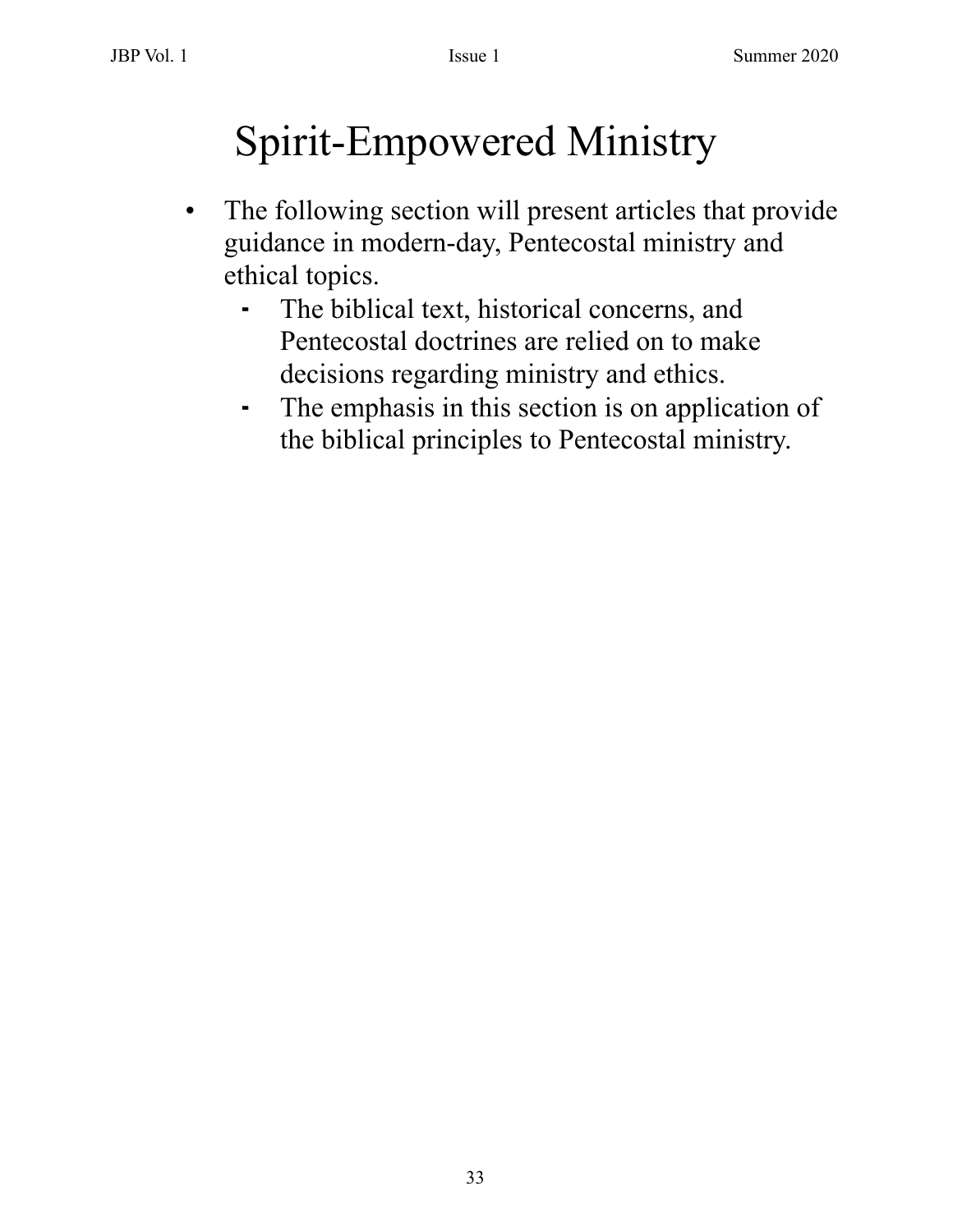# Spirit-Empowered Ministry

- The following section will present articles that provide guidance in modern-day, Pentecostal ministry and ethical topics.
  - The biblical text, historical concerns, and Pentecostal doctrines are relied on to make decisions regarding ministry and ethics.
  - The emphasis in this section is on application of the biblical principles to Pentecostal ministry.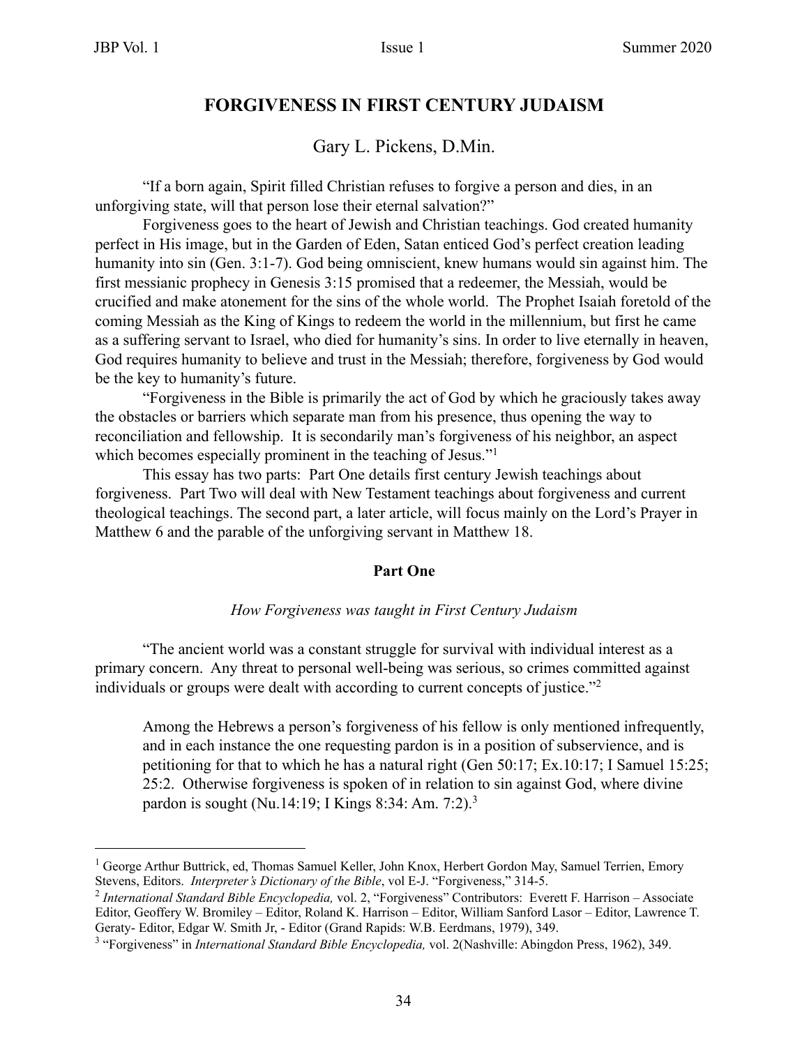# FORGIVENESS IN FIRST CENTURY JUDAISM

Gary L. Pickens, D.Min.

"If a born again, Spirit filled Christian refuses to forgive a person and dies, in an unforgiving state, will that person lose their eternal salvation?"

Forgiveness goes to the heart of Jewish and Christian teachings. God created humanity perfect in His image, but in the Garden of Eden, Satan enticed God's perfect creation leading humanity into sin (Gen. 3:1-7). God being omniscient, knew humans would sin against him. The first messianic prophecy in Genesis 3:15 promised that a redeemer, the Messiah, would be crucified and make atonement for the sins of the whole world. The Prophet Isaiah foretold of the coming Messiah as the King of Kings to redeem the world in the millennium, but first he came as a suffering servant to Israel, who died for humanity's sins. In order to live eternally in heaven, God requires humanity to believe and trust in the Messiah; therefore, forgiveness by God would be the key to humanity's future.

"Forgiveness in the Bible is primarily the act of God by which he graciously takes away the obstacles or barriers which separate man from his presence, thus opening the way to reconciliation and fellowship. It is secondarily man's forgiveness of his neighbor, an aspect which becomes especially prominent in the teaching of Jesus."[1]

This essay has two parts: Part One details first century Jewish teachings about forgiveness. Part Two will deal with New Testament teachings about forgiveness and current theological teachings. The second part, a later article, will focus mainly on the Lord's Prayer in Matthew 6 and the parable of the unforgiving servant in Matthew 18.

## Part One

*How Forgiveness was taught in First Century Judaism*

"The ancient world was a constant struggle for survival with individual interest as a primary concern. Any threat to personal well-being was serious, so crimes committed against individuals or groups were dealt with according to current concepts of justice."[2]

> Among the Hebrews a person's forgiveness of his fellow is only mentioned infrequently, and in each instance the one requesting pardon is in a position of subservience, and is petitioning for that to which he has a natural right (Gen 50:17; Ex.10:17; I Samuel 15:25; 25:2. Otherwise forgiveness is spoken of in relation to sin against God, where divine pardon is sought (Nu.14:19; I Kings 8:34: Am. 7:2).[3]

---

[1] George Arthur Buttrick, ed, Thomas Samuel Keller, John Knox, Herbert Gordon May, Samuel Terrien, Emory Stevens, Editors. *Interpreter's Dictionary of the Bible*, vol E-J. "Forgiveness," 314-5.

[2] *International Standard Bible Encyclopedia,* vol. 2, "Forgiveness" Contributors: Everett F. Harrison – Associate Editor, Geoffery W. Bromiley – Editor, Roland K. Harrison – Editor, William Sanford Lasor – Editor, Lawrence T. Geraty- Editor, Edgar W. Smith Jr, - Editor (Grand Rapids: W.B. Eerdmans, 1979), 349.

[3] "Forgiveness" in *International Standard Bible Encyclopedia,* vol. 2(Nashville: Abingdon Press, 1962), 349.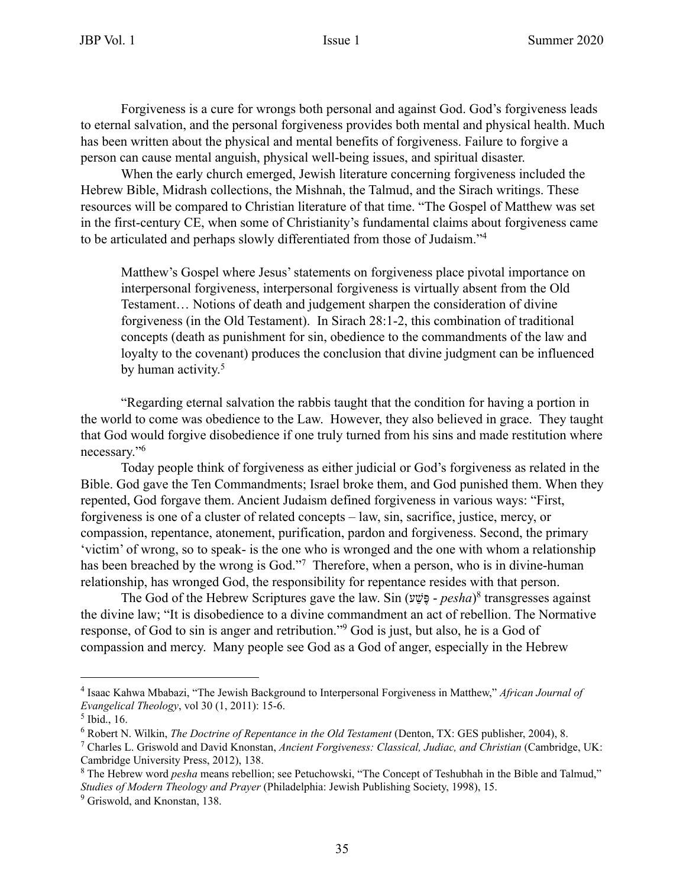Forgiveness is a cure for wrongs both personal and against God. God's forgiveness leads to eternal salvation, and the personal forgiveness provides both mental and physical health. Much has been written about the physical and mental benefits of forgiveness. Failure to forgive a person can cause mental anguish, physical well-being issues, and spiritual disaster.

When the early church emerged, Jewish literature concerning forgiveness included the Hebrew Bible, Midrash collections, the Mishnah, the Talmud, and the Sirach writings. These resources will be compared to Christian literature of that time. "The Gospel of Matthew was set in the first-century CE, when some of Christianity's fundamental claims about forgiveness came to be articulated and perhaps slowly differentiated from those of Judaism."[4]

> Matthew's Gospel where Jesus' statements on forgiveness place pivotal importance on interpersonal forgiveness, interpersonal forgiveness is virtually absent from the Old Testament… Notions of death and judgement sharpen the consideration of divine forgiveness (in the Old Testament). In Sirach 28:1-2, this combination of traditional concepts (death as punishment for sin, obedience to the commandments of the law and loyalty to the covenant) produces the conclusion that divine judgment can be influenced by human activity.[5]

"Regarding eternal salvation the rabbis taught that the condition for having a portion in the world to come was obedience to the Law. However, they also believed in grace. They taught that God would forgive disobedience if one truly turned from his sins and made restitution where necessary."[6]

Today people think of forgiveness as either judicial or God's forgiveness as related in the Bible. God gave the Ten Commandments; Israel broke them, and God punished them. When they repented, God forgave them. Ancient Judaism defined forgiveness in various ways: "First, forgiveness is one of a cluster of related concepts – law, sin, sacrifice, justice, mercy, or compassion, repentance, atonement, purification, pardon and forgiveness. Second, the primary 'victim' of wrong, so to speak- is the one who is wronged and the one with whom a relationship has been breached by the wrong is God."[7] Therefore, when a person, who is in divine-human relationship, has wronged God, the responsibility for repentance resides with that person.

The God of the Hebrew Scriptures gave the law. Sin (פֶּשַׁע - *pesha*)[8] transgresses against the divine law; "It is disobedience to a divine commandment an act of rebellion. The Normative response, of God to sin is anger and retribution."[9] God is just, but also, he is a God of compassion and mercy. Many people see God as a God of anger, especially in the Hebrew

---

[4] Isaac Kahwa Mbabazi, "The Jewish Background to Interpersonal Forgiveness in Matthew," *African Journal of Evangelical Theology*, vol 30 (1, 2011): 15-6.

[5] Ibid., 16.

[6] Robert N. Wilkin, *The Doctrine of Repentance in the Old Testament* (Denton, TX: GES publisher, 2004), 8.

[7] Charles L. Griswold and David Knonstan, *Ancient Forgiveness: Classical, Judiac, and Christian* (Cambridge, UK: Cambridge University Press, 2012), 138.

[8] The Hebrew word *pesha* means rebellion; see Petuchowski, "The Concept of Teshubhah in the Bible and Talmud," *Studies of Modern Theology and Prayer* (Philadelphia: Jewish Publishing Society, 1998), 15.

[9] Griswold, and Knonstan, 138.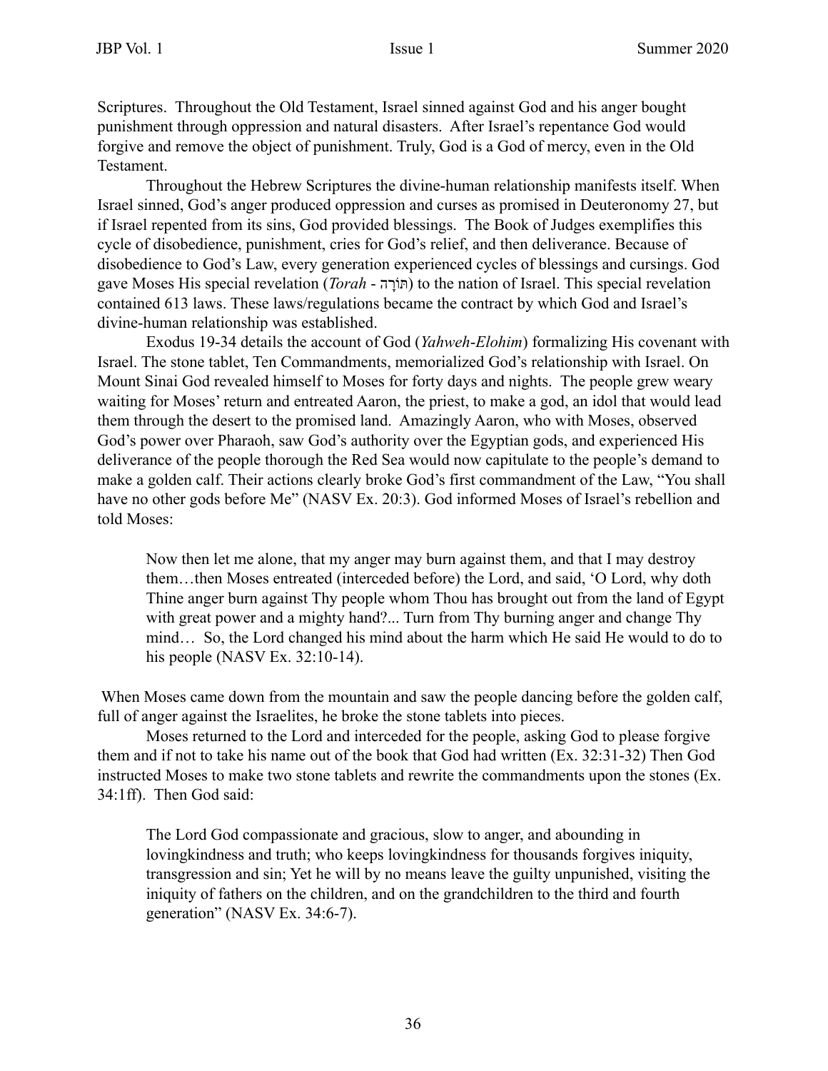Scriptures. Throughout the Old Testament, Israel sinned against God and his anger bought punishment through oppression and natural disasters. After Israel's repentance God would forgive and remove the object of punishment. Truly, God is a God of mercy, even in the Old Testament.

Throughout the Hebrew Scriptures the divine-human relationship manifests itself. When Israel sinned, God's anger produced oppression and curses as promised in Deuteronomy 27, but if Israel repented from its sins, God provided blessings. The Book of Judges exemplifies this cycle of disobedience, punishment, cries for God's relief, and then deliverance. Because of disobedience to God's Law, every generation experienced cycles of blessings and cursings. God gave Moses His special revelation (*Torah* - תּוֹרָה) to the nation of Israel. This special revelation contained 613 laws. These laws/regulations became the contract by which God and Israel's divine-human relationship was established.

Exodus 19-34 details the account of God (*Yahweh-Elohim*) formalizing His covenant with Israel. The stone tablet, Ten Commandments, memorialized God's relationship with Israel. On Mount Sinai God revealed himself to Moses for forty days and nights. The people grew weary waiting for Moses' return and entreated Aaron, the priest, to make a god, an idol that would lead them through the desert to the promised land. Amazingly Aaron, who with Moses, observed God's power over Pharaoh, saw God's authority over the Egyptian gods, and experienced His deliverance of the people thorough the Red Sea would now capitulate to the people's demand to make a golden calf. Their actions clearly broke God's first commandment of the Law, "You shall have no other gods before Me" (NASV Ex. 20:3). God informed Moses of Israel's rebellion and told Moses:

> Now then let me alone, that my anger may burn against them, and that I may destroy them…then Moses entreated (interceded before) the Lord, and said, 'O Lord, why doth Thine anger burn against Thy people whom Thou has brought out from the land of Egypt with great power and a mighty hand?... Turn from Thy burning anger and change Thy mind… So, the Lord changed his mind about the harm which He said He would to do to his people (NASV Ex. 32:10-14).

When Moses came down from the mountain and saw the people dancing before the golden calf, full of anger against the Israelites, he broke the stone tablets into pieces.

Moses returned to the Lord and interceded for the people, asking God to please forgive them and if not to take his name out of the book that God had written (Ex. 32:31-32) Then God instructed Moses to make two stone tablets and rewrite the commandments upon the stones (Ex. 34:1ff). Then God said:

> The Lord God compassionate and gracious, slow to anger, and abounding in lovingkindness and truth; who keeps lovingkindness for thousands forgives iniquity, transgression and sin; Yet he will by no means leave the guilty unpunished, visiting the iniquity of fathers on the children, and on the grandchildren to the third and fourth generation" (NASV Ex. 34:6-7).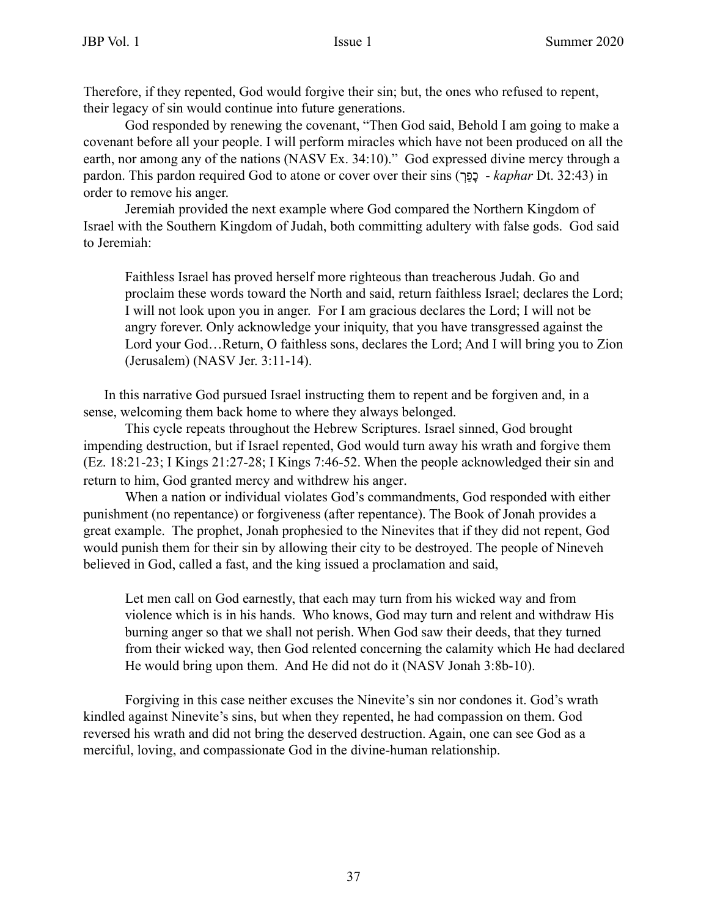Therefore, if they repented, God would forgive their sin; but, the ones who refused to repent, their legacy of sin would continue into future generations.

God responded by renewing the covenant, "Then God said, Behold I am going to make a covenant before all your people. I will perform miracles which have not been produced on all the earth, nor among any of the nations (NASV Ex. 34:10)." God expressed divine mercy through a pardon. This pardon required God to atone or cover over their sins (כָּפַר - *kaphar* Dt. 32:43) in order to remove his anger.

Jeremiah provided the next example where God compared the Northern Kingdom of Israel with the Southern Kingdom of Judah, both committing adultery with false gods. God said to Jeremiah:

> Faithless Israel has proved herself more righteous than treacherous Judah. Go and proclaim these words toward the North and said, return faithless Israel; declares the Lord; I will not look upon you in anger. For I am gracious declares the Lord; I will not be angry forever. Only acknowledge your iniquity, that you have transgressed against the Lord your God…Return, O faithless sons, declares the Lord; And I will bring you to Zion (Jerusalem) (NASV Jer. 3:11-14).

In this narrative God pursued Israel instructing them to repent and be forgiven and, in a sense, welcoming them back home to where they always belonged.

This cycle repeats throughout the Hebrew Scriptures. Israel sinned, God brought impending destruction, but if Israel repented, God would turn away his wrath and forgive them (Ez. 18:21-23; I Kings 21:27-28; I Kings 7:46-52. When the people acknowledged their sin and return to him, God granted mercy and withdrew his anger.

When a nation or individual violates God's commandments, God responded with either punishment (no repentance) or forgiveness (after repentance). The Book of Jonah provides a great example. The prophet, Jonah prophesied to the Ninevites that if they did not repent, God would punish them for their sin by allowing their city to be destroyed. The people of Nineveh believed in God, called a fast, and the king issued a proclamation and said,

> Let men call on God earnestly, that each may turn from his wicked way and from violence which is in his hands. Who knows, God may turn and relent and withdraw His burning anger so that we shall not perish. When God saw their deeds, that they turned from their wicked way, then God relented concerning the calamity which He had declared He would bring upon them. And He did not do it (NASV Jonah 3:8b-10).

Forgiving in this case neither excuses the Ninevite's sin nor condones it. God's wrath kindled against Ninevite's sins, but when they repented, he had compassion on them. God reversed his wrath and did not bring the deserved destruction. Again, one can see God as a merciful, loving, and compassionate God in the divine-human relationship.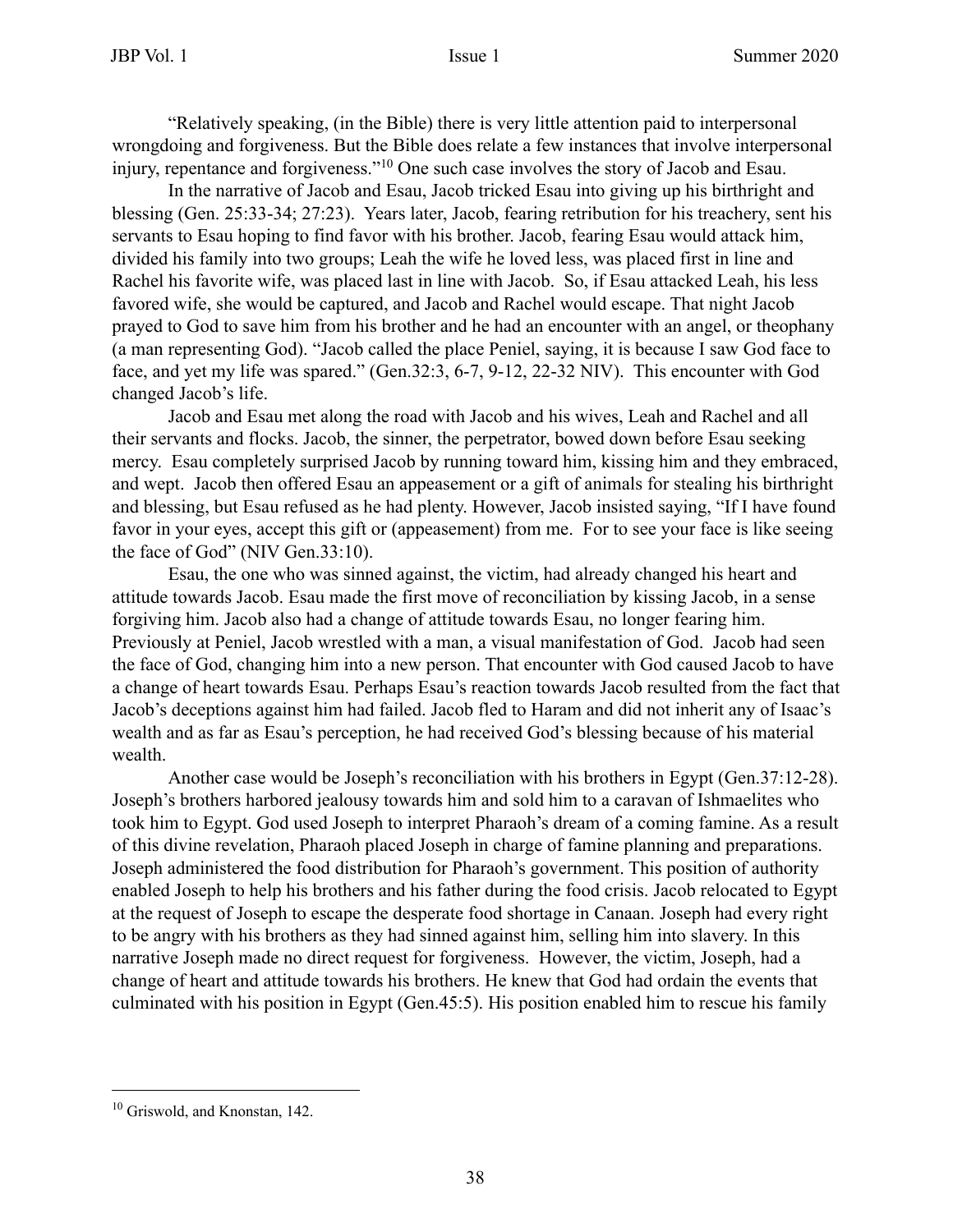"Relatively speaking, (in the Bible) there is very little attention paid to interpersonal wrongdoing and forgiveness. But the Bible does relate a few instances that involve interpersonal injury, repentance and forgiveness."[10] One such case involves the story of Jacob and Esau.

In the narrative of Jacob and Esau, Jacob tricked Esau into giving up his birthright and blessing (Gen. 25:33-34; 27:23). Years later, Jacob, fearing retribution for his treachery, sent his servants to Esau hoping to find favor with his brother. Jacob, fearing Esau would attack him, divided his family into two groups; Leah the wife he loved less, was placed first in line and Rachel his favorite wife, was placed last in line with Jacob. So, if Esau attacked Leah, his less favored wife, she would be captured, and Jacob and Rachel would escape. That night Jacob prayed to God to save him from his brother and he had an encounter with an angel, or theophany (a man representing God). "Jacob called the place Peniel, saying, it is because I saw God face to face, and yet my life was spared." (Gen.32:3, 6-7, 9-12, 22-32 NIV). This encounter with God changed Jacob's life.

Jacob and Esau met along the road with Jacob and his wives, Leah and Rachel and all their servants and flocks. Jacob, the sinner, the perpetrator, bowed down before Esau seeking mercy. Esau completely surprised Jacob by running toward him, kissing him and they embraced, and wept. Jacob then offered Esau an appeasement or a gift of animals for stealing his birthright and blessing, but Esau refused as he had plenty. However, Jacob insisted saying, "If I have found favor in your eyes, accept this gift or (appeasement) from me. For to see your face is like seeing the face of God" (NIV Gen.33:10).

Esau, the one who was sinned against, the victim, had already changed his heart and attitude towards Jacob. Esau made the first move of reconciliation by kissing Jacob, in a sense forgiving him. Jacob also had a change of attitude towards Esau, no longer fearing him. Previously at Peniel, Jacob wrestled with a man, a visual manifestation of God. Jacob had seen the face of God, changing him into a new person. That encounter with God caused Jacob to have a change of heart towards Esau. Perhaps Esau's reaction towards Jacob resulted from the fact that Jacob's deceptions against him had failed. Jacob fled to Haram and did not inherit any of Isaac's wealth and as far as Esau's perception, he had received God's blessing because of his material wealth.

Another case would be Joseph's reconciliation with his brothers in Egypt (Gen.37:12-28). Joseph's brothers harbored jealousy towards him and sold him to a caravan of Ishmaelites who took him to Egypt. God used Joseph to interpret Pharaoh's dream of a coming famine. As a result of this divine revelation, Pharaoh placed Joseph in charge of famine planning and preparations. Joseph administered the food distribution for Pharaoh's government. This position of authority enabled Joseph to help his brothers and his father during the food crisis. Jacob relocated to Egypt at the request of Joseph to escape the desperate food shortage in Canaan. Joseph had every right to be angry with his brothers as they had sinned against him, selling him into slavery. In this narrative Joseph made no direct request for forgiveness. However, the victim, Joseph, had a change of heart and attitude towards his brothers. He knew that God had ordain the events that culminated with his position in Egypt (Gen.45:5). His position enabled him to rescue his family

[10] Griswold, and Knonstan, 142.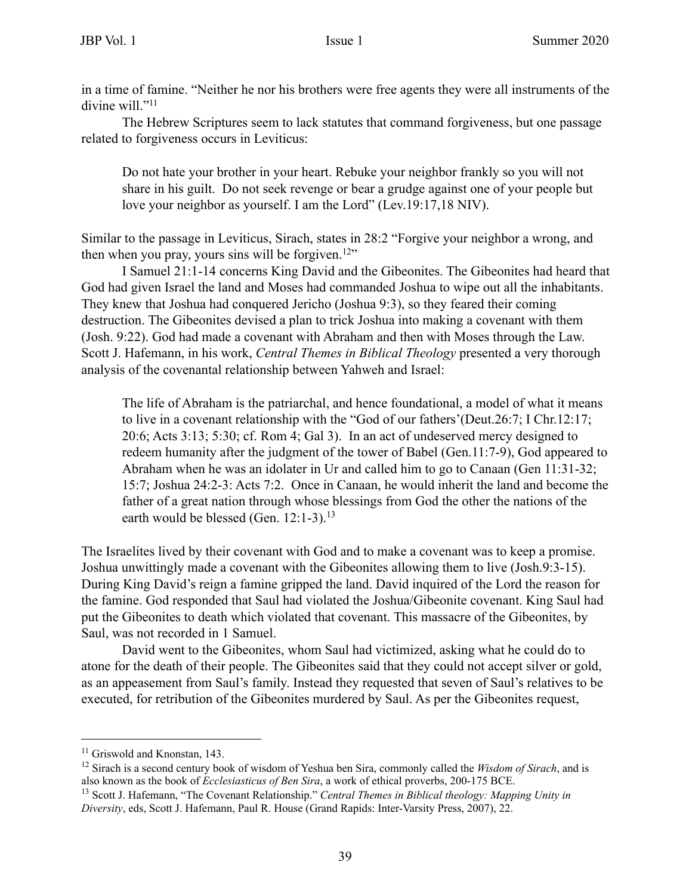in a time of famine. "Neither he nor his brothers were free agents they were all instruments of the divine will."[11]

The Hebrew Scriptures seem to lack statutes that command forgiveness, but one passage related to forgiveness occurs in Leviticus:

> Do not hate your brother in your heart. Rebuke your neighbor frankly so you will not share in his guilt. Do not seek revenge or bear a grudge against one of your people but love your neighbor as yourself. I am the Lord" (Lev.19:17,18 NIV).

Similar to the passage in Leviticus, Sirach, states in 28:2 "Forgive your neighbor a wrong, and then when you pray, yours sins will be forgiven.[12]"

I Samuel 21:1-14 concerns King David and the Gibeonites. The Gibeonites had heard that God had given Israel the land and Moses had commanded Joshua to wipe out all the inhabitants. They knew that Joshua had conquered Jericho (Joshua 9:3), so they feared their coming destruction. The Gibeonites devised a plan to trick Joshua into making a covenant with them (Josh. 9:22). God had made a covenant with Abraham and then with Moses through the Law. Scott J. Hafemann, in his work, *Central Themes in Biblical Theology* presented a very thorough analysis of the covenantal relationship between Yahweh and Israel:

> The life of Abraham is the patriarchal, and hence foundational, a model of what it means to live in a covenant relationship with the "God of our fathers'(Deut.26:7; I Chr.12:17; 20:6; Acts 3:13; 5:30; cf. Rom 4; Gal 3). In an act of undeserved mercy designed to redeem humanity after the judgment of the tower of Babel (Gen.11:7-9), God appeared to Abraham when he was an idolater in Ur and called him to go to Canaan (Gen 11:31-32; 15:7; Joshua 24:2-3: Acts 7:2. Once in Canaan, he would inherit the land and become the father of a great nation through whose blessings from God the other the nations of the earth would be blessed (Gen. 12:1-3).[13]

The Israelites lived by their covenant with God and to make a covenant was to keep a promise. Joshua unwittingly made a covenant with the Gibeonites allowing them to live (Josh.9:3-15). During King David's reign a famine gripped the land. David inquired of the Lord the reason for the famine. God responded that Saul had violated the Joshua/Gibeonite covenant. King Saul had put the Gibeonites to death which violated that covenant. This massacre of the Gibeonites, by Saul, was not recorded in 1 Samuel.

David went to the Gibeonites, whom Saul had victimized, asking what he could do to atone for the death of their people. The Gibeonites said that they could not accept silver or gold, as an appeasement from Saul's family. Instead they requested that seven of Saul's relatives to be executed, for retribution of the Gibeonites murdered by Saul. As per the Gibeonites request,

---

[11] Griswold and Knonstan, 143.

[12] Sirach is a second century book of wisdom of Yeshua ben Sira, commonly called the *Wisdom of Sirach*, and is also known as the book of *Ecclesiasticus of Ben Sira*, a work of ethical proverbs, 200-175 BCE.

[13] Scott J. Hafemann, "The Covenant Relationship." *Central Themes in Biblical theology: Mapping Unity in Diversity*, eds, Scott J. Hafemann, Paul R. House (Grand Rapids: Inter-Varsity Press, 2007), 22.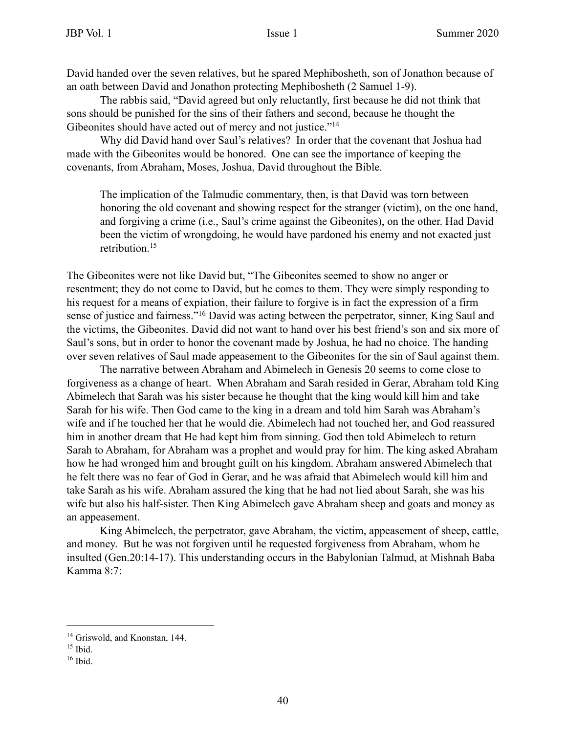David handed over the seven relatives, but he spared Mephibosheth, son of Jonathon because of an oath between David and Jonathon protecting Mephibosheth (2 Samuel 1-9).

The rabbis said, "David agreed but only reluctantly, first because he did not think that sons should be punished for the sins of their fathers and second, because he thought the Gibeonites should have acted out of mercy and not justice."[14]

Why did David hand over Saul's relatives? In order that the covenant that Joshua had made with the Gibeonites would be honored. One can see the importance of keeping the covenants, from Abraham, Moses, Joshua, David throughout the Bible.

> The implication of the Talmudic commentary, then, is that David was torn between honoring the old covenant and showing respect for the stranger (victim), on the one hand, and forgiving a crime (i.e., Saul's crime against the Gibeonites), on the other. Had David been the victim of wrongdoing, he would have pardoned his enemy and not exacted just retribution.[15]

The Gibeonites were not like David but, "The Gibeonites seemed to show no anger or resentment; they do not come to David, but he comes to them. They were simply responding to his request for a means of expiation, their failure to forgive is in fact the expression of a firm sense of justice and fairness."[16] David was acting between the perpetrator, sinner, King Saul and the victims, the Gibeonites. David did not want to hand over his best friend's son and six more of Saul's sons, but in order to honor the covenant made by Joshua, he had no choice. The handing over seven relatives of Saul made appeasement to the Gibeonites for the sin of Saul against them.

The narrative between Abraham and Abimelech in Genesis 20 seems to come close to forgiveness as a change of heart. When Abraham and Sarah resided in Gerar, Abraham told King Abimelech that Sarah was his sister because he thought that the king would kill him and take Sarah for his wife. Then God came to the king in a dream and told him Sarah was Abraham's wife and if he touched her that he would die. Abimelech had not touched her, and God reassured him in another dream that He had kept him from sinning. God then told Abimelech to return Sarah to Abraham, for Abraham was a prophet and would pray for him. The king asked Abraham how he had wronged him and brought guilt on his kingdom. Abraham answered Abimelech that he felt there was no fear of God in Gerar, and he was afraid that Abimelech would kill him and take Sarah as his wife. Abraham assured the king that he had not lied about Sarah, she was his wife but also his half-sister. Then King Abimelech gave Abraham sheep and goats and money as an appeasement.

King Abimelech, the perpetrator, gave Abraham, the victim, appeasement of sheep, cattle, and money. But he was not forgiven until he requested forgiveness from Abraham, whom he insulted (Gen.20:14-17). This understanding occurs in the Babylonian Talmud, at Mishnah Baba Kamma 8:7:

---

[14] Griswold, and Knonstan, 144.

[15] Ibid.

[16] Ibid.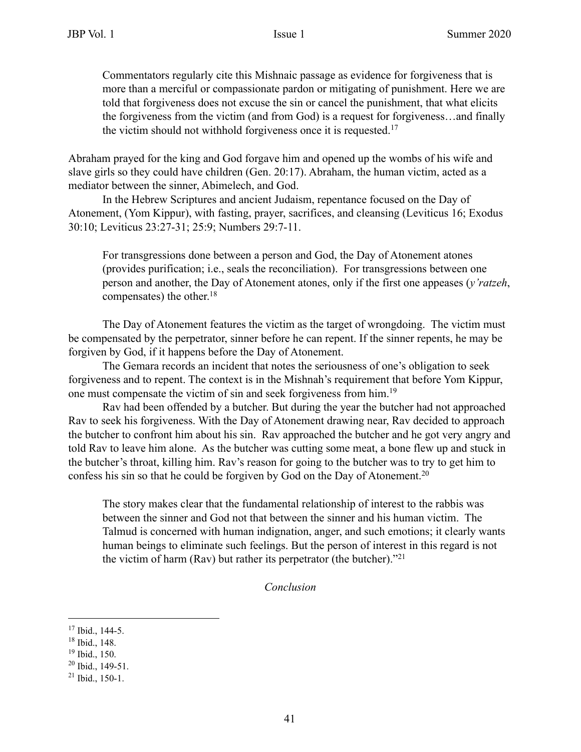> Commentators regularly cite this Mishnaic passage as evidence for forgiveness that is more than a merciful or compassionate pardon or mitigating of punishment. Here we are told that forgiveness does not excuse the sin or cancel the punishment, that what elicits the forgiveness from the victim (and from God) is a request for forgiveness…and finally the victim should not withhold forgiveness once it is requested.[17]

Abraham prayed for the king and God forgave him and opened up the wombs of his wife and slave girls so they could have children (Gen. 20:17). Abraham, the human victim, acted as a mediator between the sinner, Abimelech, and God.

In the Hebrew Scriptures and ancient Judaism, repentance focused on the Day of Atonement, (Yom Kippur), with fasting, prayer, sacrifices, and cleansing (Leviticus 16; Exodus 30:10; Leviticus 23:27-31; 25:9; Numbers 29:7-11.

> For transgressions done between a person and God, the Day of Atonement atones (provides purification; i.e., seals the reconciliation). For transgressions between one person and another, the Day of Atonement atones, only if the first one appeases (*y'ratzeh*, compensates) the other.[18]

The Day of Atonement features the victim as the target of wrongdoing. The victim must be compensated by the perpetrator, sinner before he can repent. If the sinner repents, he may be forgiven by God, if it happens before the Day of Atonement.

The Gemara records an incident that notes the seriousness of one's obligation to seek forgiveness and to repent. The context is in the Mishnah's requirement that before Yom Kippur, one must compensate the victim of sin and seek forgiveness from him.[19]

Rav had been offended by a butcher. But during the year the butcher had not approached Rav to seek his forgiveness. With the Day of Atonement drawing near, Rav decided to approach the butcher to confront him about his sin. Rav approached the butcher and he got very angry and told Rav to leave him alone. As the butcher was cutting some meat, a bone flew up and stuck in the butcher's throat, killing him. Rav's reason for going to the butcher was to try to get him to confess his sin so that he could be forgiven by God on the Day of Atonement.[20]

> The story makes clear that the fundamental relationship of interest to the rabbis was between the sinner and God not that between the sinner and his human victim. The Talmud is concerned with human indignation, anger, and such emotions; it clearly wants human beings to eliminate such feelings. But the person of interest in this regard is not the victim of harm (Rav) but rather its perpetrator (the butcher)."[21]

*Conclusion*

---

[17] Ibid., 144-5.

[18] Ibid., 148.

[19] Ibid., 150.

[20] Ibid., 149-51.

[21] Ibid., 150-1.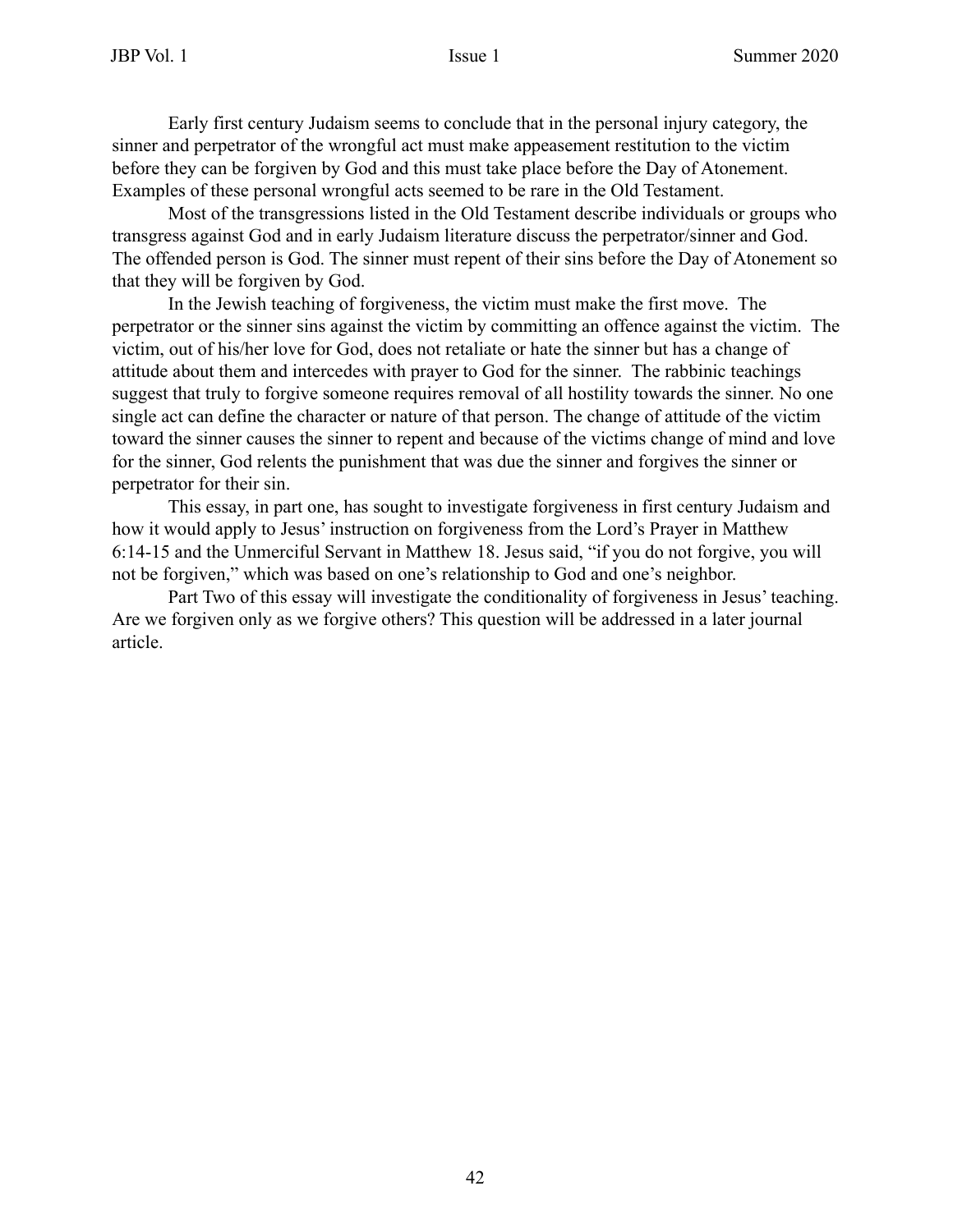Early first century Judaism seems to conclude that in the personal injury category, the sinner and perpetrator of the wrongful act must make appeasement restitution to the victim before they can be forgiven by God and this must take place before the Day of Atonement. Examples of these personal wrongful acts seemed to be rare in the Old Testament.

Most of the transgressions listed in the Old Testament describe individuals or groups who transgress against God and in early Judaism literature discuss the perpetrator/sinner and God. The offended person is God. The sinner must repent of their sins before the Day of Atonement so that they will be forgiven by God.

In the Jewish teaching of forgiveness, the victim must make the first move. The perpetrator or the sinner sins against the victim by committing an offence against the victim. The victim, out of his/her love for God, does not retaliate or hate the sinner but has a change of attitude about them and intercedes with prayer to God for the sinner. The rabbinic teachings suggest that truly to forgive someone requires removal of all hostility towards the sinner. No one single act can define the character or nature of that person. The change of attitude of the victim toward the sinner causes the sinner to repent and because of the victims change of mind and love for the sinner, God relents the punishment that was due the sinner and forgives the sinner or perpetrator for their sin.

This essay, in part one, has sought to investigate forgiveness in first century Judaism and how it would apply to Jesus' instruction on forgiveness from the Lord's Prayer in Matthew 6:14-15 and the Unmerciful Servant in Matthew 18. Jesus said, "if you do not forgive, you will not be forgiven," which was based on one's relationship to God and one's neighbor.

Part Two of this essay will investigate the conditionality of forgiveness in Jesus' teaching. Are we forgiven only as we forgive others? This question will be addressed in a later journal article.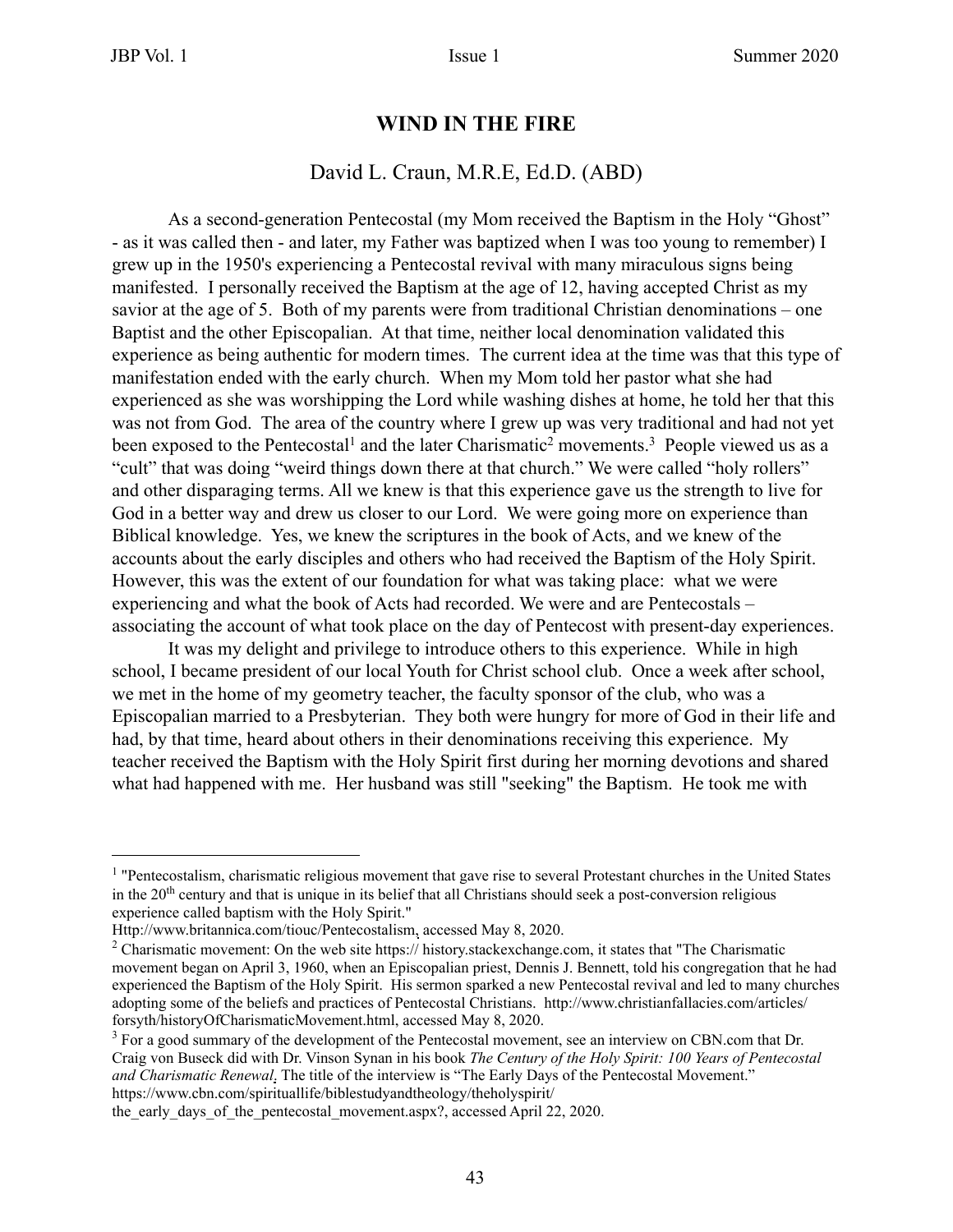# WIND IN THE FIRE

David L. Craun, M.R.E, Ed.D. (ABD)

As a second-generation Pentecostal (my Mom received the Baptism in the Holy "Ghost" - as it was called then - and later, my Father was baptized when I was too young to remember) I grew up in the 1950's experiencing a Pentecostal revival with many miraculous signs being manifested. I personally received the Baptism at the age of 12, having accepted Christ as my savior at the age of 5. Both of my parents were from traditional Christian denominations – one Baptist and the other Episcopalian. At that time, neither local denomination validated this experience as being authentic for modern times. The current idea at the time was that this type of manifestation ended with the early church. When my Mom told her pastor what she had experienced as she was worshipping the Lord while washing dishes at home, he told her that this was not from God. The area of the country where I grew up was very traditional and had not yet been exposed to the Pentecostal[1] and the later Charismatic[2] movements.[3] People viewed us as a "cult" that was doing "weird things down there at that church." We were called "holy rollers" and other disparaging terms. All we knew is that this experience gave us the strength to live for God in a better way and drew us closer to our Lord. We were going more on experience than Biblical knowledge. Yes, we knew the scriptures in the book of Acts, and we knew of the accounts about the early disciples and others who had received the Baptism of the Holy Spirit. However, this was the extent of our foundation for what was taking place: what we were experiencing and what the book of Acts had recorded. We were and are Pentecostals – associating the account of what took place on the day of Pentecost with present-day experiences.

It was my delight and privilege to introduce others to this experience. While in high school, I became president of our local Youth for Christ school club. Once a week after school, we met in the home of my geometry teacher, the faculty sponsor of the club, who was a Episcopalian married to a Presbyterian. They both were hungry for more of God in their life and had, by that time, heard about others in their denominations receiving this experience. My teacher received the Baptism with the Holy Spirit first during her morning devotions and shared what had happened with me. Her husband was still "seeking" the Baptism. He took me with

---

[1] "Pentecostalism, charismatic religious movement that gave rise to several Protestant churches in the United States in the 20th century and that is unique in its belief that all Christians should seek a post-conversion religious experience called baptism with the Holy Spirit." Http://www.britannica.com/tiouc/Pentecostalism, accessed May 8, 2020.

[2] Charismatic movement: On the web site https:// history.stackexchange.com, it states that "The Charismatic movement began on April 3, 1960, when an Episcopalian priest, Dennis J. Bennett, told his congregation that he had experienced the Baptism of the Holy Spirit. His sermon sparked a new Pentecostal revival and led to many churches adopting some of the beliefs and practices of Pentecostal Christians. http://www.christianfallacies.com/articles/forsyth/historyOfCharismaticMovement.html, accessed May 8, 2020.

[3] For a good summary of the development of the Pentecostal movement, see an interview on CBN.com that Dr. Craig von Buseck did with Dr. Vinson Synan in his book *The Century of the Holy Spirit: 100 Years of Pentecostal and Charismatic Renewal*. The title of the interview is "The Early Days of the Pentecostal Movement." https://www.cbn.com/spirituallife/biblestudyandtheology/theholyspirit/the_early_days_of_the_pentecostal_movement.aspx?, accessed April 22, 2020.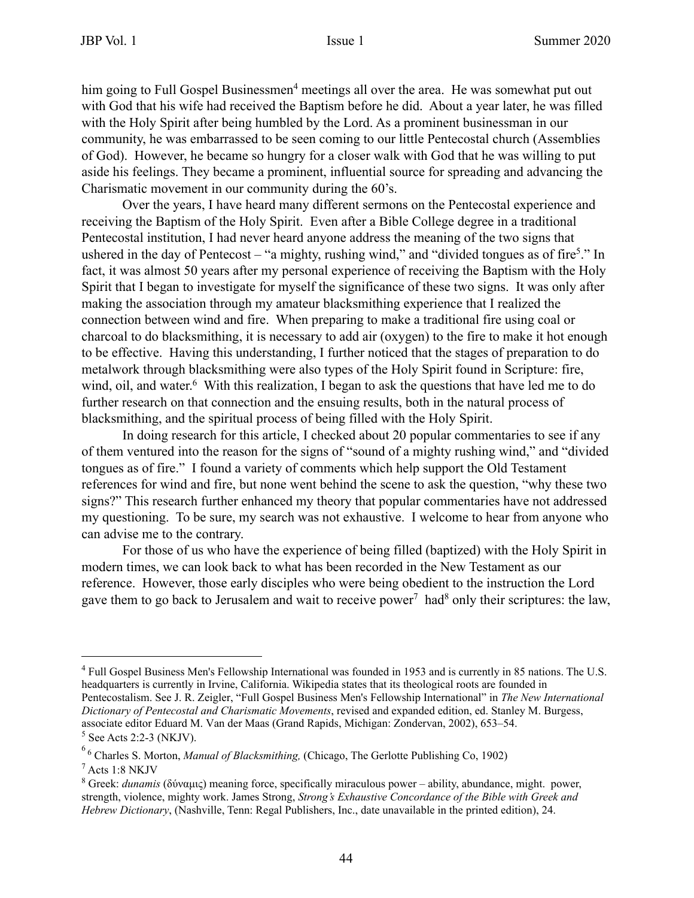him going to Full Gospel Businessmen[4] meetings all over the area. He was somewhat put out with God that his wife had received the Baptism before he did. About a year later, he was filled with the Holy Spirit after being humbled by the Lord. As a prominent businessman in our community, he was embarrassed to be seen coming to our little Pentecostal church (Assemblies of God). However, he became so hungry for a closer walk with God that he was willing to put aside his feelings. They became a prominent, influential source for spreading and advancing the Charismatic movement in our community during the 60's.

Over the years, I have heard many different sermons on the Pentecostal experience and receiving the Baptism of the Holy Spirit. Even after a Bible College degree in a traditional Pentecostal institution, I had never heard anyone address the meaning of the two signs that ushered in the day of Pentecost – "a mighty, rushing wind," and "divided tongues as of fire[5]." In fact, it was almost 50 years after my personal experience of receiving the Baptism with the Holy Spirit that I began to investigate for myself the significance of these two signs. It was only after making the association through my amateur blacksmithing experience that I realized the connection between wind and fire. When preparing to make a traditional fire using coal or charcoal to do blacksmithing, it is necessary to add air (oxygen) to the fire to make it hot enough to be effective. Having this understanding, I further noticed that the stages of preparation to do metalwork through blacksmithing were also types of the Holy Spirit found in Scripture: fire, wind, oil, and water.[6] With this realization, I began to ask the questions that have led me to do further research on that connection and the ensuing results, both in the natural process of blacksmithing, and the spiritual process of being filled with the Holy Spirit.

In doing research for this article, I checked about 20 popular commentaries to see if any of them ventured into the reason for the signs of "sound of a mighty rushing wind," and "divided tongues as of fire." I found a variety of comments which help support the Old Testament references for wind and fire, but none went behind the scene to ask the question, "why these two signs?" This research further enhanced my theory that popular commentaries have not addressed my questioning. To be sure, my search was not exhaustive. I welcome to hear from anyone who can advise me to the contrary.

For those of us who have the experience of being filled (baptized) with the Holy Spirit in modern times, we can look back to what has been recorded in the New Testament as our reference. However, those early disciples who were being obedient to the instruction the Lord gave them to go back to Jerusalem and wait to receive power[7] had[8] only their scriptures: the law,

---

[4] Full Gospel Business Men's Fellowship International was founded in 1953 and is currently in 85 nations. The U.S. headquarters is currently in Irvine, California. Wikipedia states that its theological roots are founded in Pentecostalism. See J. R. Zeigler, "Full Gospel Business Men's Fellowship International" in *The New International Dictionary of Pentecostal and Charismatic Movements*, revised and expanded edition, ed. Stanley M. Burgess, associate editor Eduard M. Van der Maas (Grand Rapids, Michigan: Zondervan, 2002), 653–54.

[5] See Acts 2:2-3 (NKJV).

[6] [6] Charles S. Morton, *Manual of Blacksmithing,* (Chicago, The Gerlotte Publishing Co, 1902)

[7] Acts 1:8 NKJV

[8] Greek: *dunamis* (δύναμις) meaning force, specifically miraculous power – ability, abundance, might. power, strength, violence, mighty work. James Strong, *Strong's Exhaustive Concordance of the Bible with Greek and Hebrew Dictionary*, (Nashville, Tenn: Regal Publishers, Inc., date unavailable in the printed edition), 24.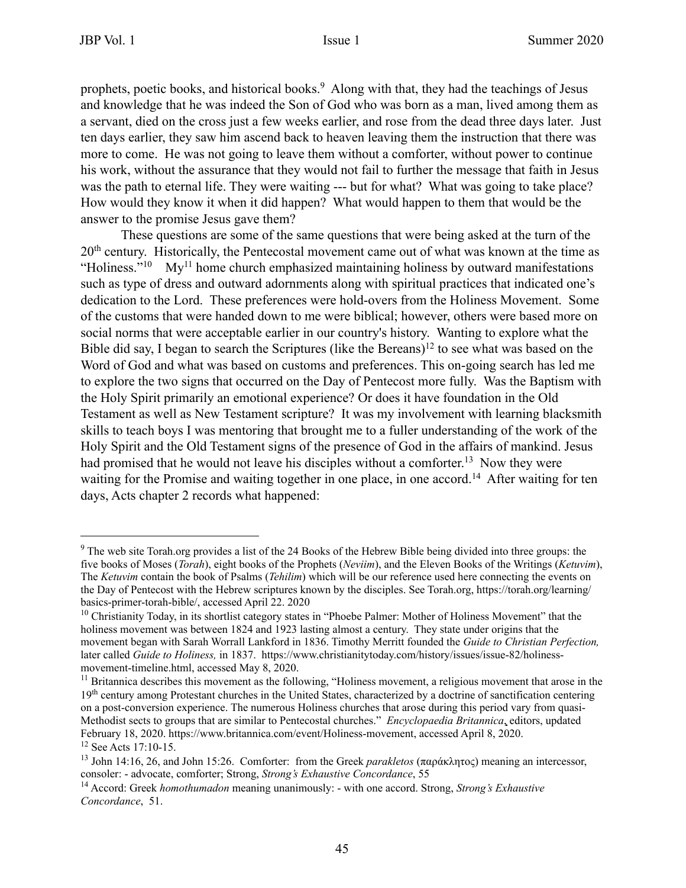prophets, poetic books, and historical books.[9] Along with that, they had the teachings of Jesus and knowledge that he was indeed the Son of God who was born as a man, lived among them as a servant, died on the cross just a few weeks earlier, and rose from the dead three days later. Just ten days earlier, they saw him ascend back to heaven leaving them the instruction that there was more to come. He was not going to leave them without a comforter, without power to continue his work, without the assurance that they would not fail to further the message that faith in Jesus was the path to eternal life. They were waiting --- but for what? What was going to take place? How would they know it when it did happen? What would happen to them that would be the answer to the promise Jesus gave them?

These questions are some of the same questions that were being asked at the turn of the 20th century. Historically, the Pentecostal movement came out of what was known at the time as "Holiness."[10] My[11] home church emphasized maintaining holiness by outward manifestations such as type of dress and outward adornments along with spiritual practices that indicated one's dedication to the Lord. These preferences were hold-overs from the Holiness Movement. Some of the customs that were handed down to me were biblical; however, others were based more on social norms that were acceptable earlier in our country's history. Wanting to explore what the Bible did say, I began to search the Scriptures (like the Bereans)[12] to see what was based on the Word of God and what was based on customs and preferences. This on-going search has led me to explore the two signs that occurred on the Day of Pentecost more fully. Was the Baptism with the Holy Spirit primarily an emotional experience? Or does it have foundation in the Old Testament as well as New Testament scripture? It was my involvement with learning blacksmith skills to teach boys I was mentoring that brought me to a fuller understanding of the work of the Holy Spirit and the Old Testament signs of the presence of God in the affairs of mankind. Jesus had promised that he would not leave his disciples without a comforter.[13] Now they were waiting for the Promise and waiting together in one place, in one accord.[14] After waiting for ten days, Acts chapter 2 records what happened:

---

[9] The web site Torah.org provides a list of the 24 Books of the Hebrew Bible being divided into three groups: the five books of Moses (*Torah*), eight books of the Prophets (*Neviim*), and the Eleven Books of the Writings (*Ketuvim*), The *Ketuvim* contain the book of Psalms (*Tehilim*) which will be our reference used here connecting the events on the Day of Pentecost with the Hebrew scriptures known by the disciples. See Torah.org, https://torah.org/learning/basics-primer-torah-bible/, accessed April 22. 2020

[10] Christianity Today, in its shortlist category states in "Phoebe Palmer: Mother of Holiness Movement" that the holiness movement was between 1824 and 1923 lasting almost a century. They state under origins that the movement began with Sarah Worrall Lankford in 1836. Timothy Merritt founded the *Guide to Christian Perfection,* later called *Guide to Holiness,* in 1837. https://www.christianitytoday.com/history/issues/issue-82/holiness-movement-timeline.html, accessed May 8, 2020.

[11] Britannica describes this movement as the following, "Holiness movement, a religious movement that arose in the 19th century among Protestant churches in the United States, characterized by a doctrine of sanctification centering on a post-conversion experience. The numerous Holiness churches that arose during this period vary from quasi-Methodist sects to groups that are similar to Pentecostal churches." *Encyclopaedia Britannica*, editors, updated February 18, 2020. https://www.britannica.com/event/Holiness-movement, accessed April 8, 2020.

[12] See Acts 17:10-15.

[13] John 14:16, 26, and John 15:26. Comforter: from the Greek *parakletos* (παράκλητος) meaning an intercessor, consoler: - advocate, comforter; Strong, *Strong's Exhaustive Concordance*, 55

[14] Accord: Greek *homothumadon* meaning unanimously: - with one accord. Strong, *Strong's Exhaustive Concordance*, 51.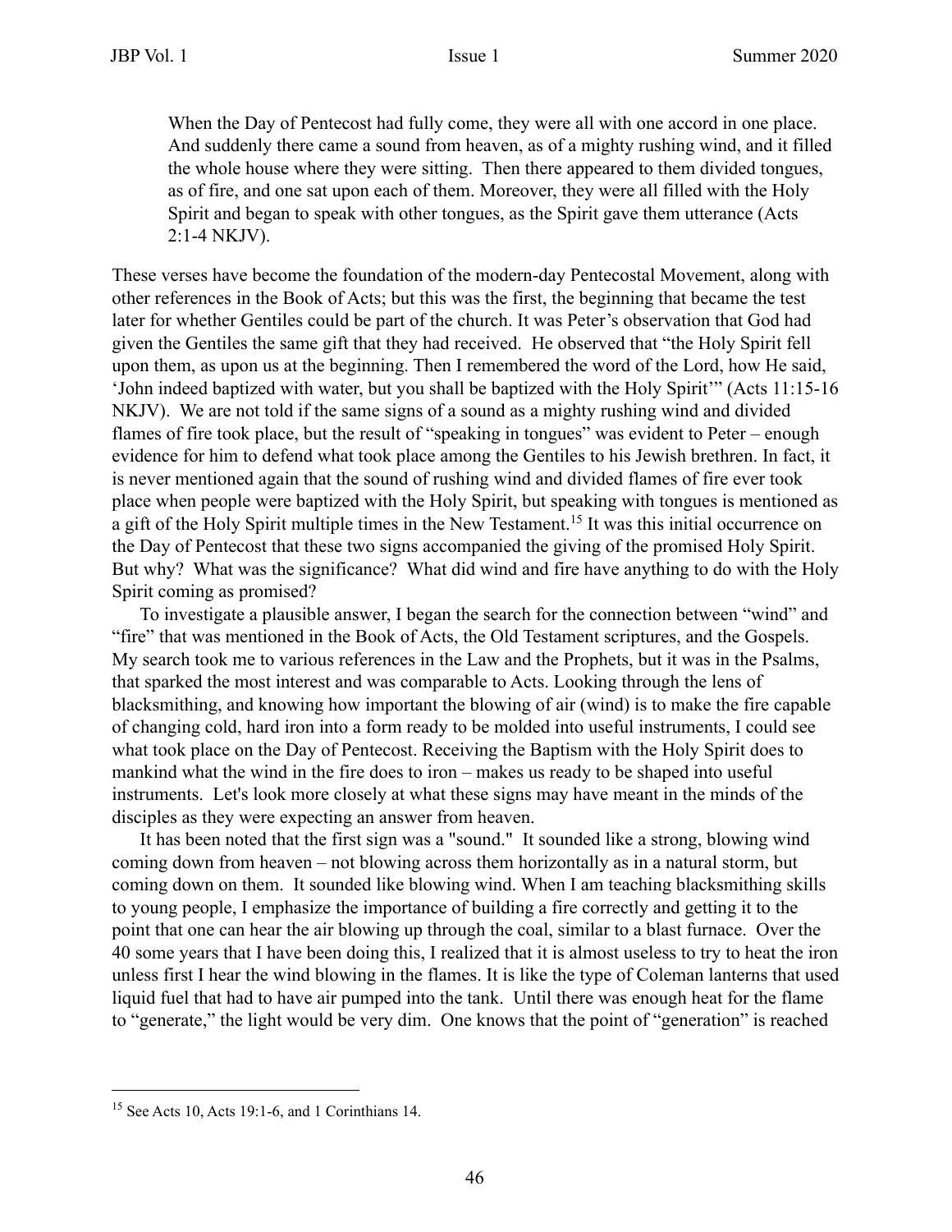> When the Day of Pentecost had fully come, they were all with one accord in one place. And suddenly there came a sound from heaven, as of a mighty rushing wind, and it filled the whole house where they were sitting. Then there appeared to them divided tongues, as of fire, and one sat upon each of them. Moreover, they were all filled with the Holy Spirit and began to speak with other tongues, as the Spirit gave them utterance (Acts 2:1-4 NKJV).

These verses have become the foundation of the modern-day Pentecostal Movement, along with other references in the Book of Acts; but this was the first, the beginning that became the test later for whether Gentiles could be part of the church. It was Peter's observation that God had given the Gentiles the same gift that they had received. He observed that "the Holy Spirit fell upon them, as upon us at the beginning. Then I remembered the word of the Lord, how He said, 'John indeed baptized with water, but you shall be baptized with the Holy Spirit'" (Acts 11:15-16 NKJV). We are not told if the same signs of a sound as a mighty rushing wind and divided flames of fire took place, but the result of "speaking in tongues" was evident to Peter – enough evidence for him to defend what took place among the Gentiles to his Jewish brethren. In fact, it is never mentioned again that the sound of rushing wind and divided flames of fire ever took place when people were baptized with the Holy Spirit, but speaking with tongues is mentioned as a gift of the Holy Spirit multiple times in the New Testament.[15] It was this initial occurrence on the Day of Pentecost that these two signs accompanied the giving of the promised Holy Spirit. But why? What was the significance? What did wind and fire have anything to do with the Holy Spirit coming as promised?

To investigate a plausible answer, I began the search for the connection between "wind" and "fire" that was mentioned in the Book of Acts, the Old Testament scriptures, and the Gospels. My search took me to various references in the Law and the Prophets, but it was in the Psalms, that sparked the most interest and was comparable to Acts. Looking through the lens of blacksmithing, and knowing how important the blowing of air (wind) is to make the fire capable of changing cold, hard iron into a form ready to be molded into useful instruments, I could see what took place on the Day of Pentecost. Receiving the Baptism with the Holy Spirit does to mankind what the wind in the fire does to iron – makes us ready to be shaped into useful instruments. Let's look more closely at what these signs may have meant in the minds of the disciples as they were expecting an answer from heaven.

It has been noted that the first sign was a "sound." It sounded like a strong, blowing wind coming down from heaven – not blowing across them horizontally as in a natural storm, but coming down on them. It sounded like blowing wind. When I am teaching blacksmithing skills to young people, I emphasize the importance of building a fire correctly and getting it to the point that one can hear the air blowing up through the coal, similar to a blast furnace. Over the 40 some years that I have been doing this, I realized that it is almost useless to try to heat the iron unless first I hear the wind blowing in the flames. It is like the type of Coleman lanterns that used liquid fuel that had to have air pumped into the tank. Until there was enough heat for the flame to "generate," the light would be very dim. One knows that the point of "generation" is reached

---

[15] See Acts 10, Acts 19:1-6, and 1 Corinthians 14.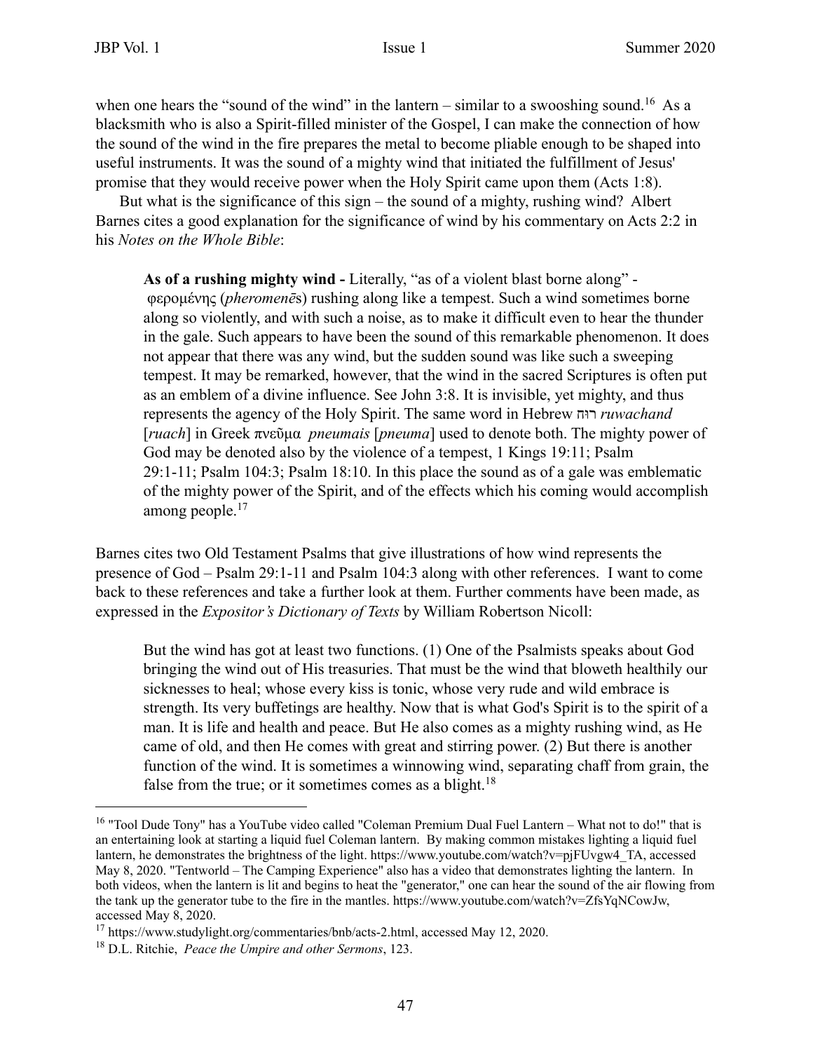when one hears the "sound of the wind" in the lantern – similar to a swooshing sound.[16] As a blacksmith who is also a Spirit-filled minister of the Gospel, I can make the connection of how the sound of the wind in the fire prepares the metal to become pliable enough to be shaped into useful instruments. It was the sound of a mighty wind that initiated the fulfillment of Jesus' promise that they would receive power when the Holy Spirit came upon them (Acts 1:8).

But what is the significance of this sign – the sound of a mighty, rushing wind? Albert Barnes cites a good explanation for the significance of wind by his commentary on Acts 2:2 in his *Notes on the Whole Bible*:

> **As of a rushing mighty wind -** Literally, "as of a violent blast borne along" - φερομένης (*pheromenē*s) rushing along like a tempest. Such a wind sometimes borne along so violently, and with such a noise, as to make it difficult even to hear the thunder in the gale. Such appears to have been the sound of this remarkable phenomenon. It does not appear that there was any wind, but the sudden sound was like such a sweeping tempest. It may be remarked, however, that the wind in the sacred Scriptures is often put as an emblem of a divine influence. See John 3:8. It is invisible, yet mighty, and thus represents the agency of the Holy Spirit. The same word in Hebrew רוּח *ruwachand* [*ruach*] in Greek πνεῦμα *pneumais* [*pneuma*] used to denote both. The mighty power of God may be denoted also by the violence of a tempest, 1 Kings 19:11; Psalm 29:1-11; Psalm 104:3; Psalm 18:10. In this place the sound as of a gale was emblematic of the mighty power of the Spirit, and of the effects which his coming would accomplish among people.[17]

Barnes cites two Old Testament Psalms that give illustrations of how wind represents the presence of God – Psalm 29:1-11 and Psalm 104:3 along with other references. I want to come back to these references and take a further look at them. Further comments have been made, as expressed in the *Expositor's Dictionary of Texts* by William Robertson Nicoll:

> But the wind has got at least two functions. (1) One of the Psalmists speaks about God bringing the wind out of His treasuries. That must be the wind that bloweth healthily our sicknesses to heal; whose every kiss is tonic, whose very rude and wild embrace is strength. Its very buffetings are healthy. Now that is what God's Spirit is to the spirit of a man. It is life and health and peace. But He also comes as a mighty rushing wind, as He came of old, and then He comes with great and stirring power. (2) But there is another function of the wind. It is sometimes a winnowing wind, separating chaff from grain, the false from the true; or it sometimes comes as a blight.[18]

---

[16] "Tool Dude Tony" has a YouTube video called "Coleman Premium Dual Fuel Lantern – What not to do!" that is an entertaining look at starting a liquid fuel Coleman lantern. By making common mistakes lighting a liquid fuel lantern, he demonstrates the brightness of the light. https://www.youtube.com/watch?v=pjFUvgw4_TA, accessed May 8, 2020. "Tentworld – The Camping Experience" also has a video that demonstrates lighting the lantern. In both videos, when the lantern is lit and begins to heat the "generator," one can hear the sound of the air flowing from the tank up the generator tube to the fire in the mantles. https://www.youtube.com/watch?v=ZfsYqNCowJw, accessed May 8, 2020.

[17] https://www.studylight.org/commentaries/bnb/acts-2.html, accessed May 12, 2020.

[18] D.L. Ritchie, *Peace the Umpire and other Sermons*, 123.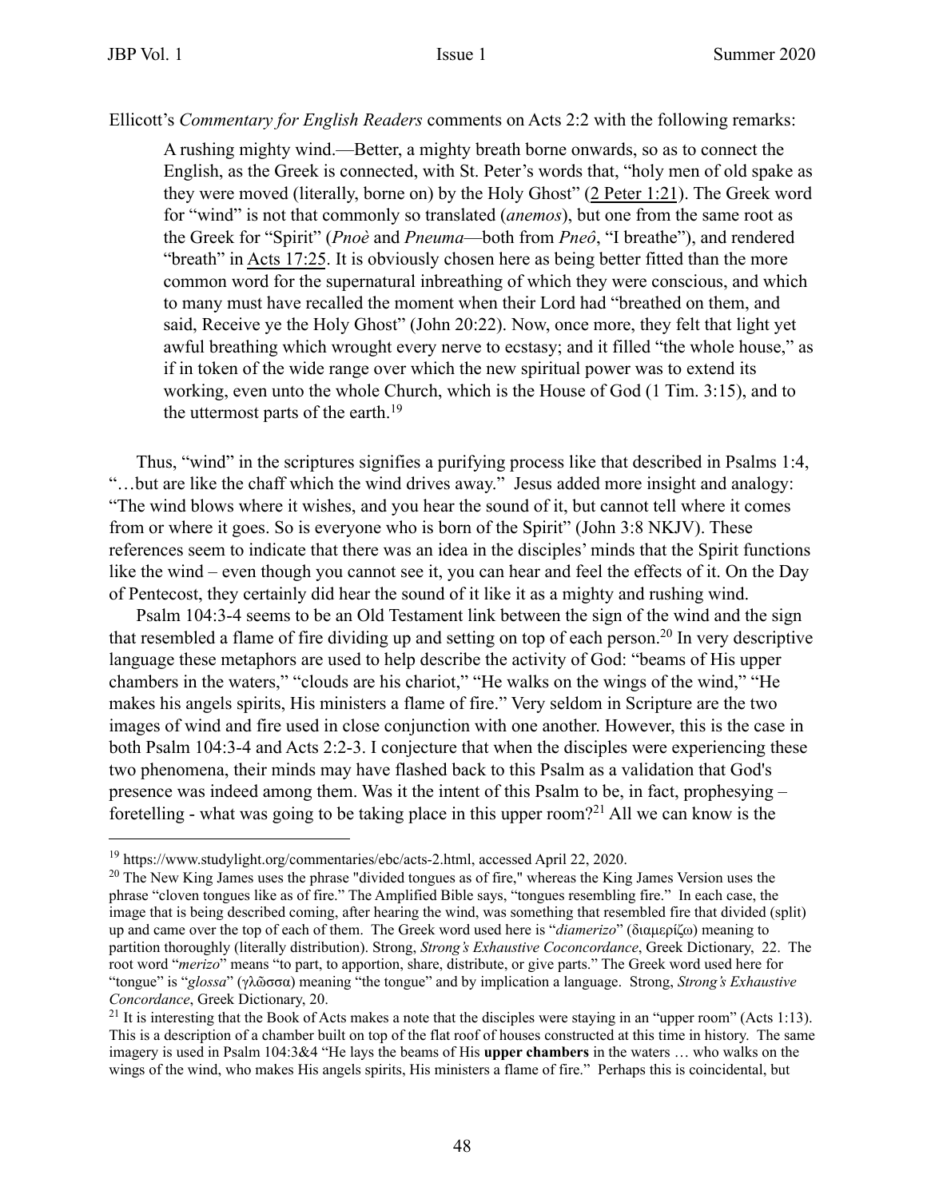Ellicott's *Commentary for English Readers* comments on Acts 2:2 with the following remarks:

> A rushing mighty wind.—Better, a mighty breath borne onwards, so as to connect the English, as the Greek is connected, with St. Peter's words that, "holy men of old spake as they were moved (literally, borne on) by the Holy Ghost" (2 Peter 1:21). The Greek word for "wind" is not that commonly so translated (*anemos*), but one from the same root as the Greek for "Spirit" (*Pnoè* and *Pneuma*—both from *Pneô*, "I breathe"), and rendered "breath" in Acts 17:25. It is obviously chosen here as being better fitted than the more common word for the supernatural inbreathing of which they were conscious, and which to many must have recalled the moment when their Lord had "breathed on them, and said, Receive ye the Holy Ghost" (John 20:22). Now, once more, they felt that light yet awful breathing which wrought every nerve to ecstasy; and it filled "the whole house," as if in token of the wide range over which the new spiritual power was to extend its working, even unto the whole Church, which is the House of God (1 Tim. 3:15), and to the uttermost parts of the earth.[19]

Thus, "wind" in the scriptures signifies a purifying process like that described in Psalms 1:4, "…but are like the chaff which the wind drives away." Jesus added more insight and analogy: "The wind blows where it wishes, and you hear the sound of it, but cannot tell where it comes from or where it goes. So is everyone who is born of the Spirit" (John 3:8 NKJV). These references seem to indicate that there was an idea in the disciples' minds that the Spirit functions like the wind – even though you cannot see it, you can hear and feel the effects of it. On the Day of Pentecost, they certainly did hear the sound of it like it as a mighty and rushing wind.

Psalm 104:3-4 seems to be an Old Testament link between the sign of the wind and the sign that resembled a flame of fire dividing up and setting on top of each person.[20] In very descriptive language these metaphors are used to help describe the activity of God: "beams of His upper chambers in the waters," "clouds are his chariot," "He walks on the wings of the wind," "He makes his angels spirits, His ministers a flame of fire." Very seldom in Scripture are the two images of wind and fire used in close conjunction with one another. However, this is the case in both Psalm 104:3-4 and Acts 2:2-3. I conjecture that when the disciples were experiencing these two phenomena, their minds may have flashed back to this Psalm as a validation that God's presence was indeed among them. Was it the intent of this Psalm to be, in fact, prophesying – foretelling - what was going to be taking place in this upper room?[21] All we can know is the

---

[19] https://www.studylight.org/commentaries/ebc/acts-2.html, accessed April 22, 2020.

[20] The New King James uses the phrase "divided tongues as of fire," whereas the King James Version uses the phrase "cloven tongues like as of fire." The Amplified Bible says, "tongues resembling fire." In each case, the image that is being described coming, after hearing the wind, was something that resembled fire that divided (split) up and came over the top of each of them. The Greek word used here is "*diamerizo*" (διαμερίζω) meaning to partition thoroughly (literally distribution). Strong, *Strong's Exhaustive Coconcordance*, Greek Dictionary, 22. The root word "*merizo*" means "to part, to apportion, share, distribute, or give parts." The Greek word used here for "tongue" is "*glossa*" (γλῶσσα) meaning "the tongue" and by implication a language. Strong, *Strong's Exhaustive Concordance*, Greek Dictionary, 20.

[21] It is interesting that the Book of Acts makes a note that the disciples were staying in an "upper room" (Acts 1:13). This is a description of a chamber built on top of the flat roof of houses constructed at this time in history. The same imagery is used in Psalm 104:3&4 "He lays the beams of His **upper chambers** in the waters … who walks on the wings of the wind, who makes His angels spirits, His ministers a flame of fire." Perhaps this is coincidental, but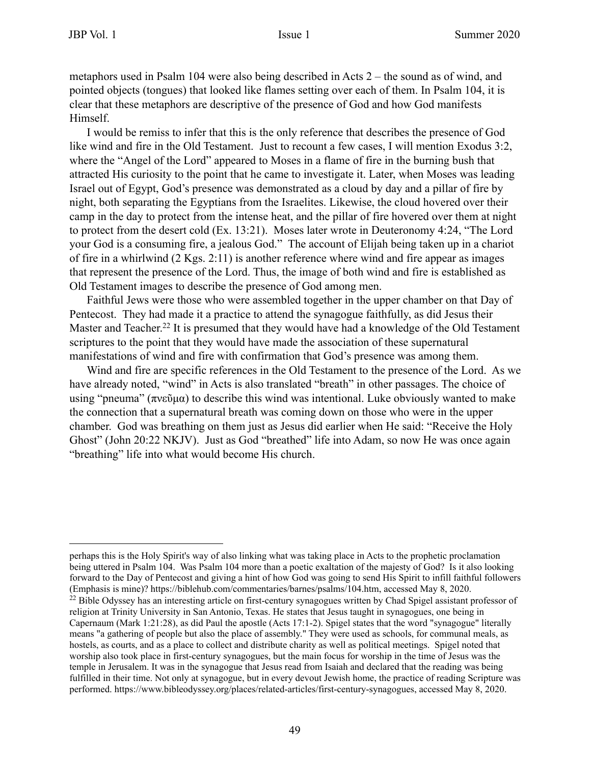metaphors used in Psalm 104 were also being described in Acts 2 – the sound as of wind, and pointed objects (tongues) that looked like flames setting over each of them. In Psalm 104, it is clear that these metaphors are descriptive of the presence of God and how God manifests Himself.

I would be remiss to infer that this is the only reference that describes the presence of God like wind and fire in the Old Testament. Just to recount a few cases, I will mention Exodus 3:2, where the "Angel of the Lord" appeared to Moses in a flame of fire in the burning bush that attracted His curiosity to the point that he came to investigate it. Later, when Moses was leading Israel out of Egypt, God's presence was demonstrated as a cloud by day and a pillar of fire by night, both separating the Egyptians from the Israelites. Likewise, the cloud hovered over their camp in the day to protect from the intense heat, and the pillar of fire hovered over them at night to protect from the desert cold (Ex. 13:21). Moses later wrote in Deuteronomy 4:24, "The Lord your God is a consuming fire, a jealous God." The account of Elijah being taken up in a chariot of fire in a whirlwind (2 Kgs. 2:11) is another reference where wind and fire appear as images that represent the presence of the Lord. Thus, the image of both wind and fire is established as Old Testament images to describe the presence of God among men.

Faithful Jews were those who were assembled together in the upper chamber on that Day of Pentecost. They had made it a practice to attend the synagogue faithfully, as did Jesus their Master and Teacher.[22] It is presumed that they would have had a knowledge of the Old Testament scriptures to the point that they would have made the association of these supernatural manifestations of wind and fire with confirmation that God's presence was among them.

Wind and fire are specific references in the Old Testament to the presence of the Lord. As we have already noted, "wind" in Acts is also translated "breath" in other passages. The choice of using "pneuma" (πνεῦμα) to describe this wind was intentional. Luke obviously wanted to make the connection that a supernatural breath was coming down on those who were in the upper chamber. God was breathing on them just as Jesus did earlier when He said: "Receive the Holy Ghost" (John 20:22 NKJV). Just as God "breathed" life into Adam, so now He was once again "breathing" life into what would become His church.

---

perhaps this is the Holy Spirit's way of also linking what was taking place in Acts to the prophetic proclamation being uttered in Psalm 104. Was Psalm 104 more than a poetic exaltation of the majesty of God? Is it also looking forward to the Day of Pentecost and giving a hint of how God was going to send His Spirit to infill faithful followers (Emphasis is mine)? https://biblehub.com/commentaries/barnes/psalms/104.htm, accessed May 8, 2020.

[22] Bible Odyssey has an interesting article on first-century synagogues written by Chad Spigel assistant professor of religion at Trinity University in San Antonio, Texas. He states that Jesus taught in synagogues, one being in Capernaum (Mark 1:21:28), as did Paul the apostle (Acts 17:1-2). Spigel states that the word "synagogue" literally means "a gathering of people but also the place of assembly." They were used as schools, for communal meals, as hostels, as courts, and as a place to collect and distribute charity as well as political meetings. Spigel noted that worship also took place in first-century synagogues, but the main focus for worship in the time of Jesus was the temple in Jerusalem. It was in the synagogue that Jesus read from Isaiah and declared that the reading was being fulfilled in their time. Not only at synagogue, but in every devout Jewish home, the practice of reading Scripture was performed. https://www.bibleodyssey.org/places/related-articles/first-century-synagogues, accessed May 8, 2020.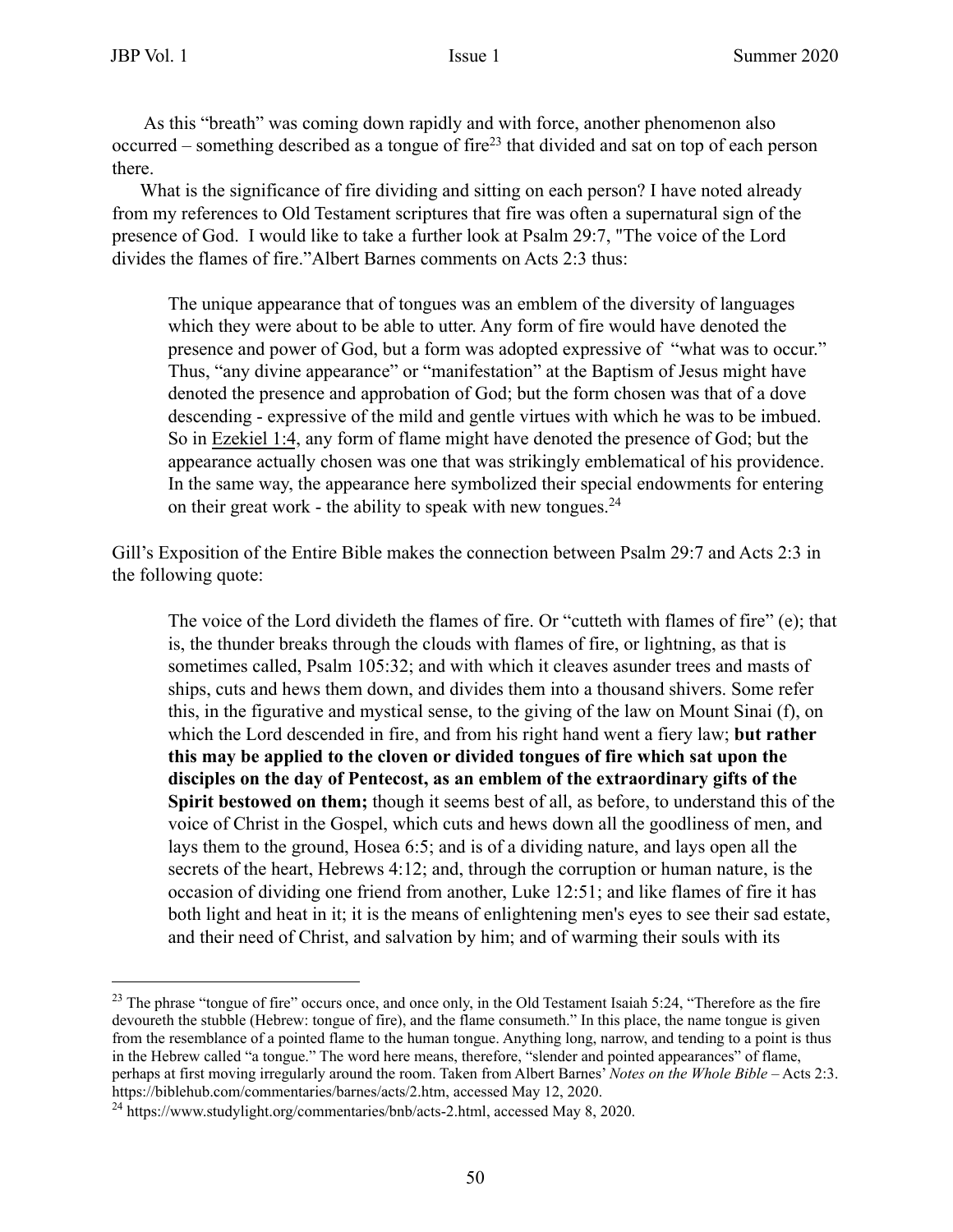As this "breath" was coming down rapidly and with force, another phenomenon also occurred – something described as a tongue of fire[23] that divided and sat on top of each person there.

What is the significance of fire dividing and sitting on each person? I have noted already from my references to Old Testament scriptures that fire was often a supernatural sign of the presence of God. I would like to take a further look at Psalm 29:7, "The voice of the Lord divides the flames of fire."Albert Barnes comments on Acts 2:3 thus:

> The unique appearance that of tongues was an emblem of the diversity of languages which they were about to be able to utter. Any form of fire would have denoted the presence and power of God, but a form was adopted expressive of "what was to occur." Thus, "any divine appearance" or "manifestation" at the Baptism of Jesus might have denoted the presence and approbation of God; but the form chosen was that of a dove descending - expressive of the mild and gentle virtues with which he was to be imbued. So in Ezekiel 1:4, any form of flame might have denoted the presence of God; but the appearance actually chosen was one that was strikingly emblematical of his providence. In the same way, the appearance here symbolized their special endowments for entering on their great work - the ability to speak with new tongues.[24]

Gill's Exposition of the Entire Bible makes the connection between Psalm 29:7 and Acts 2:3 in the following quote:

> The voice of the Lord divideth the flames of fire. Or "cutteth with flames of fire" (e); that is, the thunder breaks through the clouds with flames of fire, or lightning, as that is sometimes called, Psalm 105:32; and with which it cleaves asunder trees and masts of ships, cuts and hews them down, and divides them into a thousand shivers. Some refer this, in the figurative and mystical sense, to the giving of the law on Mount Sinai (f), on which the Lord descended in fire, and from his right hand went a fiery law; **but rather this may be applied to the cloven or divided tongues of fire which sat upon the disciples on the day of Pentecost, as an emblem of the extraordinary gifts of the Spirit bestowed on them;** though it seems best of all, as before, to understand this of the voice of Christ in the Gospel, which cuts and hews down all the goodliness of men, and lays them to the ground, Hosea 6:5; and is of a dividing nature, and lays open all the secrets of the heart, Hebrews 4:12; and, through the corruption or human nature, is the occasion of dividing one friend from another, Luke 12:51; and like flames of fire it has both light and heat in it; it is the means of enlightening men's eyes to see their sad estate, and their need of Christ, and salvation by him; and of warming their souls with its

---

[23] The phrase "tongue of fire" occurs once, and once only, in the Old Testament Isaiah 5:24, "Therefore as the fire devoureth the stubble (Hebrew: tongue of fire), and the flame consumeth." In this place, the name tongue is given from the resemblance of a pointed flame to the human tongue. Anything long, narrow, and tending to a point is thus in the Hebrew called "a tongue." The word here means, therefore, "slender and pointed appearances" of flame, perhaps at first moving irregularly around the room. Taken from Albert Barnes' *Notes on the Whole Bible* – Acts 2:3. https://biblehub.com/commentaries/barnes/acts/2.htm, accessed May 12, 2020.

[24] https://www.studylight.org/commentaries/bnb/acts-2.html, accessed May 8, 2020.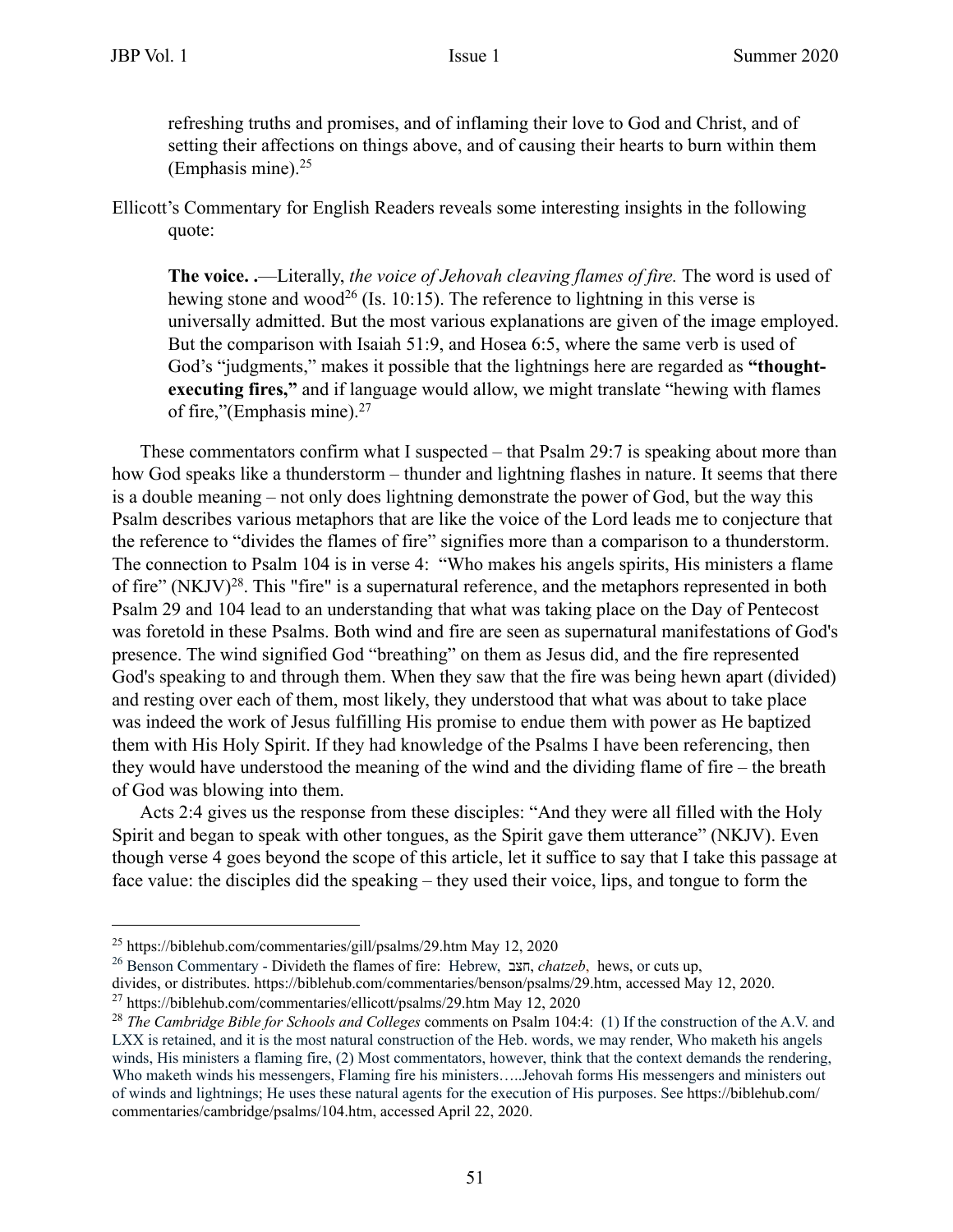refreshing truths and promises, and of inflaming their love to God and Christ, and of setting their affections on things above, and of causing their hearts to burn within them (Emphasis mine).[25]

Ellicott's Commentary for English Readers reveals some interesting insights in the following quote:

> **The voice. .**—Literally, *the voice of Jehovah cleaving flames of fire.* The word is used of hewing stone and wood[26] (Is. 10:15). The reference to lightning in this verse is universally admitted. But the most various explanations are given of the image employed. But the comparison with Isaiah 51:9, and Hosea 6:5, where the same verb is used of God's "judgments," makes it possible that the lightnings here are regarded as **"thought-executing fires,"** and if language would allow, we might translate "hewing with flames of fire,"(Emphasis mine).[27]

These commentators confirm what I suspected – that Psalm 29:7 is speaking about more than how God speaks like a thunderstorm – thunder and lightning flashes in nature. It seems that there is a double meaning – not only does lightning demonstrate the power of God, but the way this Psalm describes various metaphors that are like the voice of the Lord leads me to conjecture that the reference to "divides the flames of fire" signifies more than a comparison to a thunderstorm. The connection to Psalm 104 is in verse 4: "Who makes his angels spirits, His ministers a flame of fire" (NKJV)[28]. This "fire" is a supernatural reference, and the metaphors represented in both Psalm 29 and 104 lead to an understanding that what was taking place on the Day of Pentecost was foretold in these Psalms. Both wind and fire are seen as supernatural manifestations of God's presence. The wind signified God "breathing" on them as Jesus did, and the fire represented God's speaking to and through them. When they saw that the fire was being hewn apart (divided) and resting over each of them, most likely, they understood that what was about to take place was indeed the work of Jesus fulfilling His promise to endue them with power as He baptized them with His Holy Spirit. If they had knowledge of the Psalms I have been referencing, then they would have understood the meaning of the wind and the dividing flame of fire – the breath of God was blowing into them.

Acts 2:4 gives us the response from these disciples: "And they were all filled with the Holy Spirit and began to speak with other tongues, as the Spirit gave them utterance" (NKJV). Even though verse 4 goes beyond the scope of this article, let it suffice to say that I take this passage at face value: the disciples did the speaking – they used their voice, lips, and tongue to form the

---

[25] https://biblehub.com/commentaries/gill/psalms/29.htm May 12, 2020

[26] Benson Commentary - Divideth the flames of fire: Hebrew, חצב, *chatzeb*, hews, or cuts up, divides, or distributes. https://biblehub.com/commentaries/benson/psalms/29.htm, accessed May 12, 2020.

[27] https://biblehub.com/commentaries/ellicott/psalms/29.htm May 12, 2020

[28] *The Cambridge Bible for Schools and Colleges* comments on Psalm 104:4: (1) If the construction of the A.V. and LXX is retained, and it is the most natural construction of the Heb. words, we may render, Who maketh his angels winds, His ministers a flaming fire, (2) Most commentators, however, think that the context demands the rendering, Who maketh winds his messengers, Flaming fire his ministers…..Jehovah forms His messengers and ministers out of winds and lightnings; He uses these natural agents for the execution of His purposes. See https://biblehub.com/commentaries/cambridge/psalms/104.htm, accessed April 22, 2020.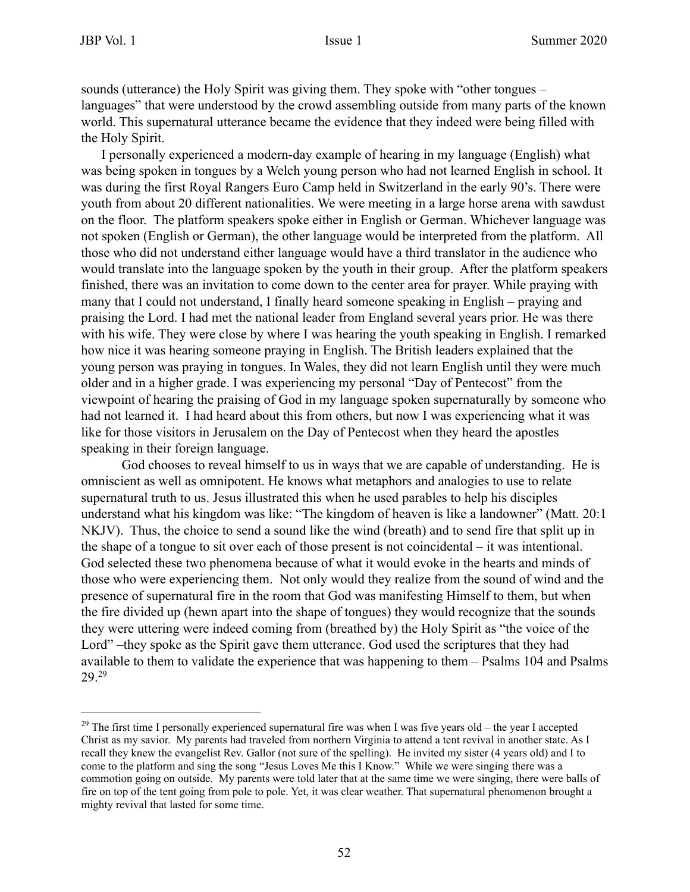sounds (utterance) the Holy Spirit was giving them. They spoke with "other tongues – languages" that were understood by the crowd assembling outside from many parts of the known world. This supernatural utterance became the evidence that they indeed were being filled with the Holy Spirit.

I personally experienced a modern-day example of hearing in my language (English) what was being spoken in tongues by a Welch young person who had not learned English in school. It was during the first Royal Rangers Euro Camp held in Switzerland in the early 90's. There were youth from about 20 different nationalities. We were meeting in a large horse arena with sawdust on the floor. The platform speakers spoke either in English or German. Whichever language was not spoken (English or German), the other language would be interpreted from the platform. All those who did not understand either language would have a third translator in the audience who would translate into the language spoken by the youth in their group. After the platform speakers finished, there was an invitation to come down to the center area for prayer. While praying with many that I could not understand, I finally heard someone speaking in English – praying and praising the Lord. I had met the national leader from England several years prior. He was there with his wife. They were close by where I was hearing the youth speaking in English. I remarked how nice it was hearing someone praying in English. The British leaders explained that the young person was praying in tongues. In Wales, they did not learn English until they were much older and in a higher grade. I was experiencing my personal "Day of Pentecost" from the viewpoint of hearing the praising of God in my language spoken supernaturally by someone who had not learned it. I had heard about this from others, but now I was experiencing what it was like for those visitors in Jerusalem on the Day of Pentecost when they heard the apostles speaking in their foreign language.

God chooses to reveal himself to us in ways that we are capable of understanding. He is omniscient as well as omnipotent. He knows what metaphors and analogies to use to relate supernatural truth to us. Jesus illustrated this when he used parables to help his disciples understand what his kingdom was like: "The kingdom of heaven is like a landowner" (Matt. 20:1 NKJV). Thus, the choice to send a sound like the wind (breath) and to send fire that split up in the shape of a tongue to sit over each of those present is not coincidental – it was intentional. God selected these two phenomena because of what it would evoke in the hearts and minds of those who were experiencing them. Not only would they realize from the sound of wind and the presence of supernatural fire in the room that God was manifesting Himself to them, but when the fire divided up (hewn apart into the shape of tongues) they would recognize that the sounds they were uttering were indeed coming from (breathed by) the Holy Spirit as "the voice of the Lord" –they spoke as the Spirit gave them utterance. God used the scriptures that they had available to them to validate the experience that was happening to them – Psalms 104 and Psalms 29.[29]

---

[29] The first time I personally experienced supernatural fire was when I was five years old – the year I accepted Christ as my savior. My parents had traveled from northern Virginia to attend a tent revival in another state. As I recall they knew the evangelist Rev. Gallor (not sure of the spelling). He invited my sister (4 years old) and I to come to the platform and sing the song "Jesus Loves Me this I Know." While we were singing there was a commotion going on outside. My parents were told later that at the same time we were singing, there were balls of fire on top of the tent going from pole to pole. Yet, it was clear weather. That supernatural phenomenon brought a mighty revival that lasted for some time.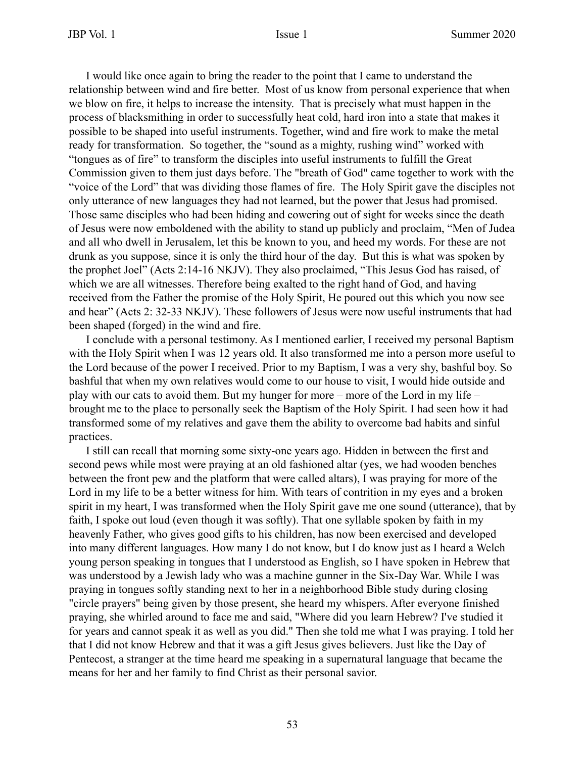I would like once again to bring the reader to the point that I came to understand the relationship between wind and fire better. Most of us know from personal experience that when we blow on fire, it helps to increase the intensity. That is precisely what must happen in the process of blacksmithing in order to successfully heat cold, hard iron into a state that makes it possible to be shaped into useful instruments. Together, wind and fire work to make the metal ready for transformation. So together, the "sound as a mighty, rushing wind" worked with "tongues as of fire" to transform the disciples into useful instruments to fulfill the Great Commission given to them just days before. The "breath of God" came together to work with the "voice of the Lord" that was dividing those flames of fire. The Holy Spirit gave the disciples not only utterance of new languages they had not learned, but the power that Jesus had promised. Those same disciples who had been hiding and cowering out of sight for weeks since the death of Jesus were now emboldened with the ability to stand up publicly and proclaim, "Men of Judea and all who dwell in Jerusalem, let this be known to you, and heed my words. For these are not drunk as you suppose, since it is only the third hour of the day. But this is what was spoken by the prophet Joel" (Acts 2:14-16 NKJV). They also proclaimed, "This Jesus God has raised, of which we are all witnesses. Therefore being exalted to the right hand of God, and having received from the Father the promise of the Holy Spirit, He poured out this which you now see and hear" (Acts 2: 32-33 NKJV). These followers of Jesus were now useful instruments that had been shaped (forged) in the wind and fire.

I conclude with a personal testimony. As I mentioned earlier, I received my personal Baptism with the Holy Spirit when I was 12 years old. It also transformed me into a person more useful to the Lord because of the power I received. Prior to my Baptism, I was a very shy, bashful boy. So bashful that when my own relatives would come to our house to visit, I would hide outside and play with our cats to avoid them. But my hunger for more – more of the Lord in my life – brought me to the place to personally seek the Baptism of the Holy Spirit. I had seen how it had transformed some of my relatives and gave them the ability to overcome bad habits and sinful practices.

I still can recall that morning some sixty-one years ago. Hidden in between the first and second pews while most were praying at an old fashioned altar (yes, we had wooden benches between the front pew and the platform that were called altars), I was praying for more of the Lord in my life to be a better witness for him. With tears of contrition in my eyes and a broken spirit in my heart, I was transformed when the Holy Spirit gave me one sound (utterance), that by faith, I spoke out loud (even though it was softly). That one syllable spoken by faith in my heavenly Father, who gives good gifts to his children, has now been exercised and developed into many different languages. How many I do not know, but I do know just as I heard a Welch young person speaking in tongues that I understood as English, so I have spoken in Hebrew that was understood by a Jewish lady who was a machine gunner in the Six-Day War. While I was praying in tongues softly standing next to her in a neighborhood Bible study during closing "circle prayers" being given by those present, she heard my whispers. After everyone finished praying, she whirled around to face me and said, "Where did you learn Hebrew? I've studied it for years and cannot speak it as well as you did." Then she told me what I was praying. I told her that I did not know Hebrew and that it was a gift Jesus gives believers. Just like the Day of Pentecost, a stranger at the time heard me speaking in a supernatural language that became the means for her and her family to find Christ as their personal savior.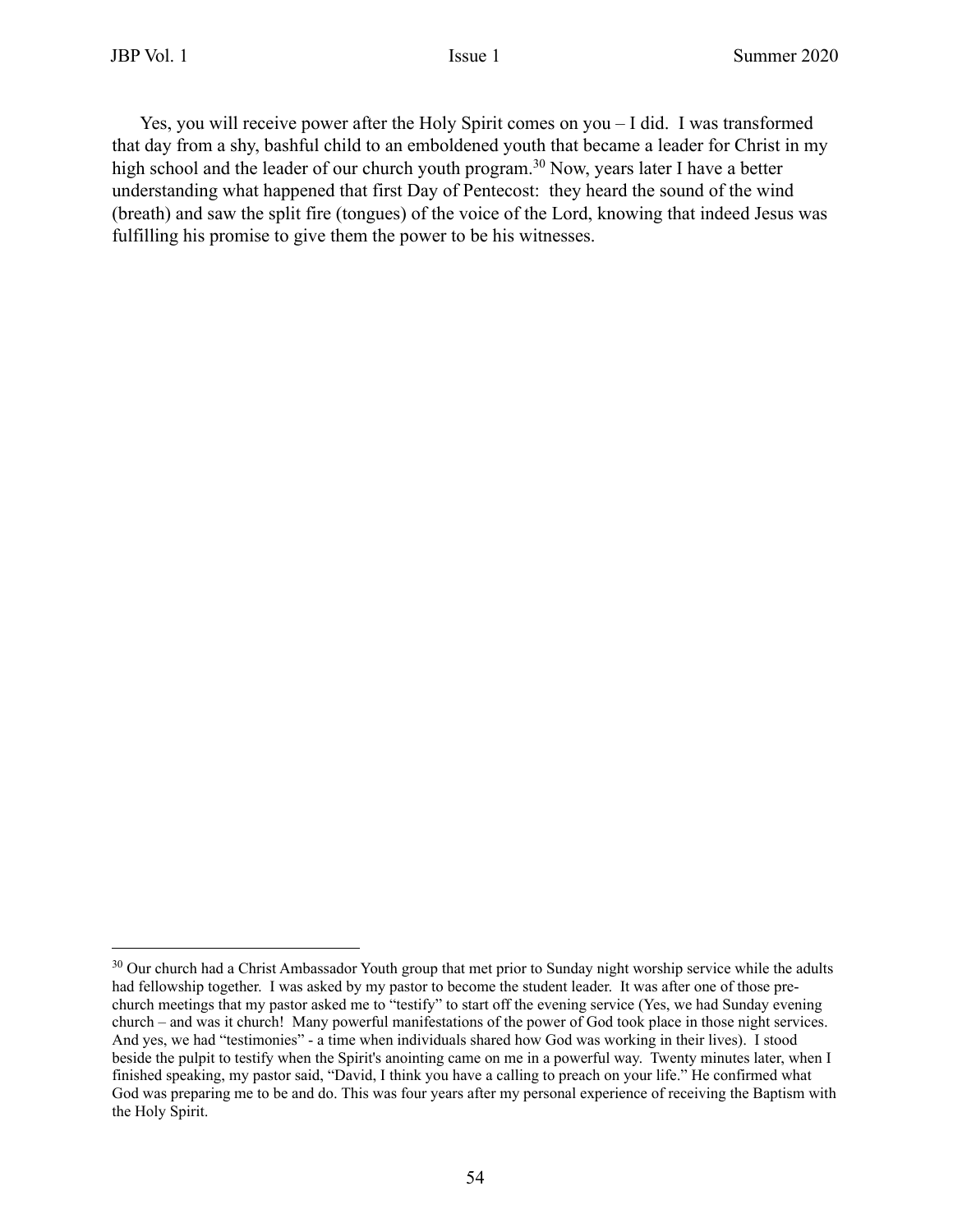Yes, you will receive power after the Holy Spirit comes on you – I did. I was transformed that day from a shy, bashful child to an emboldened youth that became a leader for Christ in my high school and the leader of our church youth program.[30] Now, years later I have a better understanding what happened that first Day of Pentecost: they heard the sound of the wind (breath) and saw the split fire (tongues) of the voice of the Lord, knowing that indeed Jesus was fulfilling his promise to give them the power to be his witnesses.

---

[30] Our church had a Christ Ambassador Youth group that met prior to Sunday night worship service while the adults had fellowship together. I was asked by my pastor to become the student leader. It was after one of those pre-church meetings that my pastor asked me to "testify" to start off the evening service (Yes, we had Sunday evening church – and was it church! Many powerful manifestations of the power of God took place in those night services. And yes, we had "testimonies" - a time when individuals shared how God was working in their lives). I stood beside the pulpit to testify when the Spirit's anointing came on me in a powerful way. Twenty minutes later, when I finished speaking, my pastor said, "David, I think you have a calling to preach on your life." He confirmed what God was preparing me to be and do. This was four years after my personal experience of receiving the Baptism with the Holy Spirit.